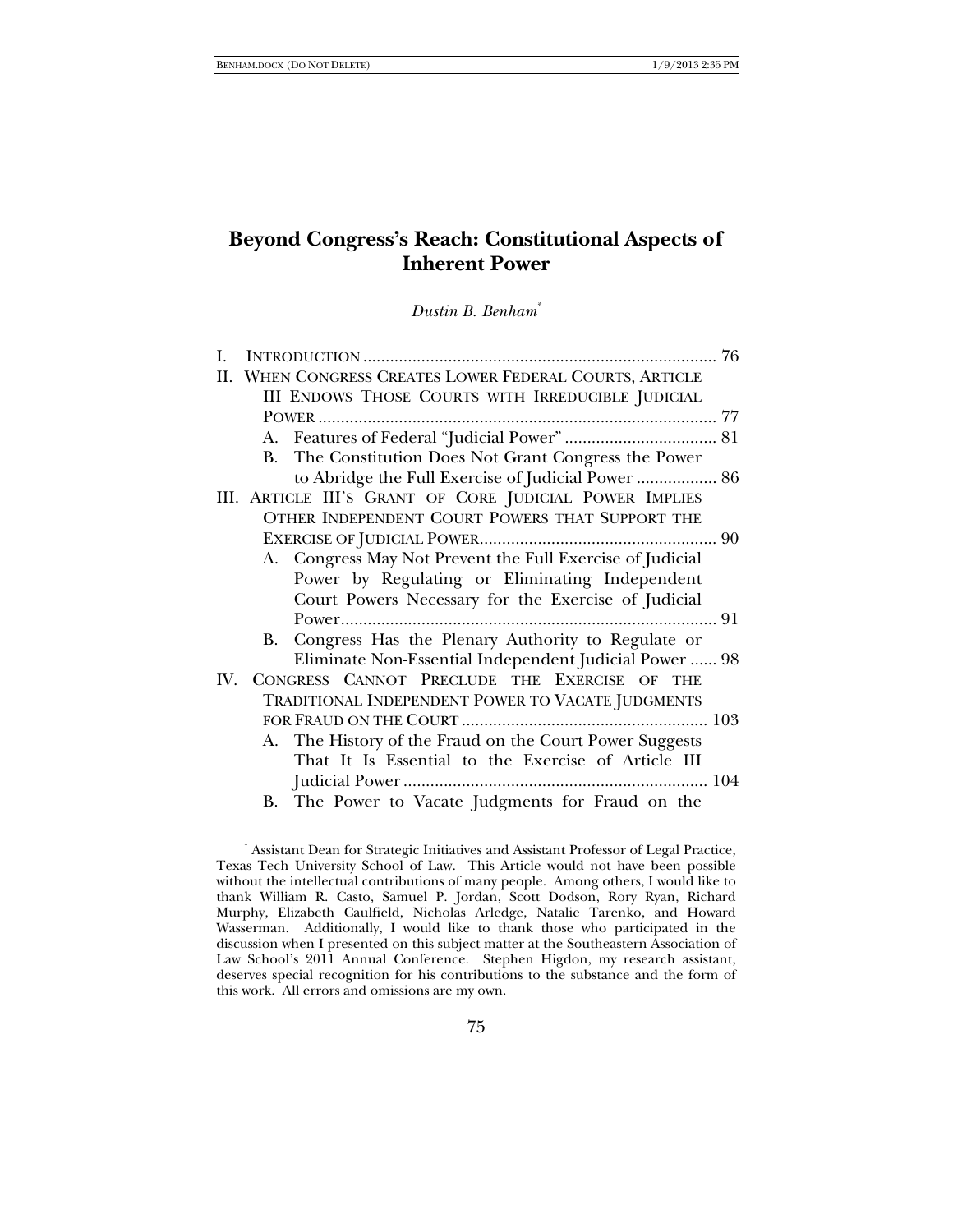# Beyond Congress's Reach: Constitutional Aspects of Inherent Power

*Dustin B. Benham*[*]

I. INTRODUCTION ............................................................................... 76

II. WHEN CONGRESS CREATES LOWER FEDERAL COURTS, ARTICLE III ENDOWS THOSE COURTS WITH IRREDUCIBLE JUDICIAL POWER ......................................................................................... 77

   A. Features of Federal "Judicial Power" .................................. 81

   B. The Constitution Does Not Grant Congress the Power to Abridge the Full Exercise of Judicial Power .................. 86

III. ARTICLE III'S GRANT OF CORE JUDICIAL POWER IMPLIES OTHER INDEPENDENT COURT POWERS THAT SUPPORT THE EXERCISE OF JUDICIAL POWER..................................................... 90

   A. Congress May Not Prevent the Full Exercise of Judicial Power by Regulating or Eliminating Independent Court Powers Necessary for the Exercise of Judicial Power.................................................................................... 91

   B. Congress Has the Plenary Authority to Regulate or Eliminate Non-Essential Independent Judicial Power ...... 98

IV. CONGRESS CANNOT PRECLUDE THE EXERCISE OF THE TRADITIONAL INDEPENDENT POWER TO VACATE JUDGMENTS FOR FRAUD ON THE COURT ....................................................... 103

   A. The History of the Fraud on the Court Power Suggests That It Is Essential to the Exercise of Article III Judicial Power .................................................................... 104

   B. The Power to Vacate Judgments for Fraud on the

---

[*] Assistant Dean for Strategic Initiatives and Assistant Professor of Legal Practice, Texas Tech University School of Law. This Article would not have been possible without the intellectual contributions of many people. Among others, I would like to thank William R. Casto, Samuel P. Jordan, Scott Dodson, Rory Ryan, Richard Murphy, Elizabeth Caulfield, Nicholas Arledge, Natalie Tarenko, and Howard Wasserman. Additionally, I would like to thank those who participated in the discussion when I presented on this subject matter at the Southeastern Association of Law School's 2011 Annual Conference. Stephen Higdon, my research assistant, deserves special recognition for his contributions to the substance and the form of this work. All errors and omissions are my own.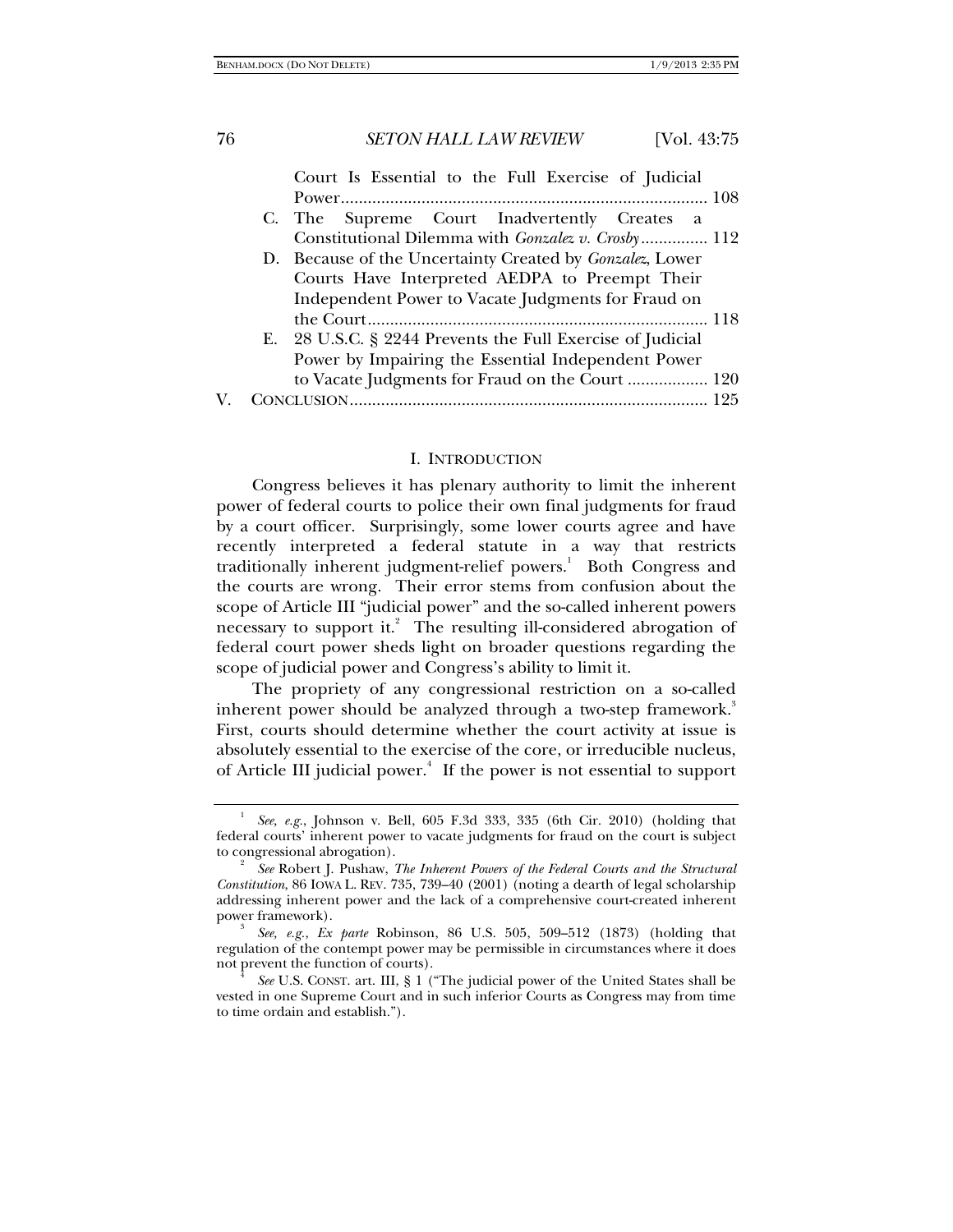Court Is Essential to the Full Exercise of Judicial Power .......... 108

C. The Supreme Court Inadvertently Creates a Constitutional Dilemma with *Gonzalez v. Crosby* .......... 112

D. Because of the Uncertainty Created by *Gonzalez*, Lower Courts Have Interpreted AEDPA to Preempt Their Independent Power to Vacate Judgments for Fraud on the Court .......... 118

E. 28 U.S.C. § 2244 Prevents the Full Exercise of Judicial Power by Impairing the Essential Independent Power to Vacate Judgments for Fraud on the Court .......... 120

V. CONCLUSION .......... 125

## I. INTRODUCTION

Congress believes it has plenary authority to limit the inherent power of federal courts to police their own final judgments for fraud by a court officer. Surprisingly, some lower courts agree and have recently interpreted a federal statute in a way that restricts traditionally inherent judgment-relief powers.[1] Both Congress and the courts are wrong. Their error stems from confusion about the scope of Article III "judicial power" and the so-called inherent powers necessary to support it.[2] The resulting ill-considered abrogation of federal court power sheds light on broader questions regarding the scope of judicial power and Congress's ability to limit it.

The propriety of any congressional restriction on a so-called inherent power should be analyzed through a two-step framework.[3] First, courts should determine whether the court activity at issue is absolutely essential to the exercise of the core, or irreducible nucleus, of Article III judicial power.[4] If the power is not essential to support

---

[1] *See, e.g.*, Johnson v. Bell, 605 F.3d 333, 335 (6th Cir. 2010) (holding that federal courts' inherent power to vacate judgments for fraud on the court is subject to congressional abrogation).

[2] *See* Robert J. Pushaw, *The Inherent Powers of the Federal Courts and the Structural Constitution*, 86 IOWA L. REV. 735, 739–40 (2001) (noting a dearth of legal scholarship addressing inherent power and the lack of a comprehensive court-created inherent power framework).

[3] *See, e.g.*, *Ex parte* Robinson, 86 U.S. 505, 509–512 (1873) (holding that regulation of the contempt power may be permissible in circumstances where it does not prevent the function of courts).

[4] *See* U.S. CONST. art. III, § 1 ("The judicial power of the United States shall be vested in one Supreme Court and in such inferior Courts as Congress may from time to time ordain and establish.").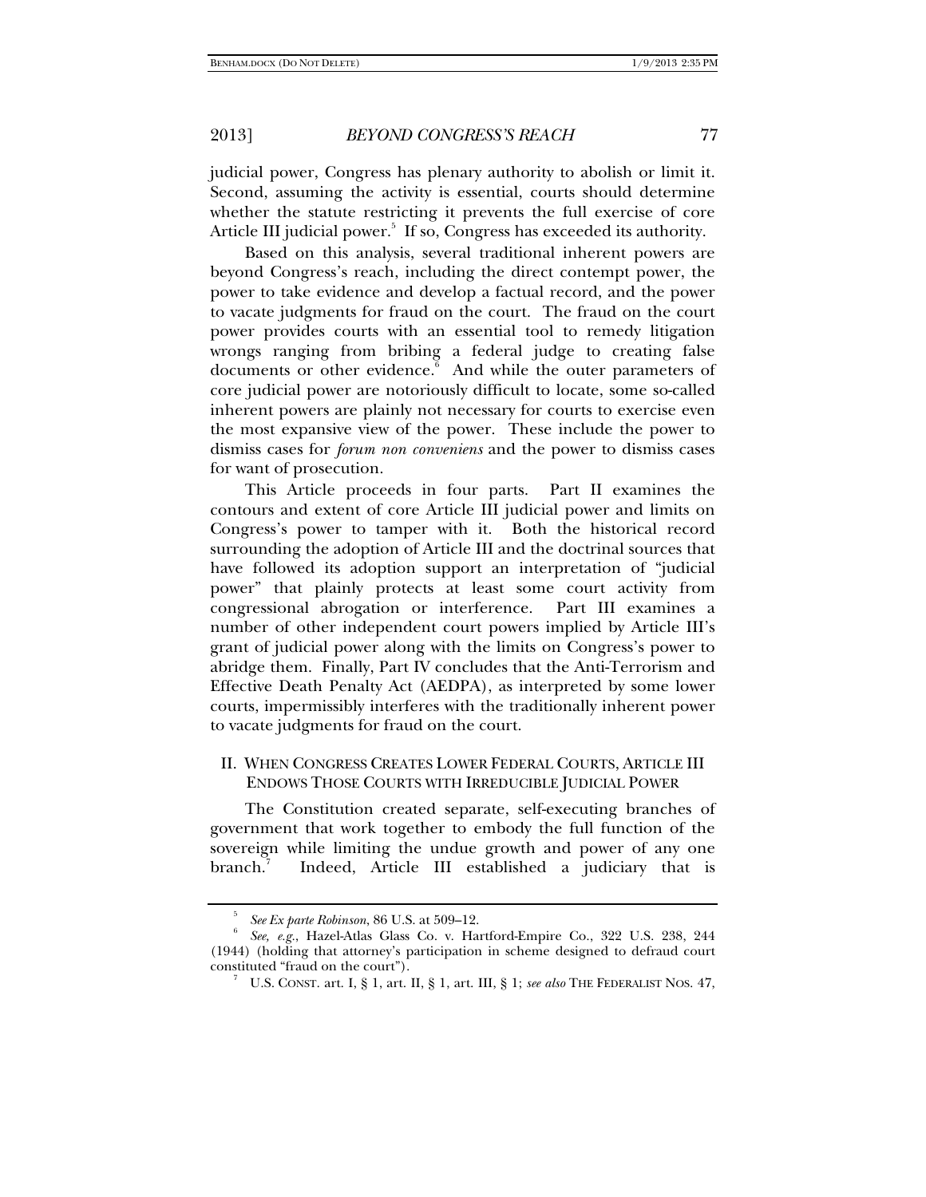judicial power, Congress has plenary authority to abolish or limit it. Second, assuming the activity is essential, courts should determine whether the statute restricting it prevents the full exercise of core Article III judicial power.[5] If so, Congress has exceeded its authority.

Based on this analysis, several traditional inherent powers are beyond Congress's reach, including the direct contempt power, the power to take evidence and develop a factual record, and the power to vacate judgments for fraud on the court. The fraud on the court power provides courts with an essential tool to remedy litigation wrongs ranging from bribing a federal judge to creating false documents or other evidence.[6] And while the outer parameters of core judicial power are notoriously difficult to locate, some so-called inherent powers are plainly not necessary for courts to exercise even the most expansive view of the power. These include the power to dismiss cases for *forum non conveniens* and the power to dismiss cases for want of prosecution.

This Article proceeds in four parts. Part II examines the contours and extent of core Article III judicial power and limits on Congress's power to tamper with it. Both the historical record surrounding the adoption of Article III and the doctrinal sources that have followed its adoption support an interpretation of "judicial power" that plainly protects at least some court activity from congressional abrogation or interference. Part III examines a number of other independent court powers implied by Article III's grant of judicial power along with the limits on Congress's power to abridge them. Finally, Part IV concludes that the Anti-Terrorism and Effective Death Penalty Act (AEDPA), as interpreted by some lower courts, impermissibly interferes with the traditionally inherent power to vacate judgments for fraud on the court.

## II. WHEN CONGRESS CREATES LOWER FEDERAL COURTS, ARTICLE III ENDOWS THOSE COURTS WITH IRREDUCIBLE JUDICIAL POWER

The Constitution created separate, self-executing branches of government that work together to embody the full function of the sovereign while limiting the undue growth and power of any one branch.[7] Indeed, Article III established a judiciary that is

---

[5] *See Ex parte Robinson*, 86 U.S. at 509–12.

[6] *See, e.g.*, Hazel-Atlas Glass Co. v. Hartford-Empire Co., 322 U.S. 238, 244 (1944) (holding that attorney's participation in scheme designed to defraud court constituted "fraud on the court").

[7] U.S. CONST. art. I, § 1, art. II, § 1, art. III, § 1; *see also* THE FEDERALIST NOS. 47,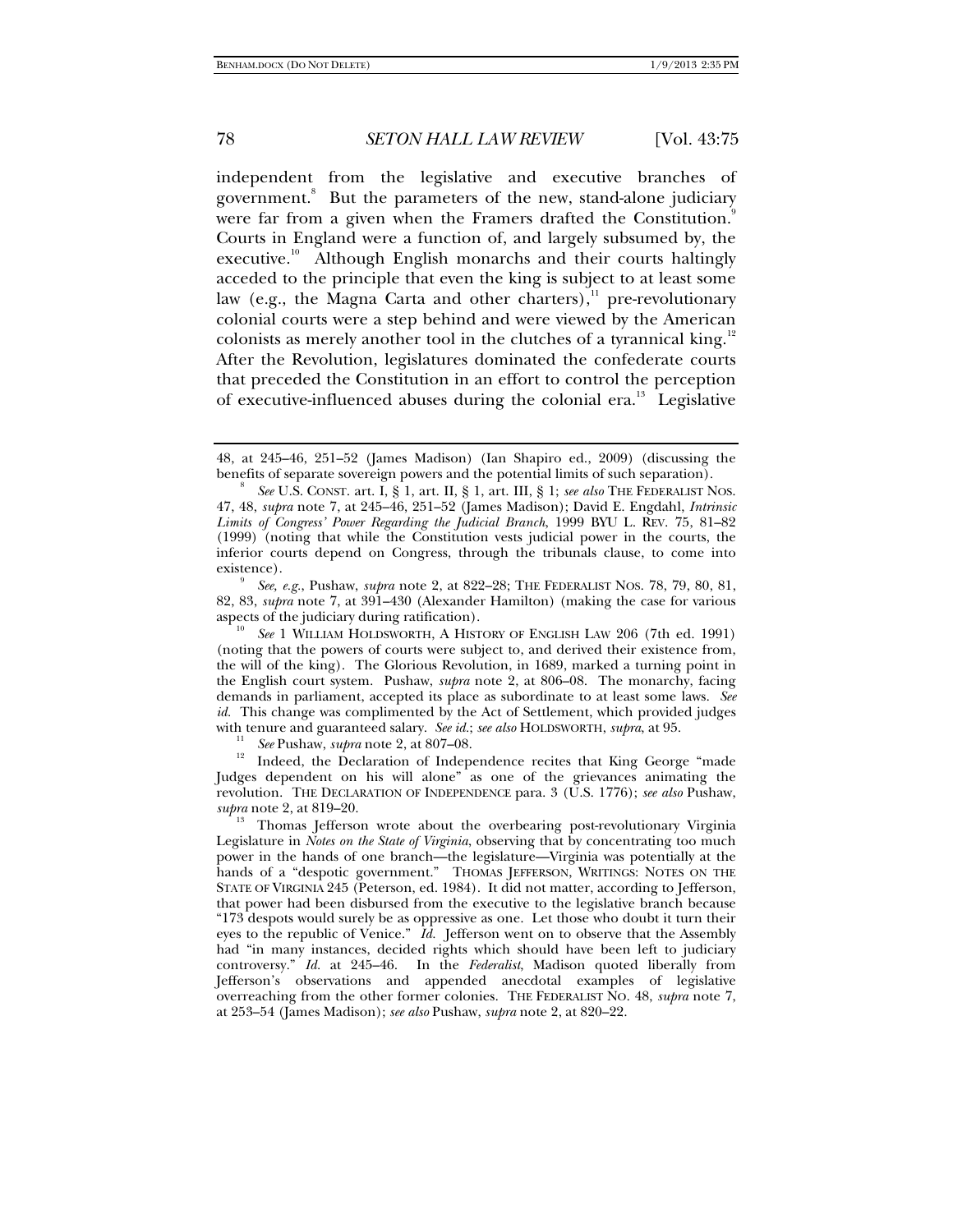independent from the legislative and executive branches of government.[8] But the parameters of the new, stand-alone judiciary were far from a given when the Framers drafted the Constitution.[9] Courts in England were a function of, and largely subsumed by, the executive.[10] Although English monarchs and their courts haltingly acceded to the principle that even the king is subject to at least some law (e.g., the Magna Carta and other charters),[11] pre-revolutionary colonial courts were a step behind and were viewed by the American colonists as merely another tool in the clutches of a tyrannical king.[12] After the Revolution, legislatures dominated the confederate courts that preceded the Constitution in an effort to control the perception of executive-influenced abuses during the colonial era.[13] Legislative

---

48, at 245–46, 251–52 (James Madison) (Ian Shapiro ed., 2009) (discussing the benefits of separate sovereign powers and the potential limits of such separation).

[8] *See* U.S. CONST. art. I, § 1, art. II, § 1, art. III, § 1; *see also* THE FEDERALIST NOS. 47, 48, *supra* note 7, at 245–46, 251–52 (James Madison); David E. Engdahl, *Intrinsic Limits of Congress' Power Regarding the Judicial Branch*, 1999 BYU L. REV. 75, 81–82 (1999) (noting that while the Constitution vests judicial power in the courts, the inferior courts depend on Congress, through the tribunals clause, to come into existence).

[9] *See, e.g.*, Pushaw, *supra* note 2, at 822–28; THE FEDERALIST NOS. 78, 79, 80, 81, 82, 83, *supra* note 7, at 391–430 (Alexander Hamilton) (making the case for various aspects of the judiciary during ratification).

[10] *See* 1 WILLIAM HOLDSWORTH, A HISTORY OF ENGLISH LAW 206 (7th ed. 1991) (noting that the powers of courts were subject to, and derived their existence from, the will of the king). The Glorious Revolution, in 1689, marked a turning point in the English court system. Pushaw, *supra* note 2, at 806–08. The monarchy, facing demands in parliament, accepted its place as subordinate to at least some laws. *See id.* This change was complimented by the Act of Settlement, which provided judges with tenure and guaranteed salary. *See id.*; *see also* HOLDSWORTH, *supra*, at 95.

[11] *See* Pushaw, *supra* note 2, at 807–08.

[12] Indeed, the Declaration of Independence recites that King George "made Judges dependent on his will alone" as one of the grievances animating the revolution. THE DECLARATION OF INDEPENDENCE para. 3 (U.S. 1776); *see also* Pushaw, *supra* note 2, at 819–20.

[13] Thomas Jefferson wrote about the overbearing post-revolutionary Virginia Legislature in *Notes on the State of Virginia*, observing that by concentrating too much power in the hands of one branch—the legislature—Virginia was potentially at the hands of a "despotic government." THOMAS JEFFERSON, WRITINGS: NOTES ON THE STATE OF VIRGINIA 245 (Peterson, ed. 1984). It did not matter, according to Jefferson, that power had been disbursed from the executive to the legislative branch because "173 despots would surely be as oppressive as one. Let those who doubt it turn their eyes to the republic of Venice." *Id.* Jefferson went on to observe that the Assembly had "in many instances, decided rights which should have been left to judiciary controversy." *Id.* at 245–46. In the *Federalist*, Madison quoted liberally from Jefferson's observations and appended anecdotal examples of legislative overreaching from the other former colonies. THE FEDERALIST NO. 48, *supra* note 7, at 253–54 (James Madison); *see also* Pushaw, *supra* note 2, at 820–22.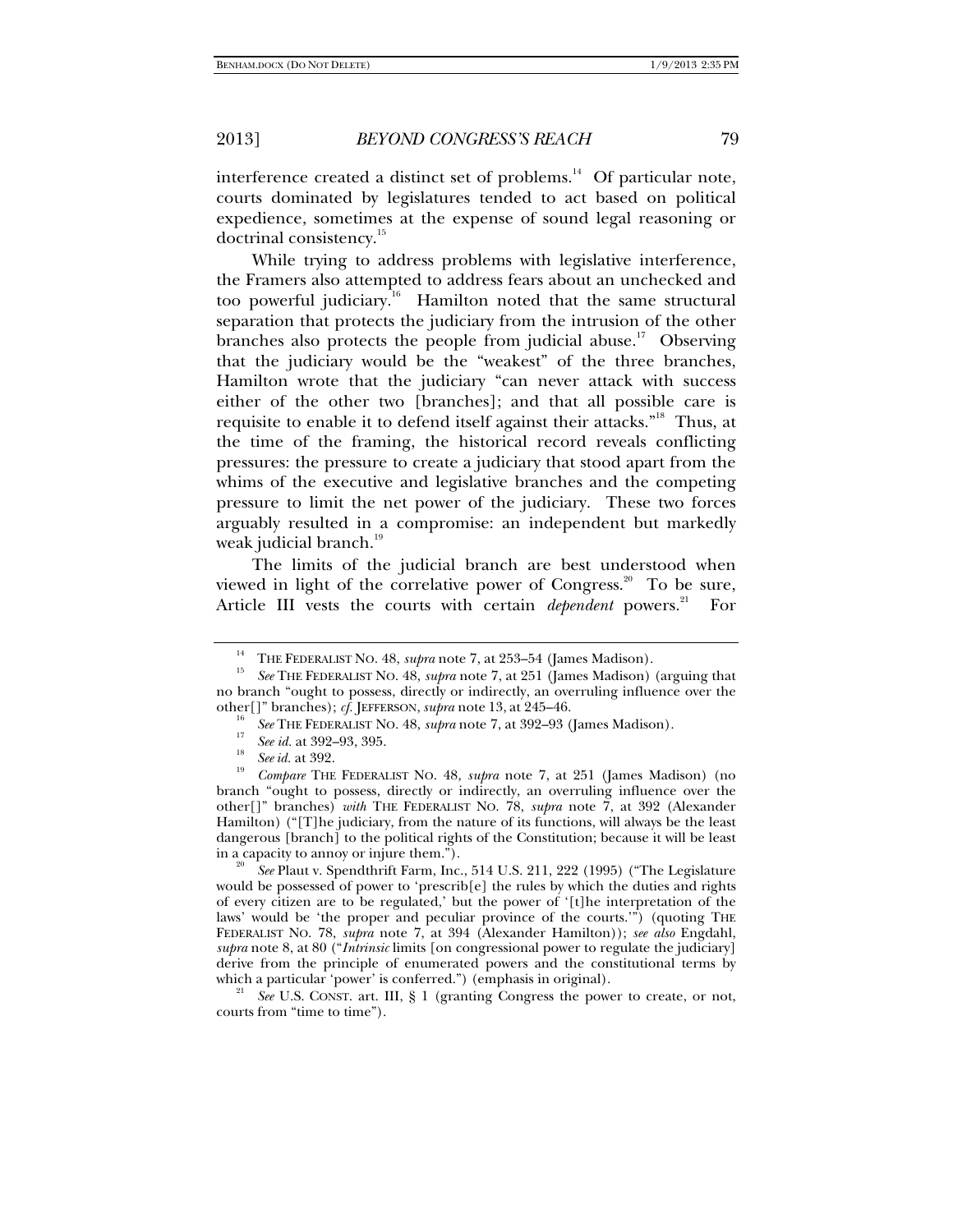interference created a distinct set of problems.[14] Of particular note, courts dominated by legislatures tended to act based on political expedience, sometimes at the expense of sound legal reasoning or doctrinal consistency.[15]

While trying to address problems with legislative interference, the Framers also attempted to address fears about an unchecked and too powerful judiciary.[16] Hamilton noted that the same structural separation that protects the judiciary from the intrusion of the other branches also protects the people from judicial abuse.[17] Observing that the judiciary would be the "weakest" of the three branches, Hamilton wrote that the judiciary "can never attack with success either of the other two [branches]; and that all possible care is requisite to enable it to defend itself against their attacks."[18] Thus, at the time of the framing, the historical record reveals conflicting pressures: the pressure to create a judiciary that stood apart from the whims of the executive and legislative branches and the competing pressure to limit the net power of the judiciary. These two forces arguably resulted in a compromise: an independent but markedly weak judicial branch.[19]

The limits of the judicial branch are best understood when viewed in light of the correlative power of Congress.[20] To be sure, Article III vests the courts with certain *dependent* powers.[21] For

---

[14] THE FEDERALIST NO. 48, *supra* note 7, at 253–54 (James Madison).

[15] *See* THE FEDERALIST NO. 48, *supra* note 7, at 251 (James Madison) (arguing that no branch "ought to possess, directly or indirectly, an overruling influence over the other[]" branches); *cf.* JEFFERSON, *supra* note 13, at 245–46.

[16] *See* THE FEDERALIST NO. 48, *supra* note 7, at 392–93 (James Madison).

[17] *See id.* at 392–93, 395.

[18] *See id.* at 392.

[19] *Compare* THE FEDERALIST NO. 48, *supra* note 7, at 251 (James Madison) (no branch "ought to possess, directly or indirectly, an overruling influence over the other[]" branches) *with* THE FEDERALIST NO. 78, *supra* note 7, at 392 (Alexander Hamilton) ("[T]he judiciary, from the nature of its functions, will always be the least dangerous [branch] to the political rights of the Constitution; because it will be least in a capacity to annoy or injure them.").

[20] *See* Plaut v. Spendthrift Farm, Inc., 514 U.S. 211, 222 (1995) ("The Legislature would be possessed of power to 'prescrib[e] the rules by which the duties and rights of every citizen are to be regulated,' but the power of '[t]he interpretation of the laws' would be 'the proper and peculiar province of the courts.'") (quoting THE FEDERALIST NO. 78, *supra* note 7, at 394 (Alexander Hamilton)); *see also* Engdahl, *supra* note 8, at 80 ("*Intrinsic* limits [on congressional power to regulate the judiciary] derive from the principle of enumerated powers and the constitutional terms by which a particular 'power' is conferred.") (emphasis in original).

[21] *See* U.S. CONST. art. III, § 1 (granting Congress the power to create, or not, courts from "time to time").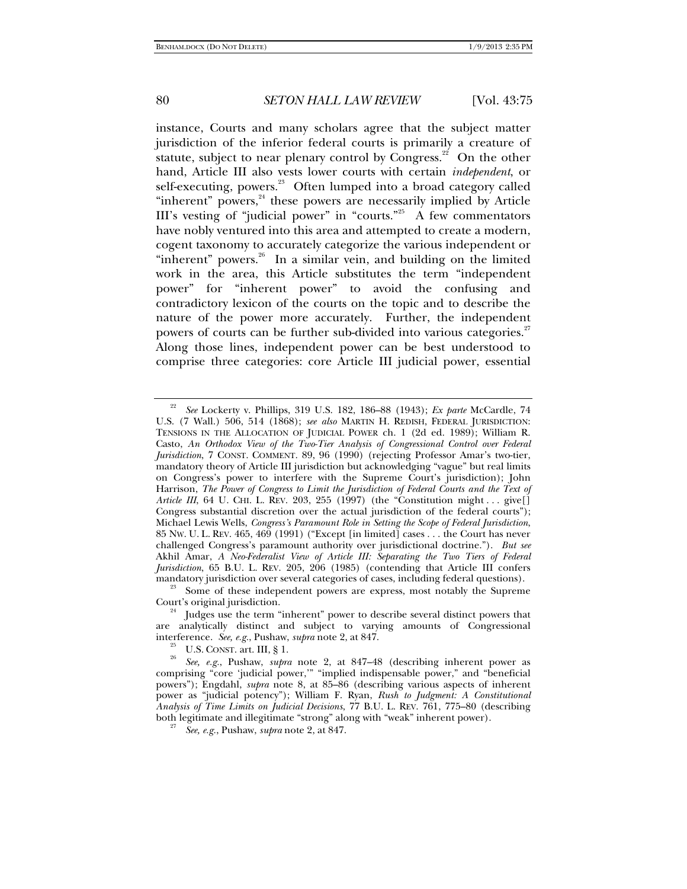instance, Courts and many scholars agree that the subject matter jurisdiction of the inferior federal courts is primarily a creature of statute, subject to near plenary control by Congress.[22] On the other hand, Article III also vests lower courts with certain *independent*, or self-executing, powers.[23] Often lumped into a broad category called "inherent" powers,[24] these powers are necessarily implied by Article III's vesting of "judicial power" in "courts."[25] A few commentators have nobly ventured into this area and attempted to create a modern, cogent taxonomy to accurately categorize the various independent or "inherent" powers.[26] In a similar vein, and building on the limited work in the area, this Article substitutes the term "independent power" for "inherent power" to avoid the confusing and contradictory lexicon of the courts on the topic and to describe the nature of the power more accurately. Further, the independent powers of courts can be further sub-divided into various categories.[27] Along those lines, independent power can be best understood to comprise three categories: core Article III judicial power, essential

---

[22] *See* Lockerty v. Phillips, 319 U.S. 182, 186–88 (1943); *Ex parte* McCardle, 74 U.S. (7 Wall.) 506, 514 (1868); *see also* MARTIN H. REDISH, FEDERAL JURISDICTION: TENSIONS IN THE ALLOCATION OF JUDICIAL POWER ch. 1 (2d ed. 1989); William R. Casto, *An Orthodox View of the Two-Tier Analysis of Congressional Control over Federal Jurisdiction*, 7 CONST. COMMENT. 89, 96 (1990) (rejecting Professor Amar's two-tier, mandatory theory of Article III jurisdiction but acknowledging "vague" but real limits on Congress's power to interfere with the Supreme Court's jurisdiction); John Harrison, *The Power of Congress to Limit the Jurisdiction of Federal Courts and the Text of Article III*, 64 U. CHI. L. REV. 203, 255 (1997) (the "Constitution might . . . give[] Congress substantial discretion over the actual jurisdiction of the federal courts"); Michael Lewis Wells, *Congress's Paramount Role in Setting the Scope of Federal Jurisdiction*, 85 NW. U. L. REV. 465, 469 (1991) ("Except [in limited] cases . . . the Court has never challenged Congress's paramount authority over jurisdictional doctrine."). *But see* Akhil Amar, *A Neo-Federalist View of Article III: Separating the Two Tiers of Federal Jurisdiction*, 65 B.U. L. REV. 205, 206 (1985) (contending that Article III confers mandatory jurisdiction over several categories of cases, including federal questions).

[23] Some of these independent powers are express, most notably the Supreme Court's original jurisdiction.

[24] Judges use the term "inherent" power to describe several distinct powers that are analytically distinct and subject to varying amounts of Congressional interference. *See, e.g.*, Pushaw, *supra* note 2, at 847.

[25] U.S. CONST. art. III, § 1.

[26] *See, e.g.*, Pushaw, *supra* note 2, at 847–48 (describing inherent power as comprising "core 'judicial power,'" "implied indispensable power," and "beneficial powers"); Engdahl, *supra* note 8, at 85–86 (describing various aspects of inherent power as "judicial potency"); William F. Ryan, *Rush to Judgment: A Constitutional Analysis of Time Limits on Judicial Decisions*, 77 B.U. L. REV. 761, 775–80 (describing both legitimate and illegitimate "strong" along with "weak" inherent power).

[27] *See, e.g.*, Pushaw, *supra* note 2, at 847.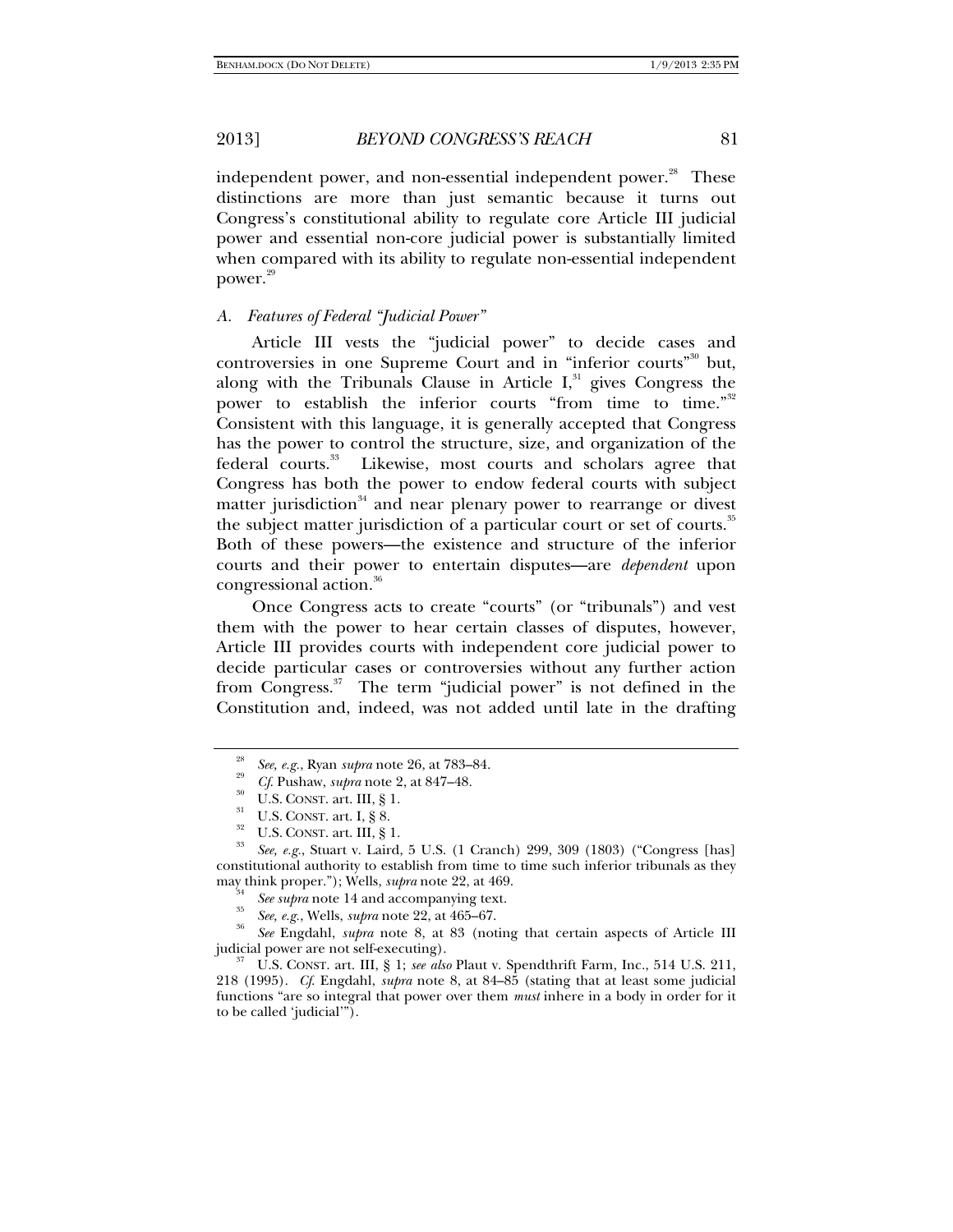independent power, and non-essential independent power.[28] These distinctions are more than just semantic because it turns out Congress's constitutional ability to regulate core Article III judicial power and essential non-core judicial power is substantially limited when compared with its ability to regulate non-essential independent power.[29]

### *A. Features of Federal "Judicial Power"*

Article III vests the "judicial power" to decide cases and controversies in one Supreme Court and in "inferior courts"[30] but, along with the Tribunals Clause in Article I,[31] gives Congress the power to establish the inferior courts "from time to time."[32] Consistent with this language, it is generally accepted that Congress has the power to control the structure, size, and organization of the federal courts.[33] Likewise, most courts and scholars agree that Congress has both the power to endow federal courts with subject matter jurisdiction[34] and near plenary power to rearrange or divest the subject matter jurisdiction of a particular court or set of courts.[35] Both of these powers—the existence and structure of the inferior courts and their power to entertain disputes—are *dependent* upon congressional action.[36]

Once Congress acts to create "courts" (or "tribunals") and vest them with the power to hear certain classes of disputes, however, Article III provides courts with independent core judicial power to decide particular cases or controversies without any further action from Congress.[37] The term "judicial power" is not defined in the Constitution and, indeed, was not added until late in the drafting

---

[28] *See, e.g.*, Ryan *supra* note 26, at 783–84.

[29] *Cf.* Pushaw, *supra* note 2, at 847–48.

[30] U.S. CONST. art. III, § 1.

[31] U.S. CONST. art. I, § 8.

[32] U.S. CONST. art. III, § 1.

[33] *See, e.g.*, Stuart v. Laird, 5 U.S. (1 Cranch) 299, 309 (1803) ("Congress [has] constitutional authority to establish from time to time such inferior tribunals as they may think proper."); Wells, *supra* note 22, at 469.

[34] *See supra* note 14 and accompanying text.

[35] *See, e.g.*, Wells, *supra* note 22, at 465–67.

[36] *See* Engdahl, *supra* note 8, at 83 (noting that certain aspects of Article III judicial power are not self-executing).

[37] U.S. CONST. art. III, § 1; *see also* Plaut v. Spendthrift Farm, Inc., 514 U.S. 211, 218 (1995). *Cf.* Engdahl, *supra* note 8, at 84–85 (stating that at least some judicial functions "are so integral that power over them *must* inhere in a body in order for it to be called 'judicial'").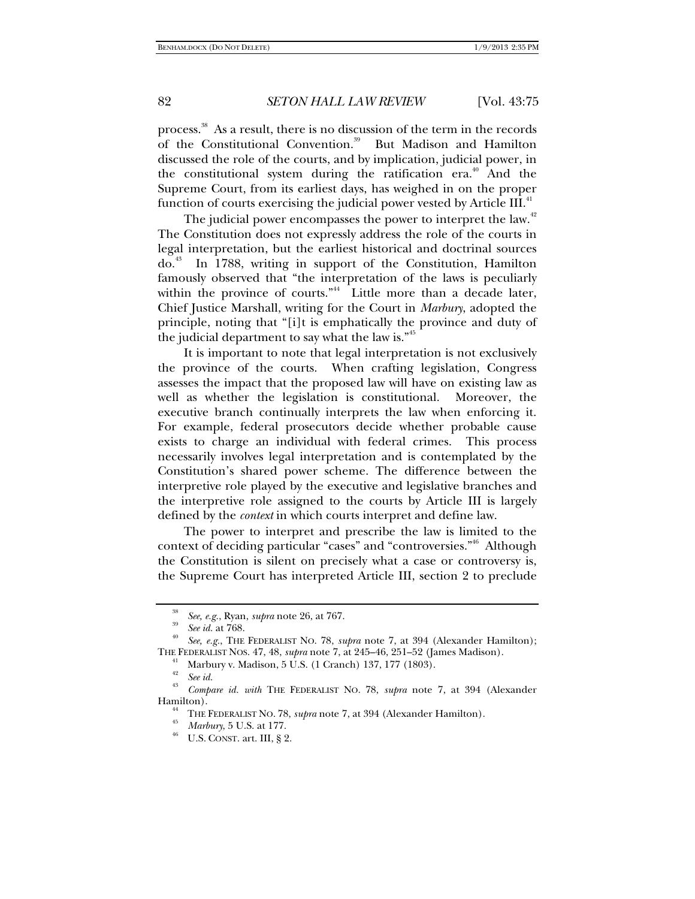process.[38] As a result, there is no discussion of the term in the records of the Constitutional Convention.[39] But Madison and Hamilton discussed the role of the courts, and by implication, judicial power, in the constitutional system during the ratification era.[40] And the Supreme Court, from its earliest days, has weighed in on the proper function of courts exercising the judicial power vested by Article III.[41]

The judicial power encompasses the power to interpret the law.[42] The Constitution does not expressly address the role of the courts in legal interpretation, but the earliest historical and doctrinal sources do.[43] In 1788, writing in support of the Constitution, Hamilton famously observed that "the interpretation of the laws is peculiarly within the province of courts."[44] Little more than a decade later, Chief Justice Marshall, writing for the Court in *Marbury*, adopted the principle, noting that "[i]t is emphatically the province and duty of the judicial department to say what the law is."[45]

It is important to note that legal interpretation is not exclusively the province of the courts. When crafting legislation, Congress assesses the impact that the proposed law will have on existing law as well as whether the legislation is constitutional. Moreover, the executive branch continually interprets the law when enforcing it. For example, federal prosecutors decide whether probable cause exists to charge an individual with federal crimes. This process necessarily involves legal interpretation and is contemplated by the Constitution's shared power scheme. The difference between the interpretive role played by the executive and legislative branches and the interpretive role assigned to the courts by Article III is largely defined by the *context* in which courts interpret and define law.

The power to interpret and prescribe the law is limited to the context of deciding particular "cases" and "controversies."[46] Although the Constitution is silent on precisely what a case or controversy is, the Supreme Court has interpreted Article III, section 2 to preclude

---

[38] *See, e.g.*, Ryan, *supra* note 26, at 767.

[39] *See id.* at 768.

[40] *See, e.g.*, THE FEDERALIST NO. 78, *supra* note 7, at 394 (Alexander Hamilton); THE FEDERALIST NOS. 47, 48, *supra* note 7, at 245–46, 251–52 (James Madison).

[41] Marbury v. Madison, 5 U.S. (1 Cranch) 137, 177 (1803).

[42] *See id.*

[43] *Compare id. with* THE FEDERALIST NO. 78, *supra* note 7, at 394 (Alexander Hamilton).

[44] THE FEDERALIST NO. 78, *supra* note 7, at 394 (Alexander Hamilton).

[45] *Marbury*, 5 U.S. at 177.

[46] U.S. CONST. art. III, § 2.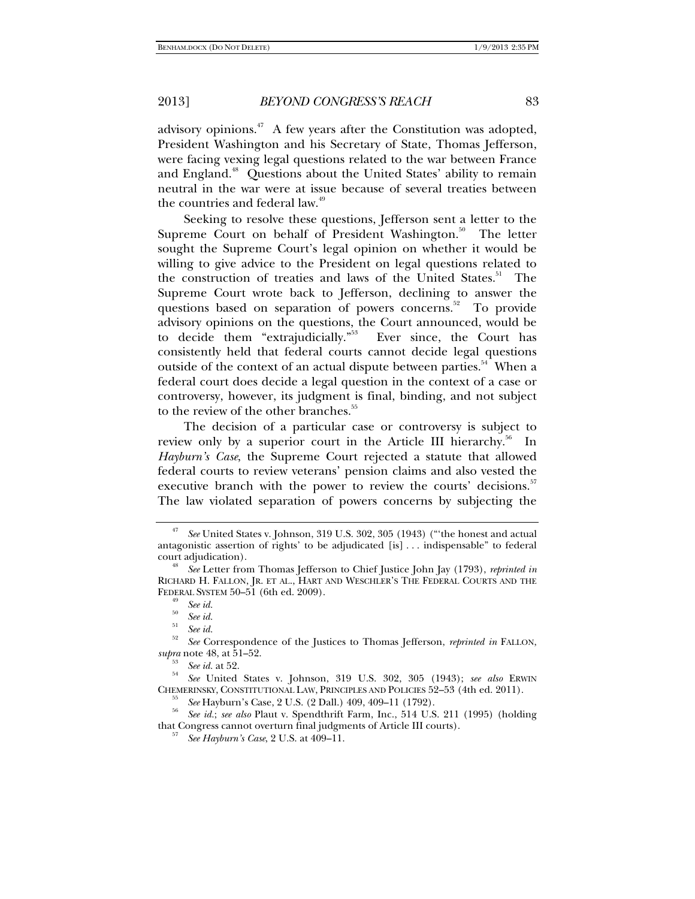advisory opinions.[47] A few years after the Constitution was adopted, President Washington and his Secretary of State, Thomas Jefferson, were facing vexing legal questions related to the war between France and England.[48] Questions about the United States' ability to remain neutral in the war were at issue because of several treaties between the countries and federal law.[49]

Seeking to resolve these questions, Jefferson sent a letter to the Supreme Court on behalf of President Washington.[50] The letter sought the Supreme Court's legal opinion on whether it would be willing to give advice to the President on legal questions related to the construction of treaties and laws of the United States.[51] The Supreme Court wrote back to Jefferson, declining to answer the questions based on separation of powers concerns.[52] To provide advisory opinions on the questions, the Court announced, would be to decide them "extrajudicially."[53] Ever since, the Court has consistently held that federal courts cannot decide legal questions outside of the context of an actual dispute between parties.[54] When a federal court does decide a legal question in the context of a case or controversy, however, its judgment is final, binding, and not subject to the review of the other branches.[55]

The decision of a particular case or controversy is subject to review only by a superior court in the Article III hierarchy.[56] In *Hayburn's Case*, the Supreme Court rejected a statute that allowed federal courts to review veterans' pension claims and also vested the executive branch with the power to review the courts' decisions.[57] The law violated separation of powers concerns by subjecting the

---

[47] *See* United States v. Johnson, 319 U.S. 302, 305 (1943) ("'the honest and actual antagonistic assertion of rights' to be adjudicated [is] . . . indispensable" to federal court adjudication).

[48] *See* Letter from Thomas Jefferson to Chief Justice John Jay (1793), *reprinted in* RICHARD H. FALLON, JR. ET AL., HART AND WESCHLER'S THE FEDERAL COURTS AND THE FEDERAL SYSTEM 50–51 (6th ed. 2009).

[49] *See id.*

[50] *See id.*

[51] *See id.*

[52] *See* Correspondence of the Justices to Thomas Jefferson, *reprinted in* FALLON, *supra* note 48, at 51–52.

[53] *See id.* at 52.

[54] *See* United States v. Johnson, 319 U.S. 302, 305 (1943); *see also* ERWIN CHEMERINSKY, CONSTITUTIONAL LAW, PRINCIPLES AND POLICIES 52–53 (4th ed. 2011).

[55] *See* Hayburn's Case, 2 U.S. (2 Dall.) 409, 409–11 (1792).

[56] *See id.*; *see also* Plaut v. Spendthrift Farm, Inc., 514 U.S. 211 (1995) (holding that Congress cannot overturn final judgments of Article III courts).

[57] *See Hayburn's Case*, 2 U.S. at 409–11.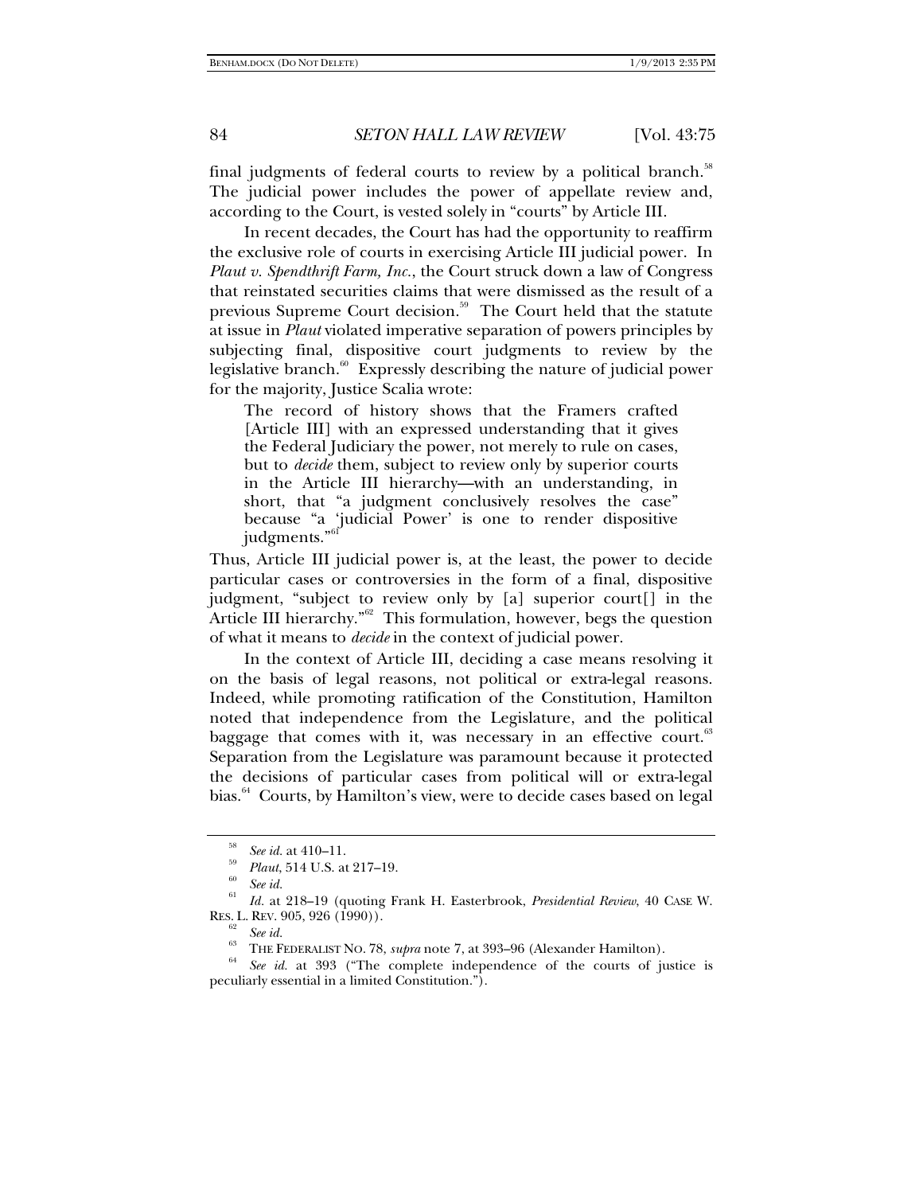final judgments of federal courts to review by a political branch.[58] The judicial power includes the power of appellate review and, according to the Court, is vested solely in "courts" by Article III.

In recent decades, the Court has had the opportunity to reaffirm the exclusive role of courts in exercising Article III judicial power. In *Plaut v. Spendthrift Farm, Inc.*, the Court struck down a law of Congress that reinstated securities claims that were dismissed as the result of a previous Supreme Court decision.[59] The Court held that the statute at issue in *Plaut* violated imperative separation of powers principles by subjecting final, dispositive court judgments to review by the legislative branch.[60] Expressly describing the nature of judicial power for the majority, Justice Scalia wrote:

> The record of history shows that the Framers crafted [Article III] with an expressed understanding that it gives the Federal Judiciary the power, not merely to rule on cases, but to *decide* them, subject to review only by superior courts in the Article III hierarchy—with an understanding, in short, that "a judgment conclusively resolves the case" because "a 'judicial Power' is one to render dispositive judgments."[61]

Thus, Article III judicial power is, at the least, the power to decide particular cases or controversies in the form of a final, dispositive judgment, "subject to review only by [a] superior court[] in the Article III hierarchy."[62] This formulation, however, begs the question of what it means to *decide* in the context of judicial power.

In the context of Article III, deciding a case means resolving it on the basis of legal reasons, not political or extra-legal reasons. Indeed, while promoting ratification of the Constitution, Hamilton noted that independence from the Legislature, and the political baggage that comes with it, was necessary in an effective court.[63] Separation from the Legislature was paramount because it protected the decisions of particular cases from political will or extra-legal bias.[64] Courts, by Hamilton's view, were to decide cases based on legal

---

[58] *See id.* at 410–11.

[59] *Plaut*, 514 U.S. at 217–19.

[60] *See id.*

[61] *Id.* at 218–19 (quoting Frank H. Easterbrook, *Presidential Review*, 40 CASE W. RES. L. REV. 905, 926 (1990)).

[62] *See id.*

[63] THE FEDERALIST NO. 78, *supra* note 7, at 393–96 (Alexander Hamilton).

[64] *See id.* at 393 ("The complete independence of the courts of justice is peculiarly essential in a limited Constitution.").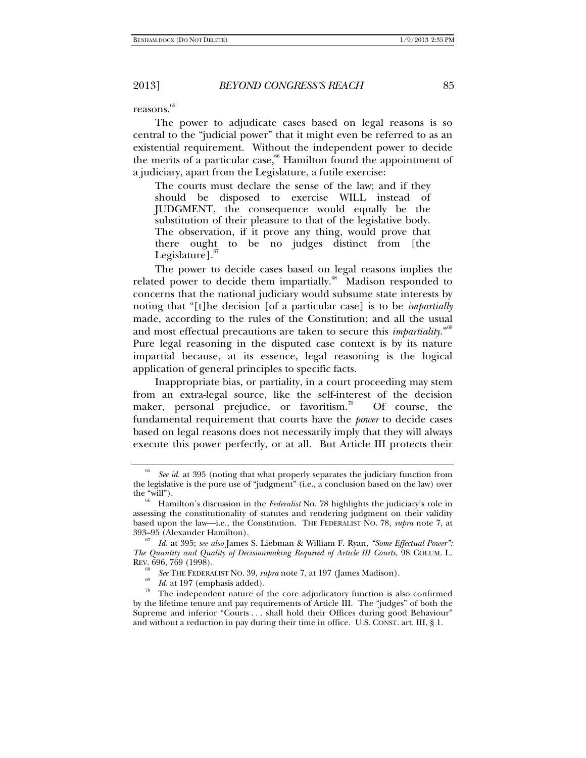reasons.[65]

The power to adjudicate cases based on legal reasons is so central to the "judicial power" that it might even be referred to as an existential requirement. Without the independent power to decide the merits of a particular case,[66] Hamilton found the appointment of a judiciary, apart from the Legislature, a futile exercise:

> The courts must declare the sense of the law; and if they should be disposed to exercise WILL instead of JUDGMENT, the consequence would equally be the substitution of their pleasure to that of the legislative body. The observation, if it prove any thing, would prove that there ought to be no judges distinct from [the Legislature].[67]

The power to decide cases based on legal reasons implies the related power to decide them impartially.[68] Madison responded to concerns that the national judiciary would subsume state interests by noting that "[t]he decision [of a particular case] is to be *impartially* made, according to the rules of the Constitution; and all the usual and most effectual precautions are taken to secure this *impartiality*."[69] Pure legal reasoning in the disputed case context is by its nature impartial because, at its essence, legal reasoning is the logical application of general principles to specific facts.

Inappropriate bias, or partiality, in a court proceeding may stem from an extra-legal source, like the self-interest of the decision maker, personal prejudice, or favoritism.[70] Of course, the fundamental requirement that courts have the *power* to decide cases based on legal reasons does not necessarily imply that they will always execute this power perfectly, or at all. But Article III protects their

---

[65] *See id.* at 395 (noting that what properly separates the judiciary function from the legislative is the pure use of "judgment" (i.e., a conclusion based on the law) over the "will").

[66] Hamilton's discussion in the *Federalist* No. 78 highlights the judiciary's role in assessing the constitutionality of statutes and rendering judgment on their validity based upon the law—i.e., the Constitution. THE FEDERALIST NO. 78, *supra* note 7, at 393–95 (Alexander Hamilton).

[67] *Id.* at 395; *see also* James S. Liebman & William F. Ryan, *"Some Effectual Power": The Quantity and Quality of Decisionmaking Required of Article III Courts*, 98 COLUM. L. REV. 696, 769 (1998).

[68] *See* THE FEDERALIST NO. 39, *supra* note 7, at 197 (James Madison).

[69] *Id.* at 197 (emphasis added).

[70] The independent nature of the core adjudicatory function is also confirmed by the lifetime tenure and pay requirements of Article III. The "judges" of both the Supreme and inferior "Courts . . . shall hold their Offices during good Behaviour" and without a reduction in pay during their time in office. U.S. CONST. art. III, § 1.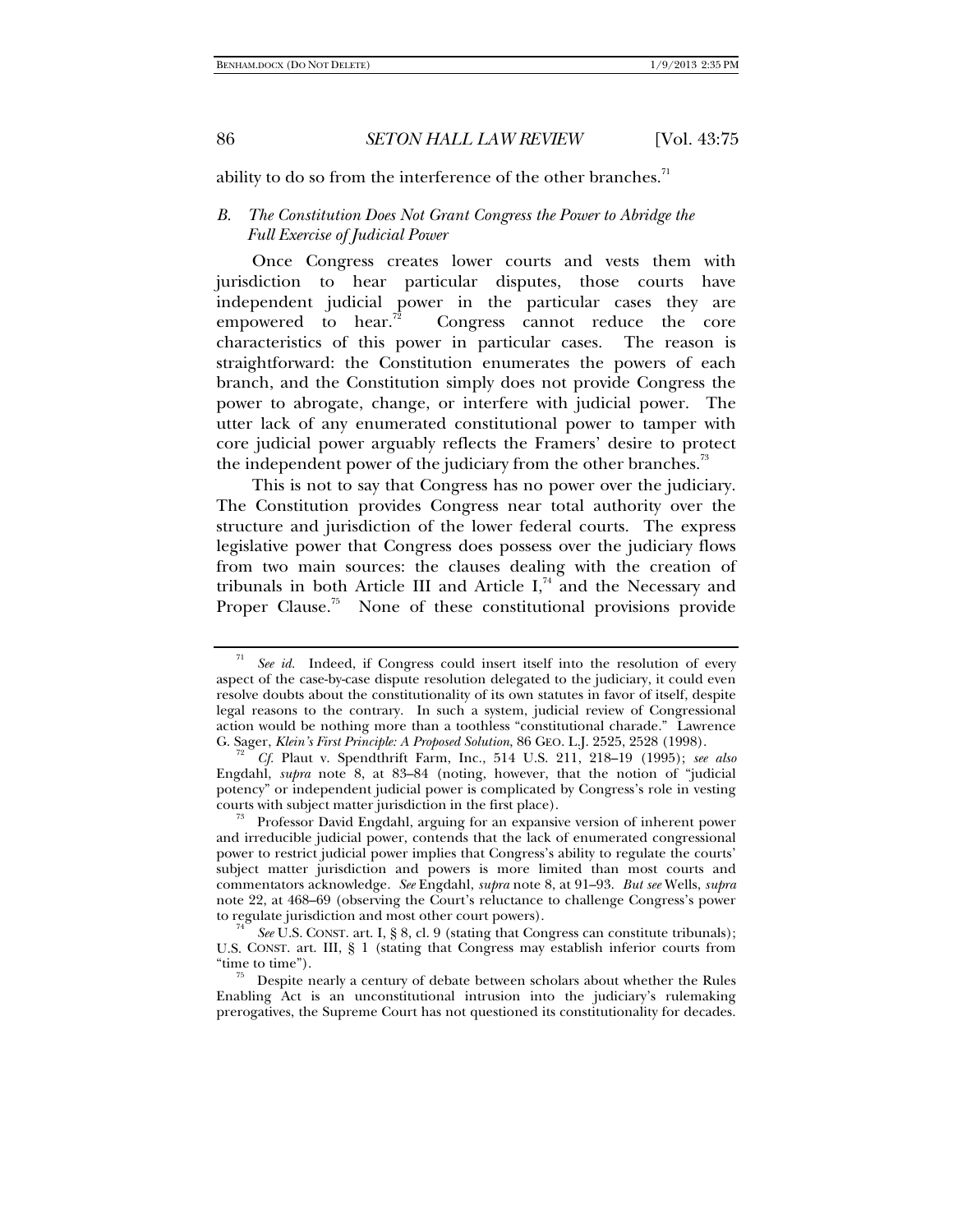ability to do so from the interference of the other branches.[71]

### *B. The Constitution Does Not Grant Congress the Power to Abridge the Full Exercise of Judicial Power*

Once Congress creates lower courts and vests them with jurisdiction to hear particular disputes, those courts have independent judicial power in the particular cases they are empowered to hear.[72] Congress cannot reduce the core characteristics of this power in particular cases. The reason is straightforward: the Constitution enumerates the powers of each branch, and the Constitution simply does not provide Congress the power to abrogate, change, or interfere with judicial power. The utter lack of any enumerated constitutional power to tamper with core judicial power arguably reflects the Framers' desire to protect the independent power of the judiciary from the other branches.[73]

This is not to say that Congress has no power over the judiciary. The Constitution provides Congress near total authority over the structure and jurisdiction of the lower federal courts. The express legislative power that Congress does possess over the judiciary flows from two main sources: the clauses dealing with the creation of tribunals in both Article III and Article I,[74] and the Necessary and Proper Clause.[75] None of these constitutional provisions provide

---

[71] *See id.* Indeed, if Congress could insert itself into the resolution of every aspect of the case-by-case dispute resolution delegated to the judiciary, it could even resolve doubts about the constitutionality of its own statutes in favor of itself, despite legal reasons to the contrary. In such a system, judicial review of Congressional action would be nothing more than a toothless "constitutional charade." Lawrence G. Sager, *Klein's First Principle: A Proposed Solution*, 86 GEO. L.J. 2525, 2528 (1998).

[72] *Cf.* Plaut v. Spendthrift Farm, Inc., 514 U.S. 211, 218–19 (1995); *see also* Engdahl, *supra* note 8, at 83–84 (noting, however, that the notion of "judicial potency" or independent judicial power is complicated by Congress's role in vesting courts with subject matter jurisdiction in the first place).

[73] Professor David Engdahl, arguing for an expansive version of inherent power and irreducible judicial power, contends that the lack of enumerated congressional power to restrict judicial power implies that Congress's ability to regulate the courts' subject matter jurisdiction and powers is more limited than most courts and commentators acknowledge. *See* Engdahl, *supra* note 8, at 91–93. *But see* Wells, *supra* note 22, at 468–69 (observing the Court's reluctance to challenge Congress's power to regulate jurisdiction and most other court powers).

[74] *See* U.S. CONST. art. I, § 8, cl. 9 (stating that Congress can constitute tribunals); U.S. CONST. art. III, § 1 (stating that Congress may establish inferior courts from "time to time").

[75] Despite nearly a century of debate between scholars about whether the Rules Enabling Act is an unconstitutional intrusion into the judiciary's rulemaking prerogatives, the Supreme Court has not questioned its constitutionality for decades.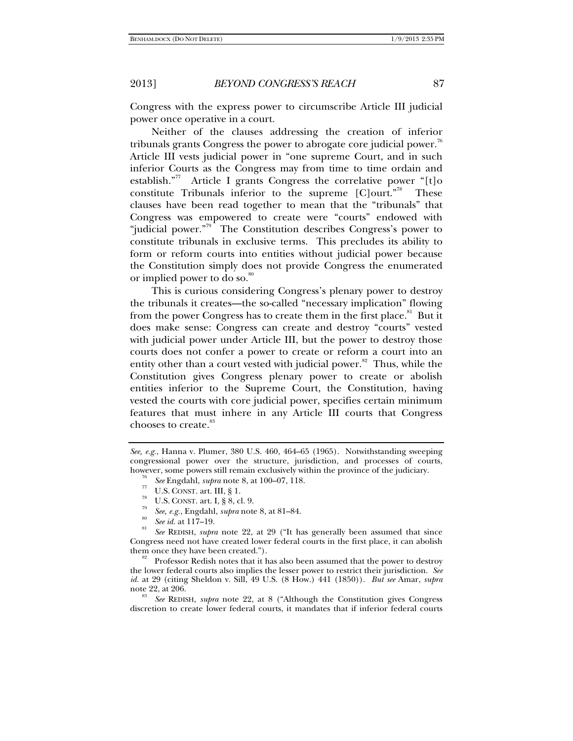Congress with the express power to circumscribe Article III judicial power once operative in a court.

Neither of the clauses addressing the creation of inferior tribunals grants Congress the power to abrogate core judicial power.[76] Article III vests judicial power in "one supreme Court, and in such inferior Courts as the Congress may from time to time ordain and establish."[77] Article I grants Congress the correlative power "[t]o constitute Tribunals inferior to the supreme [C]ourt."[78] These clauses have been read together to mean that the "tribunals" that Congress was empowered to create were "courts" endowed with "judicial power."[79] The Constitution describes Congress's power to constitute tribunals in exclusive terms. This precludes its ability to form or reform courts into entities without judicial power because the Constitution simply does not provide Congress the enumerated or implied power to do so.[80]

This is curious considering Congress's plenary power to destroy the tribunals it creates—the so-called "necessary implication" flowing from the power Congress has to create them in the first place.[81] But it does make sense: Congress can create and destroy "courts" vested with judicial power under Article III, but the power to destroy those courts does not confer a power to create or reform a court into an entity other than a court vested with judicial power.[82] Thus, while the Constitution gives Congress plenary power to create or abolish entities inferior to the Supreme Court, the Constitution, having vested the courts with core judicial power, specifies certain minimum features that must inhere in any Article III courts that Congress chooses to create.[83]

---

*See, e.g.*, Hanna v. Plumer, 380 U.S. 460, 464–65 (1965). Notwithstanding sweeping congressional power over the structure, jurisdiction, and processes of courts, however, some powers still remain exclusively within the province of the judiciary.

[76] *See* Engdahl, *supra* note 8, at 100–07, 118.

[77] U.S. CONST. art. III, § 1.

[78] U.S. CONST. art. I, § 8, cl. 9.

[79] *See, e.g.*, Engdahl, *supra* note 8, at 81–84.

[80] *See id.* at 117–19.

[81] *See* REDISH, *supra* note 22, at 29 ("It has generally been assumed that since Congress need not have created lower federal courts in the first place, it can abolish them once they have been created.").

[82] Professor Redish notes that it has also been assumed that the power to destroy the lower federal courts also implies the lesser power to restrict their jurisdiction. *See id.* at 29 (citing Sheldon v. Sill, 49 U.S. (8 How.) 441 (1850)). *But see* Amar, *supra* note 22, at 206.

[83] *See* REDISH, *supra* note 22, at 8 ("Although the Constitution gives Congress discretion to create lower federal courts, it mandates that if inferior federal courts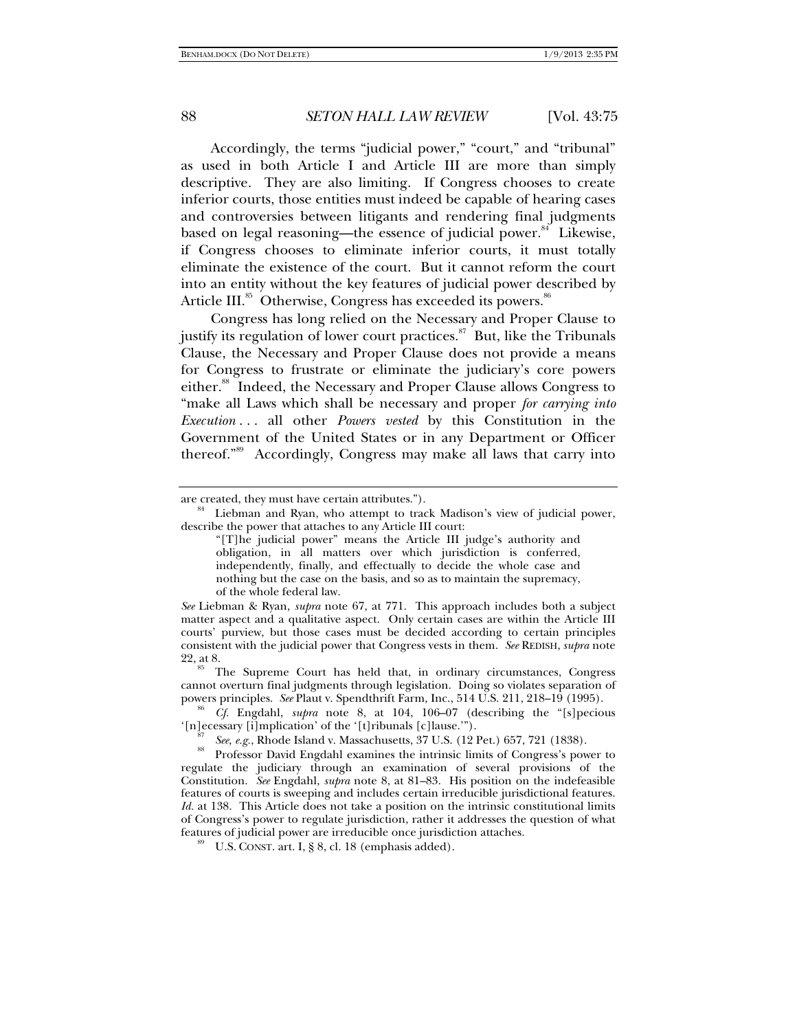Accordingly, the terms "judicial power," "court," and "tribunal" as used in both Article I and Article III are more than simply descriptive. They are also limiting. If Congress chooses to create inferior courts, those entities must indeed be capable of hearing cases and controversies between litigants and rendering final judgments based on legal reasoning—the essence of judicial power.[84] Likewise, if Congress chooses to eliminate inferior courts, it must totally eliminate the existence of the court. But it cannot reform the court into an entity without the key features of judicial power described by Article III.[85] Otherwise, Congress has exceeded its powers.[86]

Congress has long relied on the Necessary and Proper Clause to justify its regulation of lower court practices.[87] But, like the Tribunals Clause, the Necessary and Proper Clause does not provide a means for Congress to frustrate or eliminate the judiciary's core powers either.[88] Indeed, the Necessary and Proper Clause allows Congress to "make all Laws which shall be necessary and proper *for carrying into Execution* . . . all other *Powers vested* by this Constitution in the Government of the United States or in any Department or Officer thereof."[89] Accordingly, Congress may make all laws that carry into

---

are created, they must have certain attributes.").

[84] Liebman and Ryan, who attempt to track Madison's view of judicial power, describe the power that attaches to any Article III court:

> "[T]he judicial power" means the Article III judge's authority and obligation, in all matters over which jurisdiction is conferred, independently, finally, and effectually to decide the whole case and nothing but the case on the basis, and so as to maintain the supremacy, of the whole federal law.

*See* Liebman & Ryan, *supra* note 67, at 771. This approach includes both a subject matter aspect and a qualitative aspect. Only certain cases are within the Article III courts' purview, but those cases must be decided according to certain principles consistent with the judicial power that Congress vests in them. *See* REDISH, *supra* note 22, at 8.

[85] The Supreme Court has held that, in ordinary circumstances, Congress cannot overturn final judgments through legislation. Doing so violates separation of powers principles. *See* Plaut v. Spendthrift Farm, Inc., 514 U.S. 211, 218–19 (1995).

[86] *Cf.* Engdahl, *supra* note 8, at 104, 106–07 (describing the "[s]pecious '[n]ecessary [i]mplication' of the '[t]ribunals [c]lause.'").

[87] *See, e.g.*, Rhode Island v. Massachusetts, 37 U.S. (12 Pet.) 657, 721 (1838).

[88] Professor David Engdahl examines the intrinsic limits of Congress's power to regulate the judiciary through an examination of several provisions of the Constitution. *See* Engdahl, *supra* note 8, at 81–83. His position on the indefeasible features of courts is sweeping and includes certain irreducible jurisdictional features. *Id.* at 138. This Article does not take a position on the intrinsic constitutional limits of Congress's power to regulate jurisdiction, rather it addresses the question of what features of judicial power are irreducible once jurisdiction attaches.

[89] U.S. CONST. art. I, § 8, cl. 18 (emphasis added).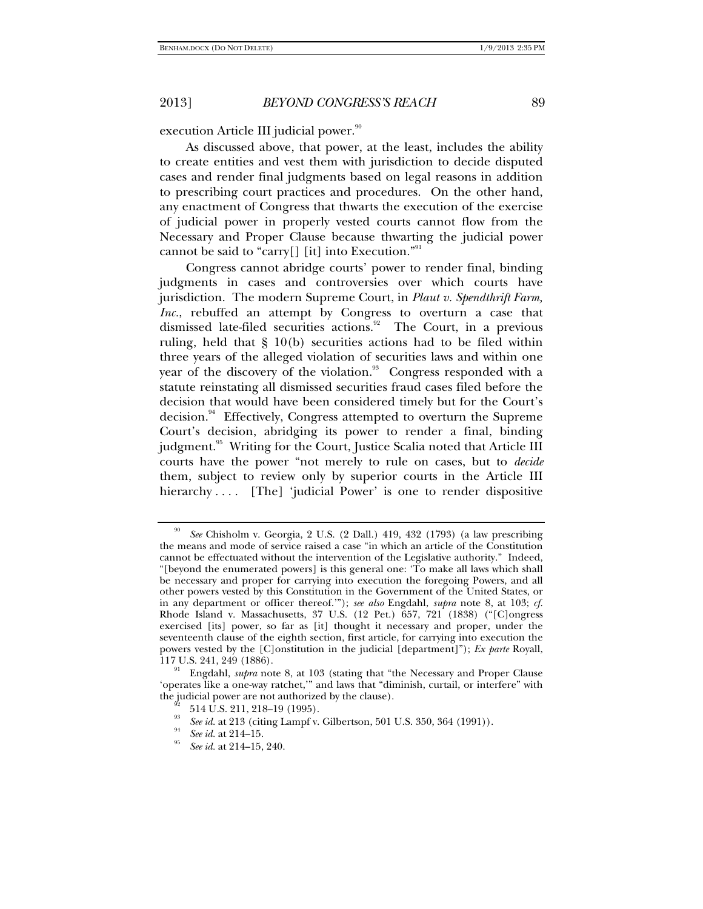execution Article III judicial power.[90]

As discussed above, that power, at the least, includes the ability to create entities and vest them with jurisdiction to decide disputed cases and render final judgments based on legal reasons in addition to prescribing court practices and procedures. On the other hand, any enactment of Congress that thwarts the execution of the exercise of judicial power in properly vested courts cannot flow from the Necessary and Proper Clause because thwarting the judicial power cannot be said to "carry[] [it] into Execution."[91]

Congress cannot abridge courts' power to render final, binding judgments in cases and controversies over which courts have jurisdiction. The modern Supreme Court, in *Plaut v. Spendthrift Farm, Inc.*, rebuffed an attempt by Congress to overturn a case that dismissed late-filed securities actions.[92] The Court, in a previous ruling, held that § 10(b) securities actions had to be filed within three years of the alleged violation of securities laws and within one year of the discovery of the violation.[93] Congress responded with a statute reinstating all dismissed securities fraud cases filed before the decision that would have been considered timely but for the Court's decision.[94] Effectively, Congress attempted to overturn the Supreme Court's decision, abridging its power to render a final, binding judgment.[95] Writing for the Court, Justice Scalia noted that Article III courts have the power "not merely to rule on cases, but to *decide* them, subject to review only by superior courts in the Article III hierarchy . . . . [The] 'judicial Power' is one to render dispositive

---

[90] *See* Chisholm v. Georgia, 2 U.S. (2 Dall.) 419, 432 (1793) (a law prescribing the means and mode of service raised a case "in which an article of the Constitution cannot be effectuated without the intervention of the Legislative authority." Indeed, "[beyond the enumerated powers] is this general one: 'To make all laws which shall be necessary and proper for carrying into execution the foregoing Powers, and all other powers vested by this Constitution in the Government of the United States, or in any department or officer thereof.'"); *see also* Engdahl, *supra* note 8, at 103; *cf.* Rhode Island v. Massachusetts, 37 U.S. (12 Pet.) 657, 721 (1838) ("[C]ongress exercised [its] power, so far as [it] thought it necessary and proper, under the seventeenth clause of the eighth section, first article, for carrying into execution the powers vested by the [C]onstitution in the judicial [department]"); *Ex parte* Royall, 117 U.S. 241, 249 (1886).

[91] Engdahl, *supra* note 8, at 103 (stating that "the Necessary and Proper Clause 'operates like a one-way ratchet,'" and laws that "diminish, curtail, or interfere" with the judicial power are not authorized by the clause).

[92] 514 U.S. 211, 218–19 (1995).

[93] *See id.* at 213 (citing Lampf v. Gilbertson, 501 U.S. 350, 364 (1991)).

[94] *See id.* at 214–15.

[95] *See id.* at 214–15, 240.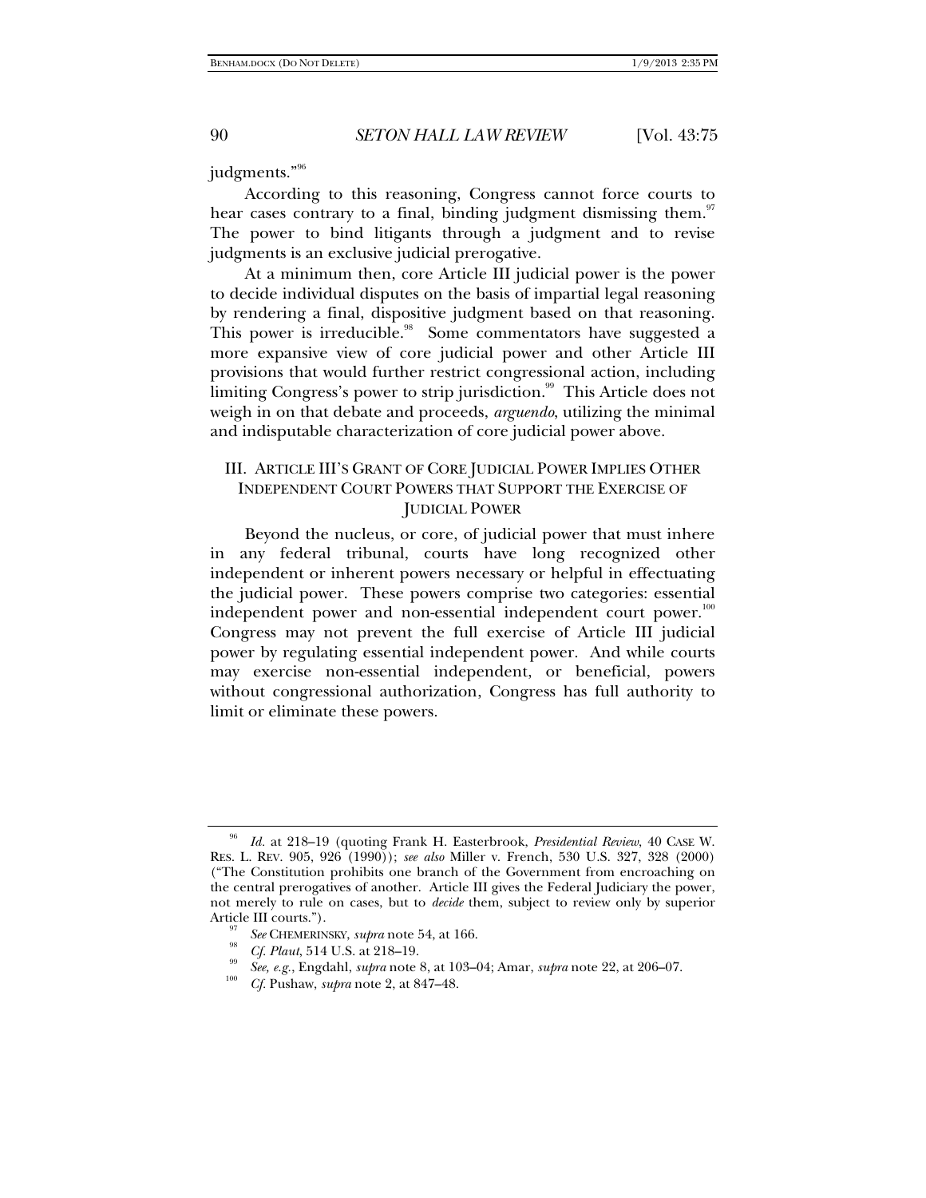judgments."[96]

According to this reasoning, Congress cannot force courts to hear cases contrary to a final, binding judgment dismissing them.[97] The power to bind litigants through a judgment and to revise judgments is an exclusive judicial prerogative.

At a minimum then, core Article III judicial power is the power to decide individual disputes on the basis of impartial legal reasoning by rendering a final, dispositive judgment based on that reasoning. This power is irreducible.[98] Some commentators have suggested a more expansive view of core judicial power and other Article III provisions that would further restrict congressional action, including limiting Congress's power to strip jurisdiction.[99] This Article does not weigh in on that debate and proceeds, *arguendo*, utilizing the minimal and indisputable characterization of core judicial power above.

## III. ARTICLE III'S GRANT OF CORE JUDICIAL POWER IMPLIES OTHER INDEPENDENT COURT POWERS THAT SUPPORT THE EXERCISE OF JUDICIAL POWER

Beyond the nucleus, or core, of judicial power that must inhere in any federal tribunal, courts have long recognized other independent or inherent powers necessary or helpful in effectuating the judicial power. These powers comprise two categories: essential independent power and non-essential independent court power.[100] Congress may not prevent the full exercise of Article III judicial power by regulating essential independent power. And while courts may exercise non-essential independent, or beneficial, powers without congressional authorization, Congress has full authority to limit or eliminate these powers.

---

[96] *Id.* at 218–19 (quoting Frank H. Easterbrook, *Presidential Review*, 40 CASE W. RES. L. REV. 905, 926 (1990)); *see also* Miller v. French, 530 U.S. 327, 328 (2000) ("The Constitution prohibits one branch of the Government from encroaching on the central prerogatives of another. Article III gives the Federal Judiciary the power, not merely to rule on cases, but to *decide* them, subject to review only by superior Article III courts.").

[97] *See* CHEMERINSKY, *supra* note 54, at 166.

[98] *Cf. Plaut*, 514 U.S. at 218–19.

[99] *See, e.g.*, Engdahl, *supra* note 8, at 103–04; Amar, *supra* note 22, at 206–07.

[100] *Cf.* Pushaw, *supra* note 2, at 847–48.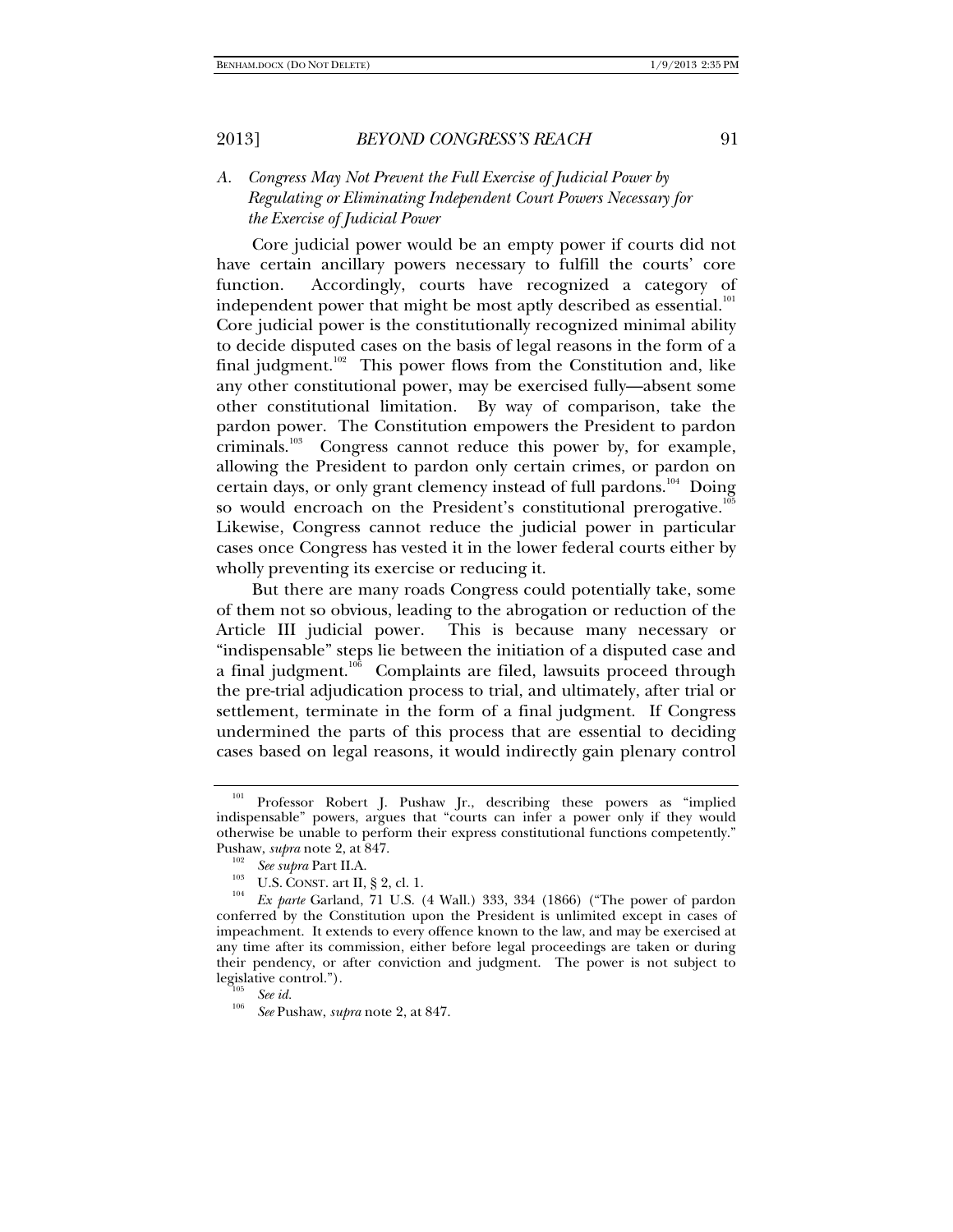### A. *Congress May Not Prevent the Full Exercise of Judicial Power by Regulating or Eliminating Independent Court Powers Necessary for the Exercise of Judicial Power*

Core judicial power would be an empty power if courts did not have certain ancillary powers necessary to fulfill the courts' core function. Accordingly, courts have recognized a category of independent power that might be most aptly described as essential.[101] Core judicial power is the constitutionally recognized minimal ability to decide disputed cases on the basis of legal reasons in the form of a final judgment.[102] This power flows from the Constitution and, like any other constitutional power, may be exercised fully—absent some other constitutional limitation. By way of comparison, take the pardon power. The Constitution empowers the President to pardon criminals.[103] Congress cannot reduce this power by, for example, allowing the President to pardon only certain crimes, or pardon on certain days, or only grant clemency instead of full pardons.[104] Doing so would encroach on the President's constitutional prerogative.[105] Likewise, Congress cannot reduce the judicial power in particular cases once Congress has vested it in the lower federal courts either by wholly preventing its exercise or reducing it.

But there are many roads Congress could potentially take, some of them not so obvious, leading to the abrogation or reduction of the Article III judicial power. This is because many necessary or "indispensable" steps lie between the initiation of a disputed case and a final judgment.[106] Complaints are filed, lawsuits proceed through the pre-trial adjudication process to trial, and ultimately, after trial or settlement, terminate in the form of a final judgment. If Congress undermined the parts of this process that are essential to deciding cases based on legal reasons, it would indirectly gain plenary control

---

[101] Professor Robert J. Pushaw Jr., describing these powers as "implied indispensable" powers, argues that "courts can infer a power only if they would otherwise be unable to perform their express constitutional functions competently." Pushaw, *supra* note 2, at 847.

[102] *See supra* Part II.A.

[103] U.S. CONST. art II, § 2, cl. 1.

[104] *Ex parte* Garland, 71 U.S. (4 Wall.) 333, 334 (1866) ("The power of pardon conferred by the Constitution upon the President is unlimited except in cases of impeachment. It extends to every offence known to the law, and may be exercised at any time after its commission, either before legal proceedings are taken or during their pendency, or after conviction and judgment. The power is not subject to legislative control.").

[105] *See id.*

[106] *See* Pushaw, *supra* note 2, at 847.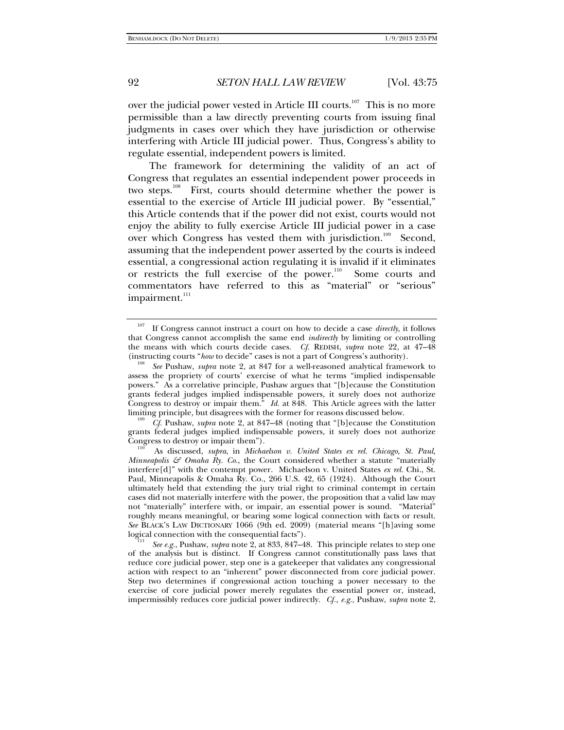over the judicial power vested in Article III courts.[107] This is no more permissible than a law directly preventing courts from issuing final judgments in cases over which they have jurisdiction or otherwise interfering with Article III judicial power. Thus, Congress's ability to regulate essential, independent powers is limited.

The framework for determining the validity of an act of Congress that regulates an essential independent power proceeds in two steps.[108] First, courts should determine whether the power is essential to the exercise of Article III judicial power. By "essential," this Article contends that if the power did not exist, courts would not enjoy the ability to fully exercise Article III judicial power in a case over which Congress has vested them with jurisdiction.[109] Second, assuming that the independent power asserted by the courts is indeed essential, a congressional action regulating it is invalid if it eliminates or restricts the full exercise of the power.[110] Some courts and commentators have referred to this as "material" or "serious" impairment.[111]

---

[107] If Congress cannot instruct a court on how to decide a case *directly*, it follows that Congress cannot accomplish the same end *indirectly* by limiting or controlling the means with which courts decide cases. *Cf.* REDISH, *supra* note 22, at 47–48 (instructing courts "*how* to decide" cases is not a part of Congress's authority).

[108] *See* Pushaw, *supra* note 2, at 847 for a well-reasoned analytical framework to assess the propriety of courts' exercise of what he terms "implied indispensable powers." As a correlative principle, Pushaw argues that "[b]ecause the Constitution grants federal judges implied indispensable powers, it surely does not authorize Congress to destroy or impair them." *Id.* at 848. This Article agrees with the latter limiting principle, but disagrees with the former for reasons discussed below.

[109] *Cf.* Pushaw, *supra* note 2, at 847–48 (noting that "[b]ecause the Constitution grants federal judges implied indispensable powers, it surely does not authorize Congress to destroy or impair them").

[110] As discussed, *supra*, in *Michaelson v. United States ex rel. Chicago, St. Paul, Minneapolis & Omaha Ry. Co.*, the Court considered whether a statute "materially interfere[d]" with the contempt power. Michaelson v. United States *ex rel.* Chi., St. Paul, Minneapolis & Omaha Ry. Co., 266 U.S. 42, 65 (1924). Although the Court ultimately held that extending the jury trial right to criminal contempt in certain cases did not materially interfere with the power, the proposition that a valid law may not "materially" interfere with, or impair, an essential power is sound. "Material" roughly means meaningful, or bearing some logical connection with facts or result. *See* BLACK'S LAW DICTIONARY 1066 (9th ed. 2009) (material means "[h]aving some logical connection with the consequential facts").

[111] *See e.g.*, Pushaw, *supra* note 2, at 833, 847–48. This principle relates to step one of the analysis but is distinct. If Congress cannot constitutionally pass laws that reduce core judicial power, step one is a gatekeeper that validates any congressional action with respect to an "inherent" power disconnected from core judicial power. Step two determines if congressional action touching a power necessary to the exercise of core judicial power merely regulates the essential power or, instead, impermissibly reduces core judicial power indirectly. *Cf., e.g.*, Pushaw, *supra* note 2,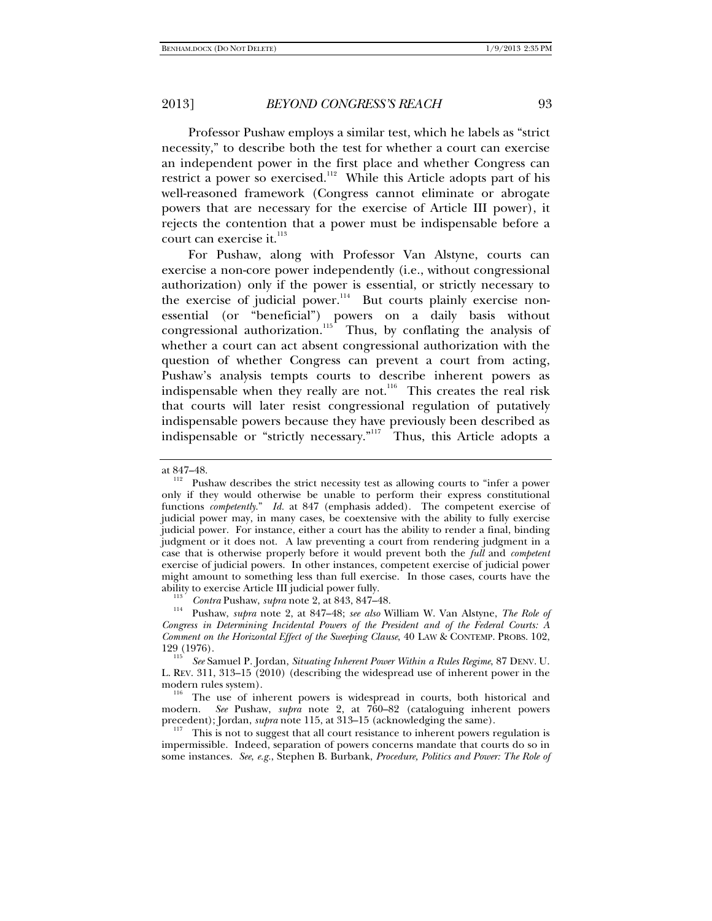Professor Pushaw employs a similar test, which he labels as "strict necessity," to describe both the test for whether a court can exercise an independent power in the first place and whether Congress can restrict a power so exercised.[112] While this Article adopts part of his well-reasoned framework (Congress cannot eliminate or abrogate powers that are necessary for the exercise of Article III power), it rejects the contention that a power must be indispensable before a court can exercise it.[113]

For Pushaw, along with Professor Van Alstyne, courts can exercise a non-core power independently (i.e., without congressional authorization) only if the power is essential, or strictly necessary to the exercise of judicial power.[114] But courts plainly exercise non-essential (or "beneficial") powers on a daily basis without congressional authorization.[115] Thus, by conflating the analysis of whether a court can act absent congressional authorization with the question of whether Congress can prevent a court from acting, Pushaw's analysis tempts courts to describe inherent powers as indispensable when they really are not.[116] This creates the real risk that courts will later resist congressional regulation of putatively indispensable powers because they have previously been described as indispensable or "strictly necessary."[117] Thus, this Article adopts a

---

at 847–48.

[112] Pushaw describes the strict necessity test as allowing courts to "infer a power only if they would otherwise be unable to perform their express constitutional functions *competently*." *Id.* at 847 (emphasis added). The competent exercise of judicial power may, in many cases, be coextensive with the ability to fully exercise judicial power. For instance, either a court has the ability to render a final, binding judgment or it does not. A law preventing a court from rendering judgment in a case that is otherwise properly before it would prevent both the *full* and *competent* exercise of judicial powers. In other instances, competent exercise of judicial power might amount to something less than full exercise. In those cases, courts have the ability to exercise Article III judicial power fully.

[113] *Contra* Pushaw, *supra* note 2, at 843, 847–48.

[114] Pushaw, *supra* note 2, at 847–48; *see also* William W. Van Alstyne, *The Role of Congress in Determining Incidental Powers of the President and of the Federal Courts: A Comment on the Horizontal Effect of the Sweeping Clause*, 40 LAW & CONTEMP. PROBS. 102, 129 (1976).

[115] *See* Samuel P. Jordan, *Situating Inherent Power Within a Rules Regime*, 87 DENV. U. L. REV. 311, 313–15 (2010) (describing the widespread use of inherent power in the modern rules system).

[116] The use of inherent powers is widespread in courts, both historical and modern. *See* Pushaw, *supra* note 2, at 760–82 (cataloguing inherent powers precedent); Jordan, *supra* note 115, at 313–15 (acknowledging the same).

[117] This is not to suggest that all court resistance to inherent powers regulation is impermissible. Indeed, separation of powers concerns mandate that courts do so in some instances. *See, e.g.*, Stephen B. Burbank, *Procedure, Politics and Power: The Role of*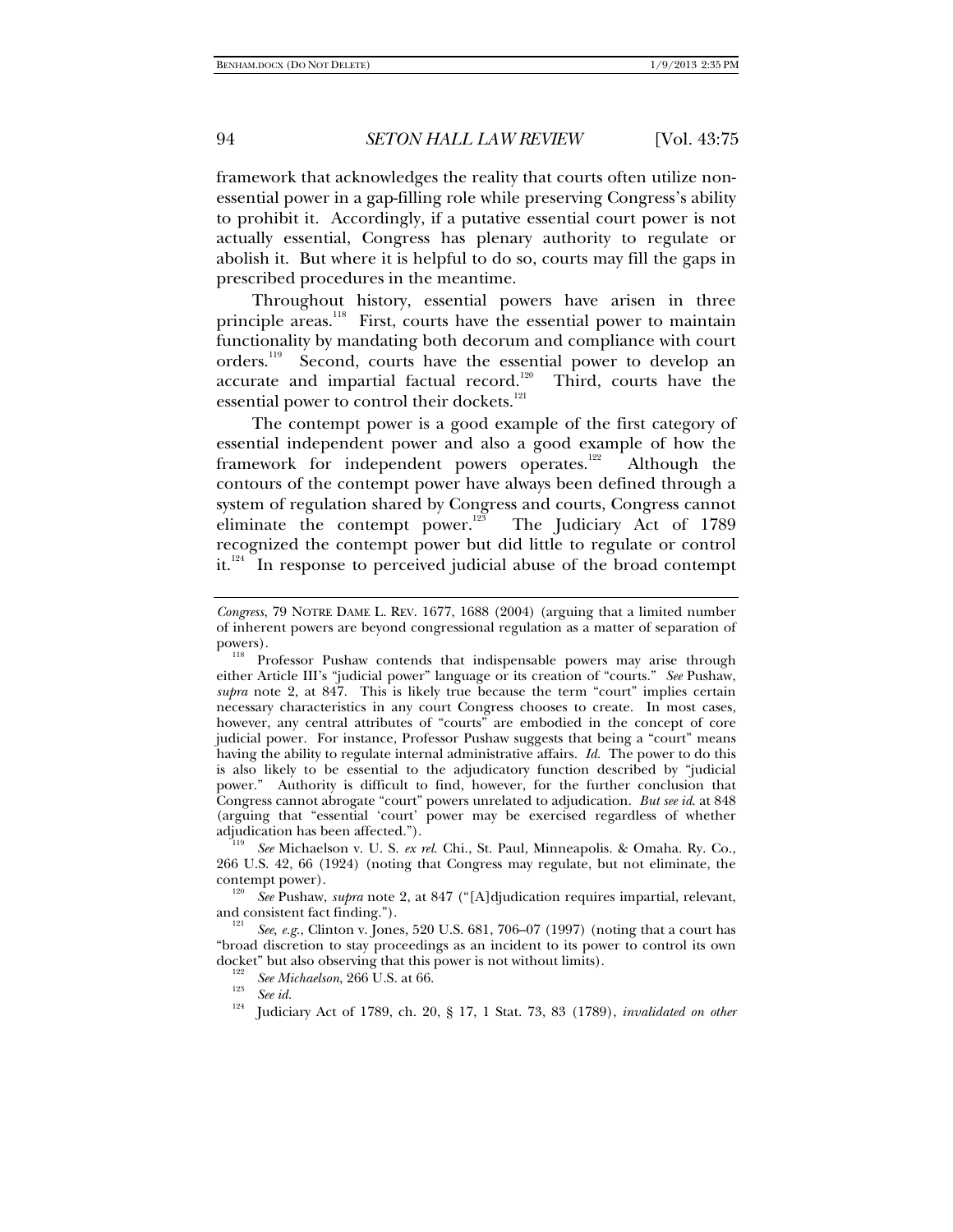framework that acknowledges the reality that courts often utilize non-essential power in a gap-filling role while preserving Congress's ability to prohibit it. Accordingly, if a putative essential court power is not actually essential, Congress has plenary authority to regulate or abolish it. But where it is helpful to do so, courts may fill the gaps in prescribed procedures in the meantime.

Throughout history, essential powers have arisen in three principle areas.[118] First, courts have the essential power to maintain functionality by mandating both decorum and compliance with court orders.[119] Second, courts have the essential power to develop an accurate and impartial factual record.[120] Third, courts have the essential power to control their dockets.[121]

The contempt power is a good example of the first category of essential independent power and also a good example of how the framework for independent powers operates.[122] Although the contours of the contempt power have always been defined through a system of regulation shared by Congress and courts, Congress cannot eliminate the contempt power.[123] The Judiciary Act of 1789 recognized the contempt power but did little to regulate or control it.[124] In response to perceived judicial abuse of the broad contempt

---

*Congress*, 79 NOTRE DAME L. REV. 1677, 1688 (2004) (arguing that a limited number of inherent powers are beyond congressional regulation as a matter of separation of powers).

[118] Professor Pushaw contends that indispensable powers may arise through either Article III's "judicial power" language or its creation of "courts." *See* Pushaw, *supra* note 2, at 847. This is likely true because the term "court" implies certain necessary characteristics in any court Congress chooses to create. In most cases, however, any central attributes of "courts" are embodied in the concept of core judicial power. For instance, Professor Pushaw suggests that being a "court" means having the ability to regulate internal administrative affairs. *Id.* The power to do this is also likely to be essential to the adjudicatory function described by "judicial power." Authority is difficult to find, however, for the further conclusion that Congress cannot abrogate "court" powers unrelated to adjudication. *But see id.* at 848 (arguing that "essential 'court' power may be exercised regardless of whether adjudication has been affected.").

[119] *See* Michaelson v. U. S. *ex rel.* Chi., St. Paul, Minneapolis. & Omaha. Ry. Co., 266 U.S. 42, 66 (1924) (noting that Congress may regulate, but not eliminate, the contempt power).

[120] *See* Pushaw, *supra* note 2, at 847 ("[A]djudication requires impartial, relevant, and consistent fact finding.").

[121] *See, e.g.*, Clinton v. Jones, 520 U.S. 681, 706–07 (1997) (noting that a court has "broad discretion to stay proceedings as an incident to its power to control its own docket" but also observing that this power is not without limits).

[122] *See Michaelson*, 266 U.S. at 66.

[123] *See id.*

[124] Judiciary Act of 1789, ch. 20, § 17, 1 Stat. 73, 83 (1789), *invalidated on other*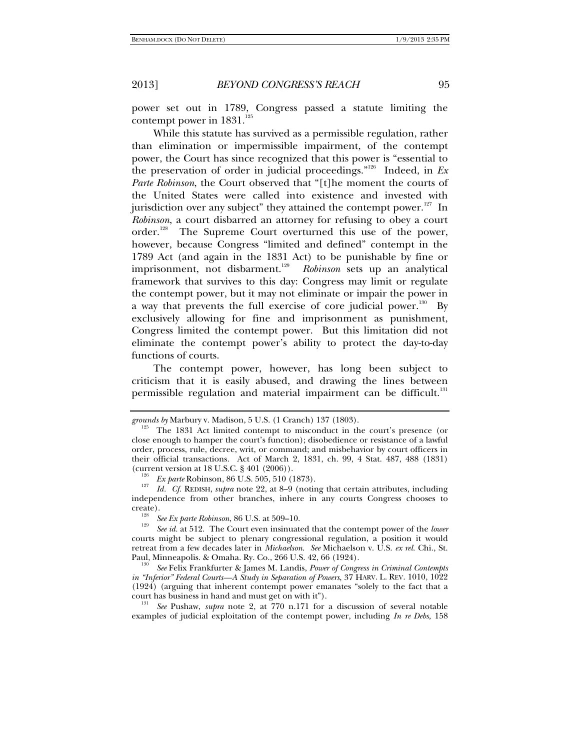power set out in 1789, Congress passed a statute limiting the contempt power in 1831.[125]

While this statute has survived as a permissible regulation, rather than elimination or impermissible impairment, of the contempt power, the Court has since recognized that this power is "essential to the preservation of order in judicial proceedings."[126] Indeed, in *Ex Parte Robinson*, the Court observed that "[t]he moment the courts of the United States were called into existence and invested with jurisdiction over any subject" they attained the contempt power.[127] In *Robinson*, a court disbarred an attorney for refusing to obey a court order.[128] The Supreme Court overturned this use of the power, however, because Congress "limited and defined" contempt in the 1789 Act (and again in the 1831 Act) to be punishable by fine or imprisonment, not disbarment.[129] *Robinson* sets up an analytical framework that survives to this day: Congress may limit or regulate the contempt power, but it may not eliminate or impair the power in a way that prevents the full exercise of core judicial power.[130] By exclusively allowing for fine and imprisonment as punishment, Congress limited the contempt power. But this limitation did not eliminate the contempt power's ability to protect the day-to-day functions of courts.

The contempt power, however, has long been subject to criticism that it is easily abused, and drawing the lines between permissible regulation and material impairment can be difficult.[131]

---

*grounds by* Marbury v. Madison, 5 U.S. (1 Cranch) 137 (1803).

[125] The 1831 Act limited contempt to misconduct in the court's presence (or close enough to hamper the court's function); disobedience or resistance of a lawful order, process, rule, decree, writ, or command; and misbehavior by court officers in their official transactions. Act of March 2, 1831, ch. 99, 4 Stat. 487, 488 (1831) (current version at 18 U.S.C. § 401 (2006)).

[126] *Ex parte* Robinson, 86 U.S. 505, 510 (1873).

[127] *Id.* *Cf.* REDISH, *supra* note 22, at 8–9 (noting that certain attributes, including independence from other branches, inhere in any courts Congress chooses to create).

[128] *See Ex parte Robinson*, 86 U.S. at 509–10.

[129] *See id.* at 512. The Court even insinuated that the contempt power of the *lower* courts might be subject to plenary congressional regulation, a position it would retreat from a few decades later in *Michaelson*. *See* Michaelson v. U.S. *ex rel.* Chi., St. Paul, Minneapolis. & Omaha. Ry. Co., 266 U.S. 42, 66 (1924).

[130] *See* Felix Frankfurter & James M. Landis, *Power of Congress in Criminal Contempts in "Inferior" Federal Courts—A Study in Separation of Powers*, 37 HARV. L. REV. 1010, 1022 (1924) (arguing that inherent contempt power emanates "solely to the fact that a court has business in hand and must get on with it").

[131] *See* Pushaw, *supra* note 2, at 770 n.171 for a discussion of several notable examples of judicial exploitation of the contempt power, including *In re Debs,* 158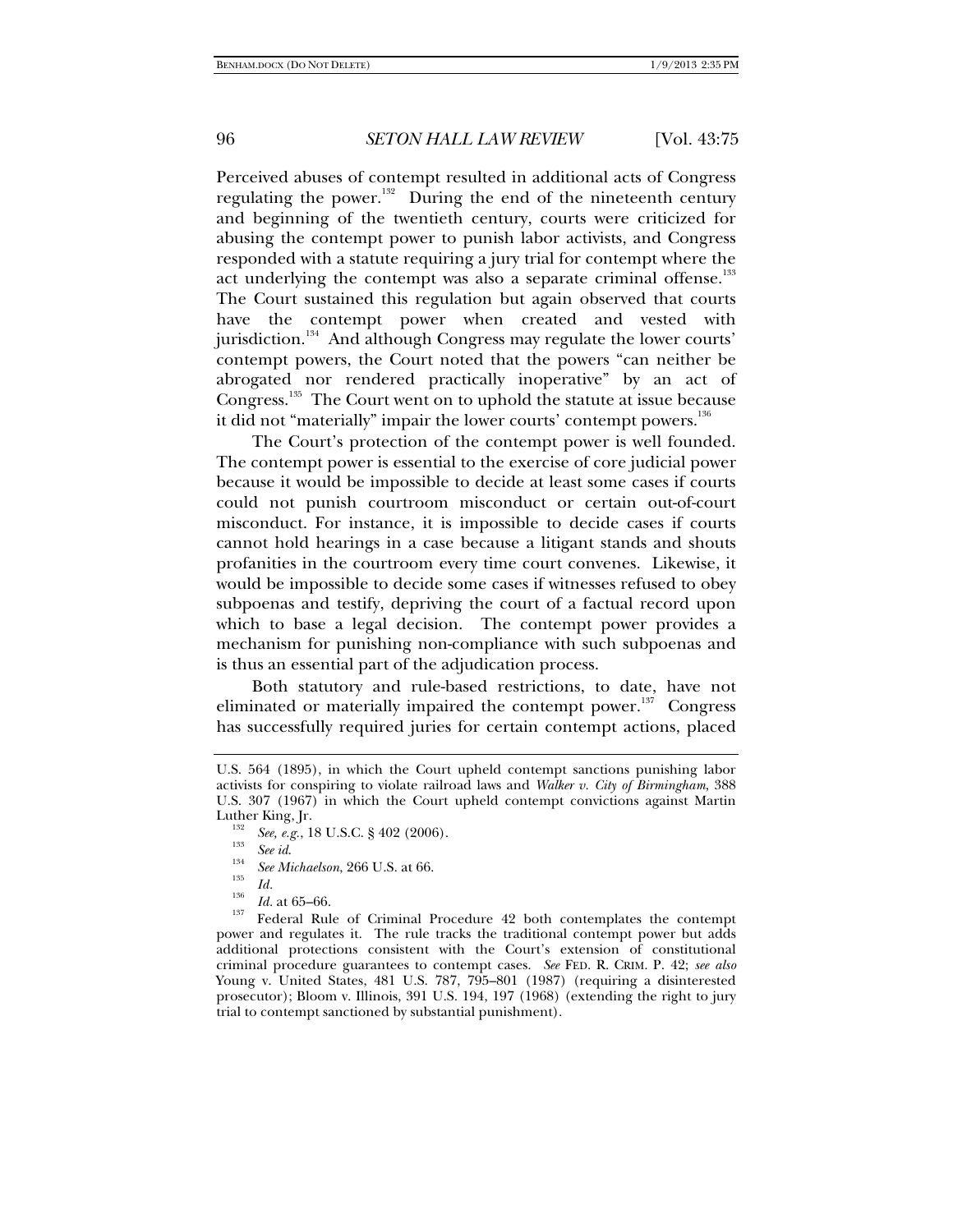Perceived abuses of contempt resulted in additional acts of Congress regulating the power.[132] During the end of the nineteenth century and beginning of the twentieth century, courts were criticized for abusing the contempt power to punish labor activists, and Congress responded with a statute requiring a jury trial for contempt where the act underlying the contempt was also a separate criminal offense.[133] The Court sustained this regulation but again observed that courts have the contempt power when created and vested with jurisdiction.[134] And although Congress may regulate the lower courts' contempt powers, the Court noted that the powers "can neither be abrogated nor rendered practically inoperative" by an act of Congress.[135] The Court went on to uphold the statute at issue because it did not "materially" impair the lower courts' contempt powers.[136]

The Court's protection of the contempt power is well founded. The contempt power is essential to the exercise of core judicial power because it would be impossible to decide at least some cases if courts could not punish courtroom misconduct or certain out-of-court misconduct. For instance, it is impossible to decide cases if courts cannot hold hearings in a case because a litigant stands and shouts profanities in the courtroom every time court convenes. Likewise, it would be impossible to decide some cases if witnesses refused to obey subpoenas and testify, depriving the court of a factual record upon which to base a legal decision. The contempt power provides a mechanism for punishing non-compliance with such subpoenas and is thus an essential part of the adjudication process.

Both statutory and rule-based restrictions, to date, have not eliminated or materially impaired the contempt power.[137] Congress has successfully required juries for certain contempt actions, placed

---

U.S. 564 (1895), in which the Court upheld contempt sanctions punishing labor activists for conspiring to violate railroad laws and *Walker v. City of Birmingham*, 388 U.S. 307 (1967) in which the Court upheld contempt convictions against Martin Luther King, Jr.

[132] *See, e.g.*, 18 U.S.C. § 402 (2006).

[133] *See id.*

[134] *See Michaelson*, 266 U.S. at 66.

[135] *Id.*

[136] *Id.* at 65–66.

[137] Federal Rule of Criminal Procedure 42 both contemplates the contempt power and regulates it. The rule tracks the traditional contempt power but adds additional protections consistent with the Court's extension of constitutional criminal procedure guarantees to contempt cases. *See* FED. R. CRIM. P. 42; *see also* Young v. United States, 481 U.S. 787, 795–801 (1987) (requiring a disinterested prosecutor); Bloom v. Illinois, 391 U.S. 194, 197 (1968) (extending the right to jury trial to contempt sanctioned by substantial punishment).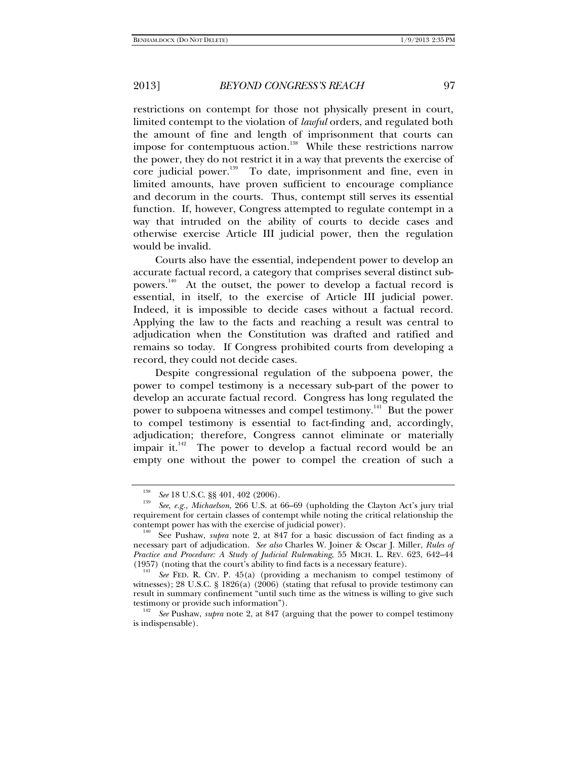restrictions on contempt for those not physically present in court, limited contempt to the violation of *lawful* orders, and regulated both the amount of fine and length of imprisonment that courts can impose for contemptuous action.[138] While these restrictions narrow the power, they do not restrict it in a way that prevents the exercise of core judicial power.[139] To date, imprisonment and fine, even in limited amounts, have proven sufficient to encourage compliance and decorum in the courts. Thus, contempt still serves its essential function. If, however, Congress attempted to regulate contempt in a way that intruded on the ability of courts to decide cases and otherwise exercise Article III judicial power, then the regulation would be invalid.

Courts also have the essential, independent power to develop an accurate factual record, a category that comprises several distinct sub-powers.[140] At the outset, the power to develop a factual record is essential, in itself, to the exercise of Article III judicial power. Indeed, it is impossible to decide cases without a factual record. Applying the law to the facts and reaching a result was central to adjudication when the Constitution was drafted and ratified and remains so today. If Congress prohibited courts from developing a record, they could not decide cases.

Despite congressional regulation of the subpoena power, the power to compel testimony is a necessary sub-part of the power to develop an accurate factual record. Congress has long regulated the power to subpoena witnesses and compel testimony.[141] But the power to compel testimony is essential to fact-finding and, accordingly, adjudication; therefore, Congress cannot eliminate or materially impair it.[142] The power to develop a factual record would be an empty one without the power to compel the creation of such a

---

[138] *See* 18 U.S.C. §§ 401, 402 (2006).

[139] *See, e.g.*, *Michaelson*, 266 U.S. at 66–69 (upholding the Clayton Act's jury trial requirement for certain classes of contempt while noting the critical relationship the contempt power has with the exercise of judicial power).

[140] See Pushaw, *supra* note 2, at 847 for a basic discussion of fact finding as a necessary part of adjudication. *See also* Charles W. Joiner & Oscar J. Miller, *Rules of Practice and Procedure: A Study of Judicial Rulemaking*, 55 MICH. L. REV. 623, 642–44 (1957) (noting that the court's ability to find facts is a necessary feature).

[141] *See* FED. R. CIV. P. 45(a) (providing a mechanism to compel testimony of witnesses); 28 U.S.C. § 1826(a) (2006) (stating that refusal to provide testimony can result in summary confinement "until such time as the witness is willing to give such testimony or provide such information").

[142] *See* Pushaw, *supra* note 2, at 847 (arguing that the power to compel testimony is indispensable).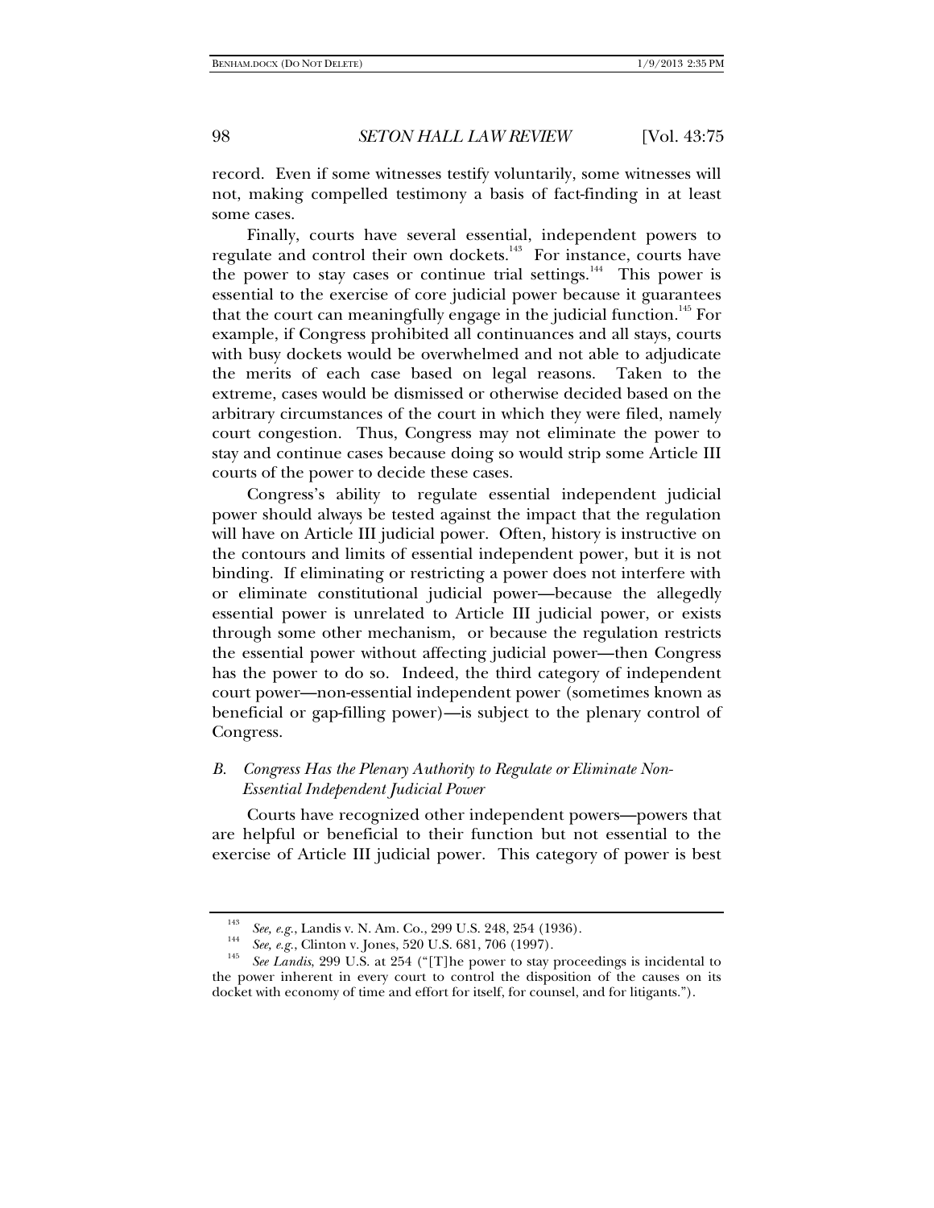record. Even if some witnesses testify voluntarily, some witnesses will not, making compelled testimony a basis of fact-finding in at least some cases.

Finally, courts have several essential, independent powers to regulate and control their own dockets.[143] For instance, courts have the power to stay cases or continue trial settings.[144] This power is essential to the exercise of core judicial power because it guarantees that the court can meaningfully engage in the judicial function.[145] For example, if Congress prohibited all continuances and all stays, courts with busy dockets would be overwhelmed and not able to adjudicate the merits of each case based on legal reasons. Taken to the extreme, cases would be dismissed or otherwise decided based on the arbitrary circumstances of the court in which they were filed, namely court congestion. Thus, Congress may not eliminate the power to stay and continue cases because doing so would strip some Article III courts of the power to decide these cases.

Congress's ability to regulate essential independent judicial power should always be tested against the impact that the regulation will have on Article III judicial power. Often, history is instructive on the contours and limits of essential independent power, but it is not binding. If eliminating or restricting a power does not interfere with or eliminate constitutional judicial power—because the allegedly essential power is unrelated to Article III judicial power, or exists through some other mechanism, or because the regulation restricts the essential power without affecting judicial power—then Congress has the power to do so. Indeed, the third category of independent court power—non-essential independent power (sometimes known as beneficial or gap-filling power)—is subject to the plenary control of Congress.

### *B. Congress Has the Plenary Authority to Regulate or Eliminate Non-Essential Independent Judicial Power*

Courts have recognized other independent powers—powers that are helpful or beneficial to their function but not essential to the exercise of Article III judicial power. This category of power is best

---

[143] *See, e.g.*, Landis v. N. Am. Co., 299 U.S. 248, 254 (1936).

[144] *See, e.g.*, Clinton v. Jones, 520 U.S. 681, 706 (1997).

[145] *See Landis*, 299 U.S. at 254 ("[T]he power to stay proceedings is incidental to the power inherent in every court to control the disposition of the causes on its docket with economy of time and effort for itself, for counsel, and for litigants.").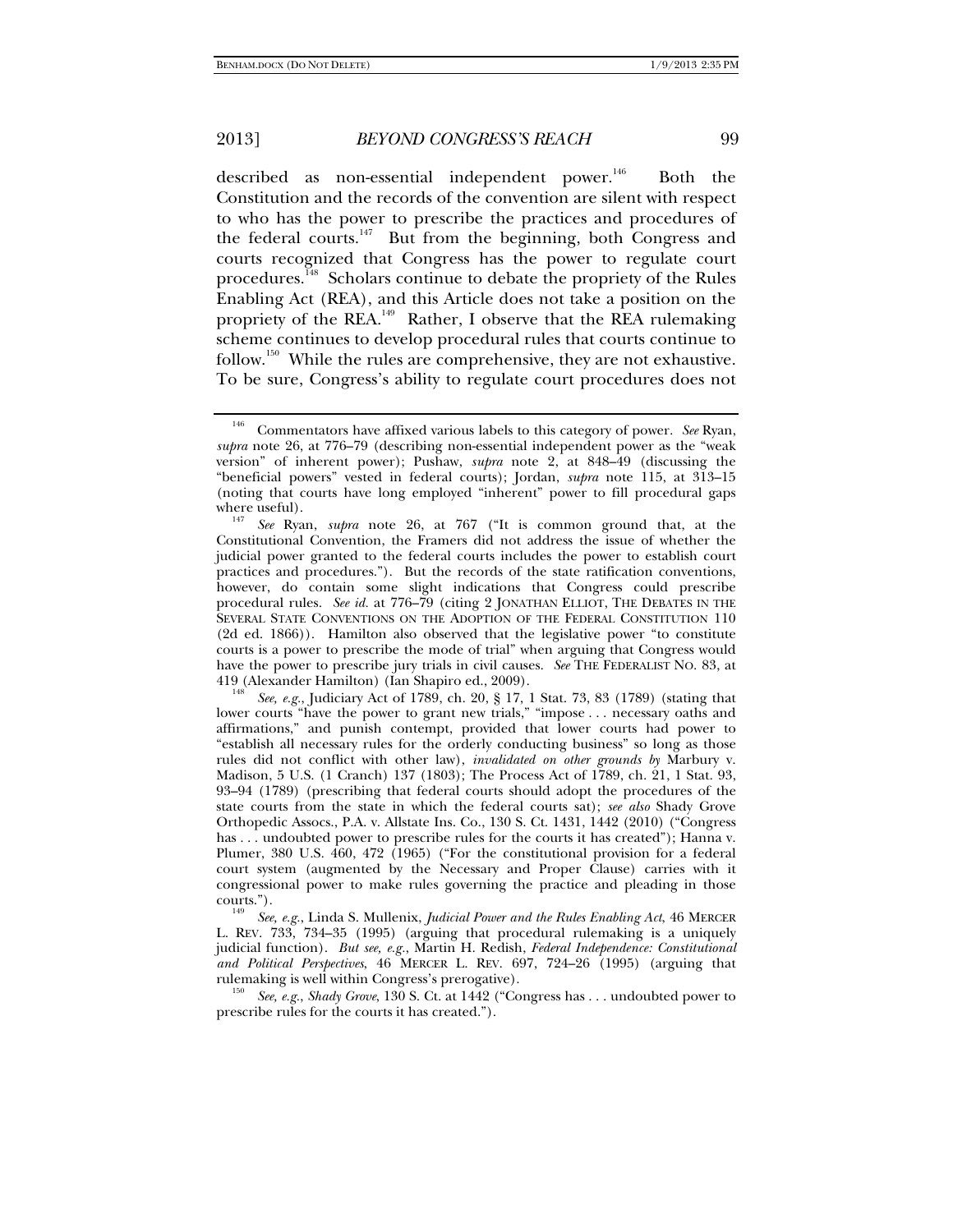described as non-essential independent power.[146] Both the Constitution and the records of the convention are silent with respect to who has the power to prescribe the practices and procedures of the federal courts.[147] But from the beginning, both Congress and courts recognized that Congress has the power to regulate court procedures.[148] Scholars continue to debate the propriety of the Rules Enabling Act (REA), and this Article does not take a position on the propriety of the REA.[149] Rather, I observe that the REA rulemaking scheme continues to develop procedural rules that courts continue to follow.[150] While the rules are comprehensive, they are not exhaustive. To be sure, Congress's ability to regulate court procedures does not

---

[146] Commentators have affixed various labels to this category of power. *See* Ryan, *supra* note 26, at 776–79 (describing non-essential independent power as the "weak version" of inherent power); Pushaw, *supra* note 2, at 848–49 (discussing the "beneficial powers" vested in federal courts); Jordan, *supra* note 115, at 313–15 (noting that courts have long employed "inherent" power to fill procedural gaps where useful).

[147] *See* Ryan, *supra* note 26, at 767 ("It is common ground that, at the Constitutional Convention, the Framers did not address the issue of whether the judicial power granted to the federal courts includes the power to establish court practices and procedures."). But the records of the state ratification conventions, however, do contain some slight indications that Congress could prescribe procedural rules. *See id.* at 776–79 (citing 2 JONATHAN ELLIOT, THE DEBATES IN THE SEVERAL STATE CONVENTIONS ON THE ADOPTION OF THE FEDERAL CONSTITUTION 110 (2d ed. 1866)). Hamilton also observed that the legislative power "to constitute courts is a power to prescribe the mode of trial" when arguing that Congress would have the power to prescribe jury trials in civil causes. *See* THE FEDERALIST NO. 83, at 419 (Alexander Hamilton) (Ian Shapiro ed., 2009).

[148] *See, e.g.*, Judiciary Act of 1789, ch. 20, § 17, 1 Stat. 73, 83 (1789) (stating that lower courts "have the power to grant new trials," "impose . . . necessary oaths and affirmations," and punish contempt, provided that lower courts had power to "establish all necessary rules for the orderly conducting business" so long as those rules did not conflict with other law), *invalidated on other grounds by* Marbury v. Madison, 5 U.S. (1 Cranch) 137 (1803); The Process Act of 1789, ch. 21, 1 Stat. 93, 93–94 (1789) (prescribing that federal courts should adopt the procedures of the state courts from the state in which the federal courts sat); *see also* Shady Grove Orthopedic Assocs., P.A. v. Allstate Ins. Co., 130 S. Ct. 1431, 1442 (2010) ("Congress has . . . undoubted power to prescribe rules for the courts it has created"); Hanna v. Plumer, 380 U.S. 460, 472 (1965) ("For the constitutional provision for a federal court system (augmented by the Necessary and Proper Clause) carries with it congressional power to make rules governing the practice and pleading in those courts.").

[149] *See, e.g.*, Linda S. Mullenix, *Judicial Power and the Rules Enabling Act*, 46 MERCER L. REV. 733, 734–35 (1995) (arguing that procedural rulemaking is a uniquely judicial function). *But see, e.g.*, Martin H. Redish, *Federal Independence: Constitutional and Political Perspectives*, 46 MERCER L. REV. 697, 724–26 (1995) (arguing that rulemaking is well within Congress's prerogative).

[150] *See, e.g.*, *Shady Grove*, 130 S. Ct. at 1442 ("Congress has . . . undoubted power to prescribe rules for the courts it has created.").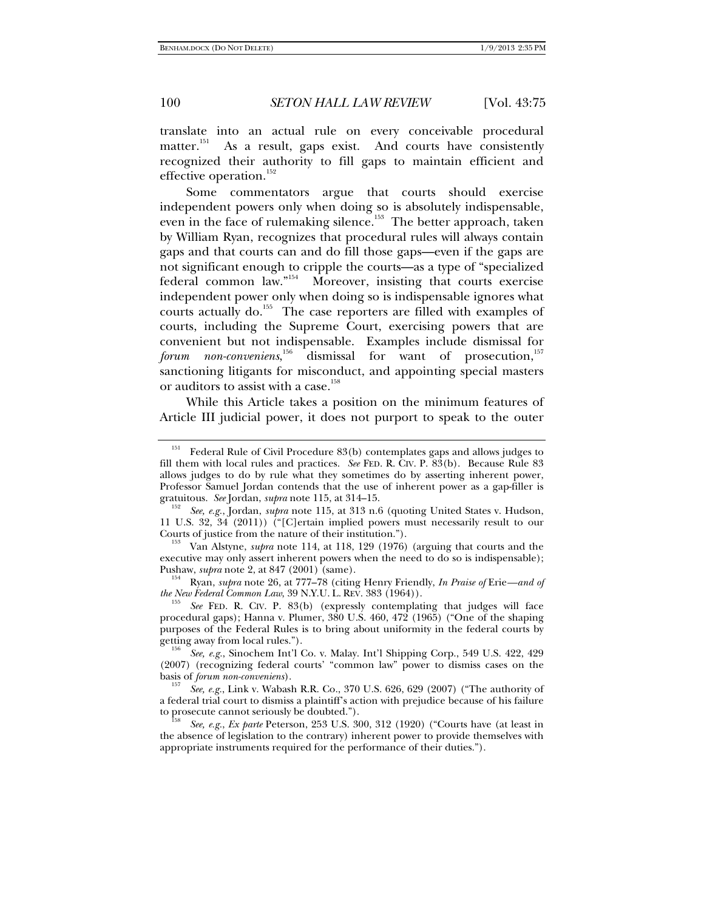translate into an actual rule on every conceivable procedural matter.[151] As a result, gaps exist. And courts have consistently recognized their authority to fill gaps to maintain efficient and effective operation.[152]

Some commentators argue that courts should exercise independent powers only when doing so is absolutely indispensable, even in the face of rulemaking silence.[153] The better approach, taken by William Ryan, recognizes that procedural rules will always contain gaps and that courts can and do fill those gaps—even if the gaps are not significant enough to cripple the courts—as a type of "specialized federal common law."[154] Moreover, insisting that courts exercise independent power only when doing so is indispensable ignores what courts actually do.[155] The case reporters are filled with examples of courts, including the Supreme Court, exercising powers that are convenient but not indispensable. Examples include dismissal for *forum non-conveniens*,[156] dismissal for want of prosecution,[157] sanctioning litigants for misconduct, and appointing special masters or auditors to assist with a case.[158]

While this Article takes a position on the minimum features of Article III judicial power, it does not purport to speak to the outer

---

[151] Federal Rule of Civil Procedure 83(b) contemplates gaps and allows judges to fill them with local rules and practices. *See* FED. R. CIV. P. 83(b). Because Rule 83 allows judges to do by rule what they sometimes do by asserting inherent power, Professor Samuel Jordan contends that the use of inherent power as a gap-filler is gratuitous. *See* Jordan, *supra* note 115, at 314–15.

[152] *See, e.g.*, Jordan, *supra* note 115, at 313 n.6 (quoting United States v. Hudson, 11 U.S. 32, 34 (2011)) ("[C]ertain implied powers must necessarily result to our Courts of justice from the nature of their institution.").

[153] Van Alstyne, *supra* note 114, at 118, 129 (1976) (arguing that courts and the executive may only assert inherent powers when the need to do so is indispensable); Pushaw, *supra* note 2, at 847 (2001) (same).

[154] Ryan, *supra* note 26, at 777–78 (citing Henry Friendly, *In Praise of* Erie*—and of the New Federal Common Law*, 39 N.Y.U. L. REV. 383 (1964)).

[155] *See* FED. R. CIV. P. 83(b) (expressly contemplating that judges will face procedural gaps); Hanna v. Plumer, 380 U.S. 460, 472 (1965) ("One of the shaping purposes of the Federal Rules is to bring about uniformity in the federal courts by getting away from local rules.").

[156] *See, e.g.*, Sinochem Int'l Co. v. Malay. Int'l Shipping Corp., 549 U.S. 422, 429 (2007) (recognizing federal courts' "common law" power to dismiss cases on the basis of *forum non-conveniens*).

[157] *See, e.g.*, Link v. Wabash R.R. Co., 370 U.S. 626, 629 (2007) ("The authority of a federal trial court to dismiss a plaintiff's action with prejudice because of his failure to prosecute cannot seriously be doubted.").

[158] *See, e.g.*, *Ex parte* Peterson, 253 U.S. 300, 312 (1920) ("Courts have (at least in the absence of legislation to the contrary) inherent power to provide themselves with appropriate instruments required for the performance of their duties.").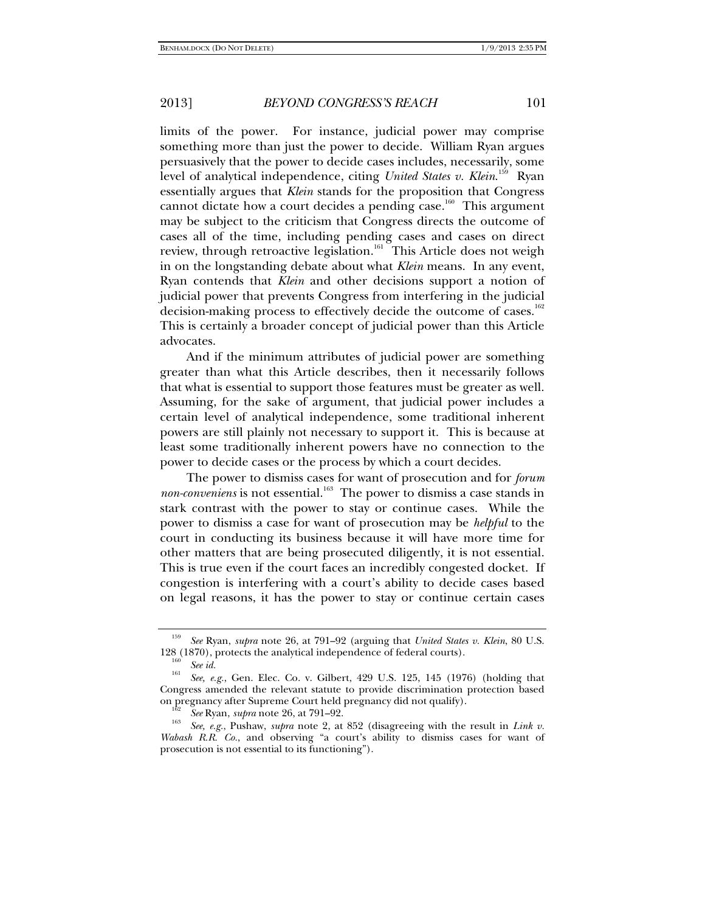limits of the power. For instance, judicial power may comprise something more than just the power to decide. William Ryan argues persuasively that the power to decide cases includes, necessarily, some level of analytical independence, citing *United States v. Klein*.[159] Ryan essentially argues that *Klein* stands for the proposition that Congress cannot dictate how a court decides a pending case.[160] This argument may be subject to the criticism that Congress directs the outcome of cases all of the time, including pending cases and cases on direct review, through retroactive legislation.[161] This Article does not weigh in on the longstanding debate about what *Klein* means. In any event, Ryan contends that *Klein* and other decisions support a notion of judicial power that prevents Congress from interfering in the judicial decision-making process to effectively decide the outcome of cases.[162] This is certainly a broader concept of judicial power than this Article advocates.

And if the minimum attributes of judicial power are something greater than what this Article describes, then it necessarily follows that what is essential to support those features must be greater as well. Assuming, for the sake of argument, that judicial power includes a certain level of analytical independence, some traditional inherent powers are still plainly not necessary to support it. This is because at least some traditionally inherent powers have no connection to the power to decide cases or the process by which a court decides.

The power to dismiss cases for want of prosecution and for *forum non-conveniens* is not essential.[163] The power to dismiss a case stands in stark contrast with the power to stay or continue cases. While the power to dismiss a case for want of prosecution may be *helpful* to the court in conducting its business because it will have more time for other matters that are being prosecuted diligently, it is not essential. This is true even if the court faces an incredibly congested docket. If congestion is interfering with a court's ability to decide cases based on legal reasons, it has the power to stay or continue certain cases

---

[159] *See* Ryan, *supra* note 26, at 791–92 (arguing that *United States v. Klein*, 80 U.S. 128 (1870), protects the analytical independence of federal courts).

[160] *See id.*

[161] *See, e.g.*, Gen. Elec. Co. v. Gilbert, 429 U.S. 125, 145 (1976) (holding that Congress amended the relevant statute to provide discrimination protection based on pregnancy after Supreme Court held pregnancy did not qualify).

[162] *See* Ryan, *supra* note 26, at 791–92.

[163] *See, e.g.*, Pushaw, *supra* note 2, at 852 (disagreeing with the result in *Link v. Wabash R.R. Co.*, and observing "a court's ability to dismiss cases for want of prosecution is not essential to its functioning").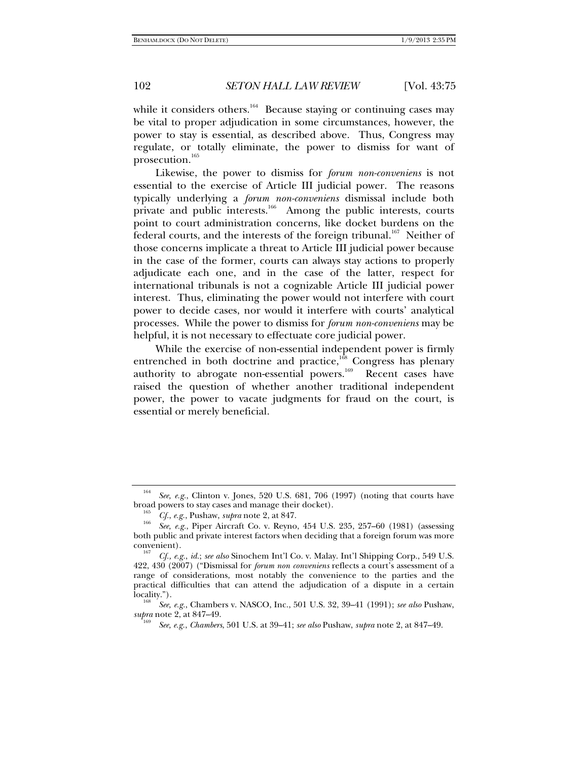while it considers others.[164] Because staying or continuing cases may be vital to proper adjudication in some circumstances, however, the power to stay is essential, as described above. Thus, Congress may regulate, or totally eliminate, the power to dismiss for want of prosecution.[165]

Likewise, the power to dismiss for *forum non-conveniens* is not essential to the exercise of Article III judicial power. The reasons typically underlying a *forum non-conveniens* dismissal include both private and public interests.[166] Among the public interests, courts point to court administration concerns, like docket burdens on the federal courts, and the interests of the foreign tribunal.[167] Neither of those concerns implicate a threat to Article III judicial power because in the case of the former, courts can always stay actions to properly adjudicate each one, and in the case of the latter, respect for international tribunals is not a cognizable Article III judicial power interest. Thus, eliminating the power would not interfere with court power to decide cases, nor would it interfere with courts' analytical processes. While the power to dismiss for *forum non-conveniens* may be helpful, it is not necessary to effectuate core judicial power.

While the exercise of non-essential independent power is firmly entrenched in both doctrine and practice,[168] Congress has plenary authority to abrogate non-essential powers.[169] Recent cases have raised the question of whether another traditional independent power, the power to vacate judgments for fraud on the court, is essential or merely beneficial.

---

[164] *See, e.g.*, Clinton v. Jones, 520 U.S. 681, 706 (1997) (noting that courts have broad powers to stay cases and manage their docket).

[165] *Cf., e.g.*, Pushaw, *supra* note 2, at 847.

[166] *See, e.g.*, Piper Aircraft Co. v. Reyno, 454 U.S. 235, 257–60 (1981) (assessing both public and private interest factors when deciding that a foreign forum was more convenient).

[167] *Cf., e.g.*, *id.*; *see also* Sinochem Int'l Co. v. Malay. Int'l Shipping Corp., 549 U.S. 422, 430 (2007) ("Dismissal for *forum non conveniens* reflects a court's assessment of a range of considerations, most notably the convenience to the parties and the practical difficulties that can attend the adjudication of a dispute in a certain locality.").

[168] *See, e.g.*, Chambers v. NASCO, Inc., 501 U.S. 32, 39–41 (1991); *see also* Pushaw, *supra* note 2, at 847–49.

[169] *See, e.g.*, *Chambers*, 501 U.S. at 39–41; *see also* Pushaw, *supra* note 2, at 847–49.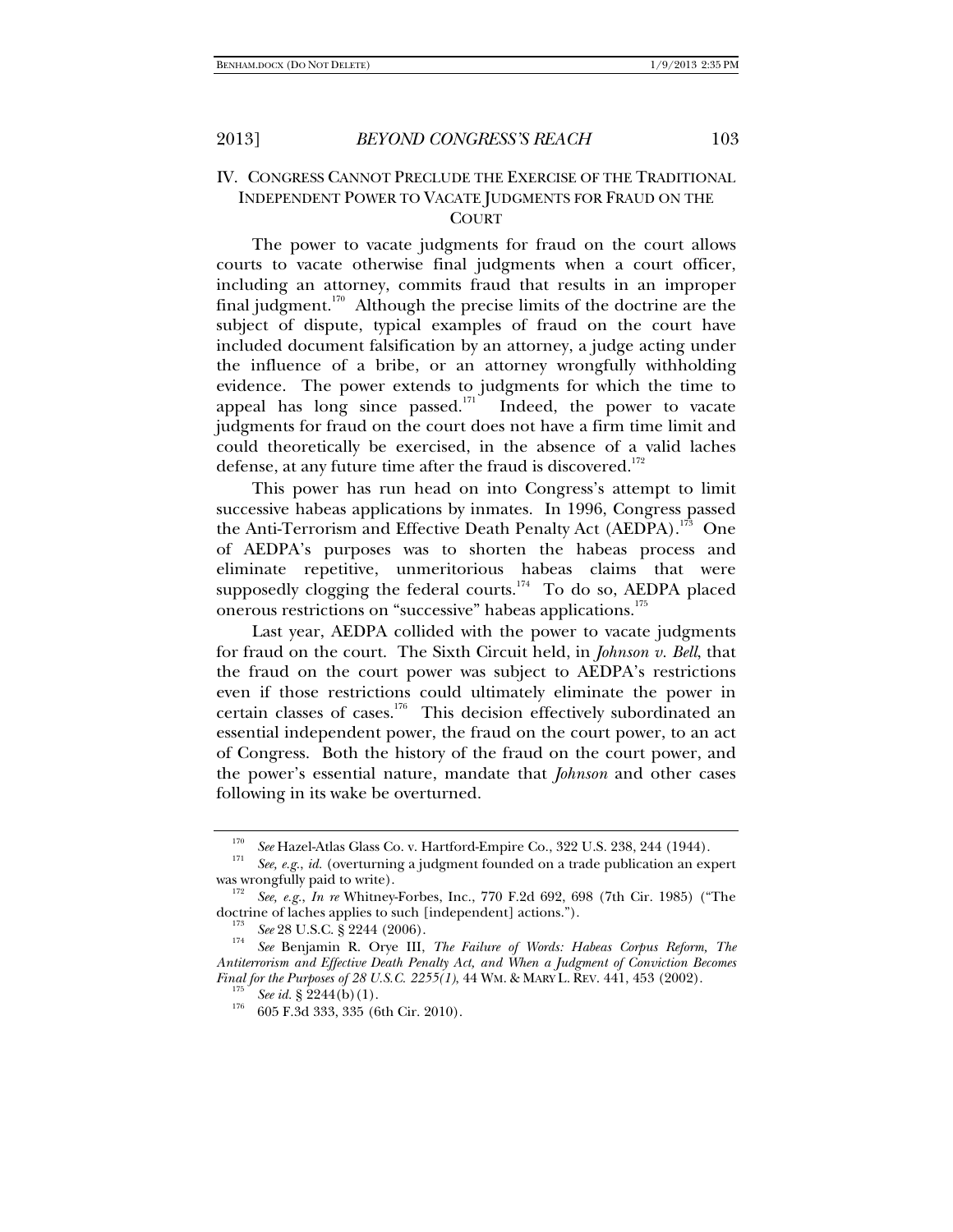## IV. CONGRESS CANNOT PRECLUDE THE EXERCISE OF THE TRADITIONAL INDEPENDENT POWER TO VACATE JUDGMENTS FOR FRAUD ON THE COURT

The power to vacate judgments for fraud on the court allows courts to vacate otherwise final judgments when a court officer, including an attorney, commits fraud that results in an improper final judgment.[170] Although the precise limits of the doctrine are the subject of dispute, typical examples of fraud on the court have included document falsification by an attorney, a judge acting under the influence of a bribe, or an attorney wrongfully withholding evidence. The power extends to judgments for which the time to appeal has long since passed.[171] Indeed, the power to vacate judgments for fraud on the court does not have a firm time limit and could theoretically be exercised, in the absence of a valid laches defense, at any future time after the fraud is discovered.[172]

This power has run head on into Congress's attempt to limit successive habeas applications by inmates. In 1996, Congress passed the Anti-Terrorism and Effective Death Penalty Act (AEDPA).[173] One of AEDPA's purposes was to shorten the habeas process and eliminate repetitive, unmeritorious habeas claims that were supposedly clogging the federal courts.[174] To do so, AEDPA placed onerous restrictions on "successive" habeas applications.[175]

Last year, AEDPA collided with the power to vacate judgments for fraud on the court. The Sixth Circuit held, in *Johnson v. Bell*, that the fraud on the court power was subject to AEDPA's restrictions even if those restrictions could ultimately eliminate the power in certain classes of cases.[176] This decision effectively subordinated an essential independent power, the fraud on the court power, to an act of Congress. Both the history of the fraud on the court power, and the power's essential nature, mandate that *Johnson* and other cases following in its wake be overturned.

---

[170] *See* Hazel-Atlas Glass Co. v. Hartford-Empire Co., 322 U.S. 238, 244 (1944).

[171] *See, e.g.*, *id.* (overturning a judgment founded on a trade publication an expert was wrongfully paid to write).

[172] *See, e.g.*, *In re* Whitney-Forbes, Inc., 770 F.2d 692, 698 (7th Cir. 1985) ("The doctrine of laches applies to such [independent] actions.").

[173] *See* 28 U.S.C. § 2244 (2006).

[174] *See* Benjamin R. Orye III, *The Failure of Words: Habeas Corpus Reform, The Antiterrorism and Effective Death Penalty Act, and When a Judgment of Conviction Becomes Final for the Purposes of 28 U.S.C. 2255(1)*, 44 WM. & MARY L. REV. 441, 453 (2002).

[175] *See id.* § 2244(b)(1).

[176] 605 F.3d 333, 335 (6th Cir. 2010).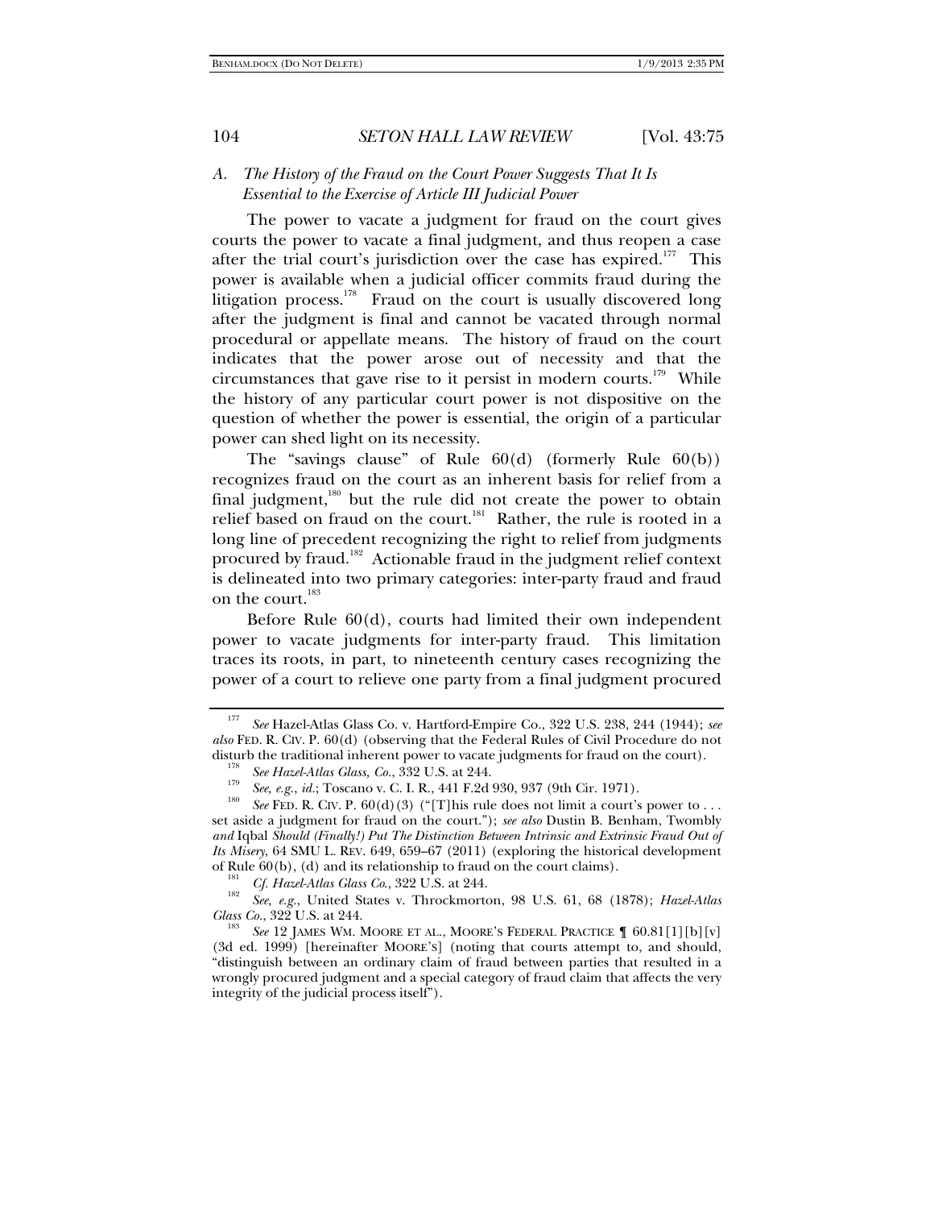### A. *The History of the Fraud on the Court Power Suggests That It Is Essential to the Exercise of Article III Judicial Power*

The power to vacate a judgment for fraud on the court gives courts the power to vacate a final judgment, and thus reopen a case after the trial court's jurisdiction over the case has expired.[177] This power is available when a judicial officer commits fraud during the litigation process.[178] Fraud on the court is usually discovered long after the judgment is final and cannot be vacated through normal procedural or appellate means. The history of fraud on the court indicates that the power arose out of necessity and that the circumstances that gave rise to it persist in modern courts.[179] While the history of any particular court power is not dispositive on the question of whether the power is essential, the origin of a particular power can shed light on its necessity.

The "savings clause" of Rule 60(d) (formerly Rule 60(b)) recognizes fraud on the court as an inherent basis for relief from a final judgment,[180] but the rule did not create the power to obtain relief based on fraud on the court.[181] Rather, the rule is rooted in a long line of precedent recognizing the right to relief from judgments procured by fraud.[182] Actionable fraud in the judgment relief context is delineated into two primary categories: inter-party fraud and fraud on the court.[183]

Before Rule 60(d), courts had limited their own independent power to vacate judgments for inter-party fraud. This limitation traces its roots, in part, to nineteenth century cases recognizing the power of a court to relieve one party from a final judgment procured

---

[177] *See* Hazel-Atlas Glass Co. v. Hartford-Empire Co., 322 U.S. 238, 244 (1944); *see also* FED. R. CIV. P. 60(d) (observing that the Federal Rules of Civil Procedure do not disturb the traditional inherent power to vacate judgments for fraud on the court).

[178] *See Hazel-Atlas Glass, Co.*, 332 U.S. at 244.

[179] *See, e.g.*, *id.*; Toscano v. C. I. R., 441 F.2d 930, 937 (9th Cir. 1971).

[180] *See* FED. R. CIV. P. 60(d)(3) ("[T]his rule does not limit a court's power to . . . set aside a judgment for fraud on the court."); *see also* Dustin B. Benham, Twombly *and* Iqbal *Should (Finally!) Put The Distinction Between Intrinsic and Extrinsic Fraud Out of Its Misery*, 64 SMU L. REV. 649, 659–67 (2011) (exploring the historical development of Rule 60(b), (d) and its relationship to fraud on the court claims).

[181] *Cf. Hazel-Atlas Glass Co.*, 322 U.S. at 244.

[182] *See, e.g.*, United States v. Throckmorton, 98 U.S. 61, 68 (1878); *Hazel-Atlas Glass Co.*, 322 U.S. at 244.

[183] *See* 12 JAMES WM. MOORE ET AL., MOORE'S FEDERAL PRACTICE ¶ 60.81[1][b][v] (3d ed. 1999) [hereinafter MOORE'S] (noting that courts attempt to, and should, "distinguish between an ordinary claim of fraud between parties that resulted in a wrongly procured judgment and a special category of fraud claim that affects the very integrity of the judicial process itself").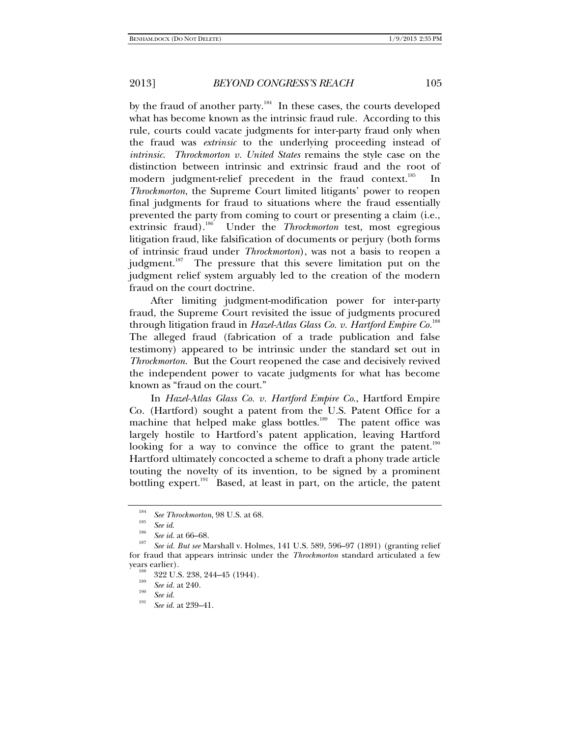by the fraud of another party.[184] In these cases, the courts developed what has become known as the intrinsic fraud rule. According to this rule, courts could vacate judgments for inter-party fraud only when the fraud was *extrinsic* to the underlying proceeding instead of *intrinsic*. *Throckmorton v. United States* remains the style case on the distinction between intrinsic and extrinsic fraud and the root of modern judgment-relief precedent in the fraud context.[185] In *Throckmorton*, the Supreme Court limited litigants' power to reopen final judgments for fraud to situations where the fraud essentially prevented the party from coming to court or presenting a claim (i.e., extrinsic fraud).[186] Under the *Throckmorton* test, most egregious litigation fraud, like falsification of documents or perjury (both forms of intrinsic fraud under *Throckmorton*), was not a basis to reopen a judgment.[187] The pressure that this severe limitation put on the judgment relief system arguably led to the creation of the modern fraud on the court doctrine.

After limiting judgment-modification power for inter-party fraud, the Supreme Court revisited the issue of judgments procured through litigation fraud in *Hazel-Atlas Glass Co. v. Hartford Empire Co.*[188] The alleged fraud (fabrication of a trade publication and false testimony) appeared to be intrinsic under the standard set out in *Throckmorton*. But the Court reopened the case and decisively revived the independent power to vacate judgments for what has become known as "fraud on the court."

In *Hazel-Atlas Glass Co. v. Hartford Empire Co.*, Hartford Empire Co. (Hartford) sought a patent from the U.S. Patent Office for a machine that helped make glass bottles.[189] The patent office was largely hostile to Hartford's patent application, leaving Hartford looking for a way to convince the office to grant the patent.[190] Hartford ultimately concocted a scheme to draft a phony trade article touting the novelty of its invention, to be signed by a prominent bottling expert.[191] Based, at least in part, on the article, the patent

---

[184] *See Throckmorton*, 98 U.S. at 68.

[185] *See id.*

[186] *See id.* at 66–68.

[187] *See id. But see* Marshall v. Holmes, 141 U.S. 589, 596–97 (1891) (granting relief for fraud that appears intrinsic under the *Throckmorton* standard articulated a few years earlier).

[188] 322 U.S. 238, 244–45 (1944).

[189] *See id.* at 240.

[190] *See id.*

[191] *See id.* at 239–41.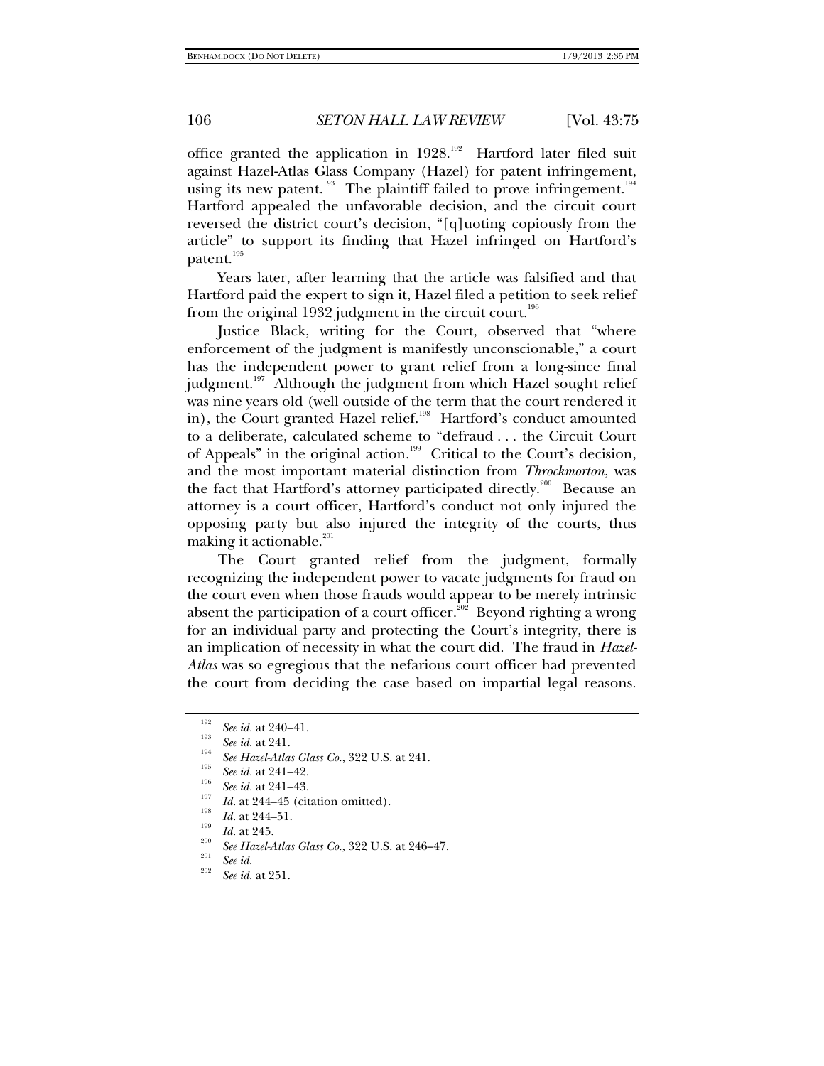office granted the application in 1928.[192] Hartford later filed suit against Hazel-Atlas Glass Company (Hazel) for patent infringement, using its new patent.[193] The plaintiff failed to prove infringement.[194] Hartford appealed the unfavorable decision, and the circuit court reversed the district court's decision, "[q]uoting copiously from the article" to support its finding that Hazel infringed on Hartford's patent.[195]

Years later, after learning that the article was falsified and that Hartford paid the expert to sign it, Hazel filed a petition to seek relief from the original 1932 judgment in the circuit court.[196]

Justice Black, writing for the Court, observed that "where enforcement of the judgment is manifestly unconscionable," a court has the independent power to grant relief from a long-since final judgment.[197] Although the judgment from which Hazel sought relief was nine years old (well outside of the term that the court rendered it in), the Court granted Hazel relief.[198] Hartford's conduct amounted to a deliberate, calculated scheme to "defraud . . . the Circuit Court of Appeals" in the original action.[199] Critical to the Court's decision, and the most important material distinction from *Throckmorton*, was the fact that Hartford's attorney participated directly.[200] Because an attorney is a court officer, Hartford's conduct not only injured the opposing party but also injured the integrity of the courts, thus making it actionable.[201]

The Court granted relief from the judgment, formally recognizing the independent power to vacate judgments for fraud on the court even when those frauds would appear to be merely intrinsic absent the participation of a court officer.[202] Beyond righting a wrong for an individual party and protecting the Court's integrity, there is an implication of necessity in what the court did. The fraud in *Hazel-Atlas* was so egregious that the nefarious court officer had prevented the court from deciding the case based on impartial legal reasons.

---

[192] *See id.* at 240–41.

[193] *See id.* at 241.

[194] *See Hazel-Atlas Glass Co.*, 322 U.S. at 241.

[195] *See id.* at 241–42.

[196] *See id.* at 241–43.

[197] *Id.* at 244–45 (citation omitted).

[198] *Id.* at 244–51.

[199] *Id.* at 245.

[200] *See Hazel-Atlas Glass Co.*, 322 U.S. at 246–47.

[201] *See id.*

[202] *See id.* at 251.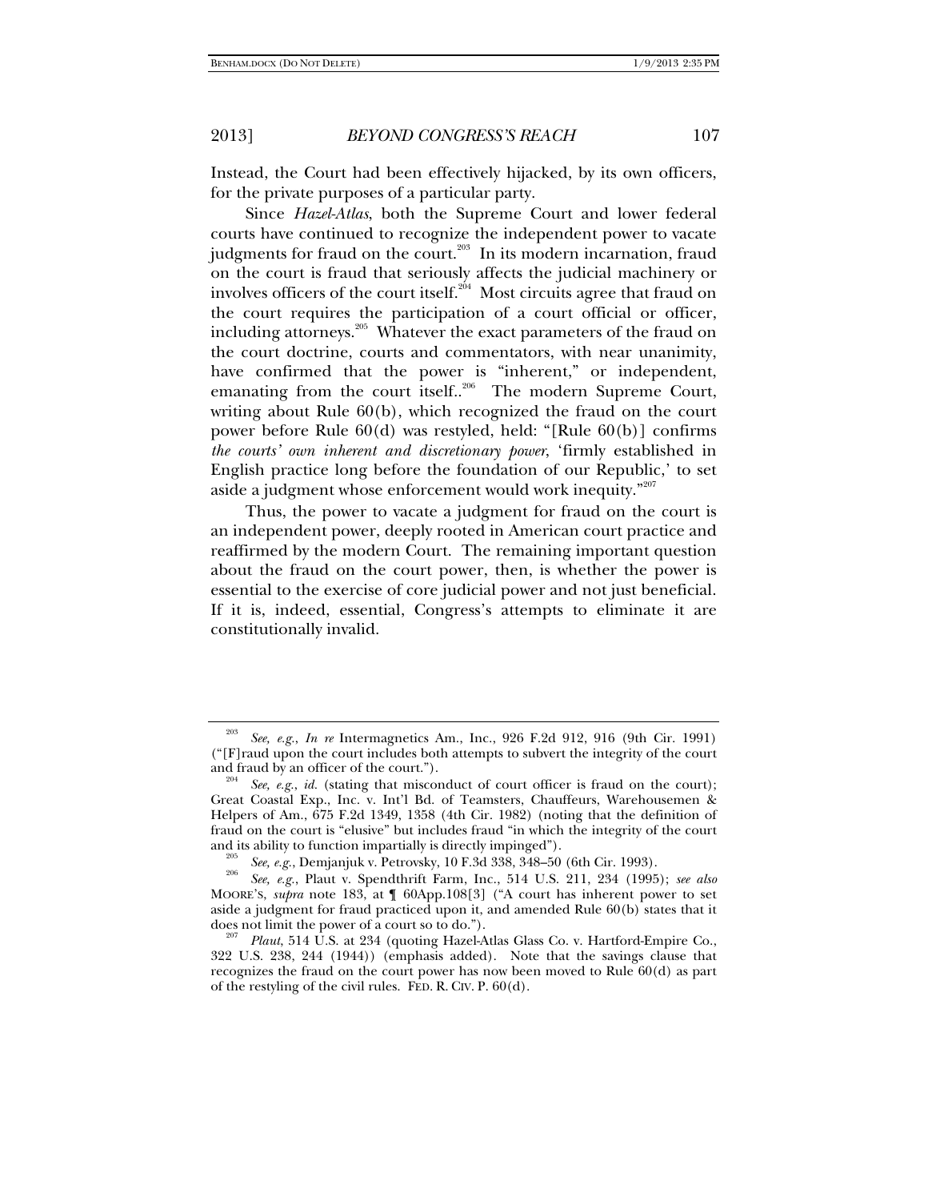Instead, the Court had been effectively hijacked, by its own officers, for the private purposes of a particular party.

Since *Hazel-Atlas*, both the Supreme Court and lower federal courts have continued to recognize the independent power to vacate judgments for fraud on the court.[203] In its modern incarnation, fraud on the court is fraud that seriously affects the judicial machinery or involves officers of the court itself.[204] Most circuits agree that fraud on the court requires the participation of a court official or officer, including attorneys.[205] Whatever the exact parameters of the fraud on the court doctrine, courts and commentators, with near unanimity, have confirmed that the power is "inherent," or independent, emanating from the court itself..[206] The modern Supreme Court, writing about Rule 60(b), which recognized the fraud on the court power before Rule 60(d) was restyled, held: "[Rule 60(b)] confirms *the courts' own inherent and discretionary power*, 'firmly established in English practice long before the foundation of our Republic,' to set aside a judgment whose enforcement would work inequity."[207]

Thus, the power to vacate a judgment for fraud on the court is an independent power, deeply rooted in American court practice and reaffirmed by the modern Court. The remaining important question about the fraud on the court power, then, is whether the power is essential to the exercise of core judicial power and not just beneficial. If it is, indeed, essential, Congress's attempts to eliminate it are constitutionally invalid.

---

[203] *See, e.g.*, *In re* Intermagnetics Am., Inc., 926 F.2d 912, 916 (9th Cir. 1991) ("[F]raud upon the court includes both attempts to subvert the integrity of the court and fraud by an officer of the court.").

[204] *See, e.g.*, *id.* (stating that misconduct of court officer is fraud on the court); Great Coastal Exp., Inc. v. Int'l Bd. of Teamsters, Chauffeurs, Warehousemen & Helpers of Am., 675 F.2d 1349, 1358 (4th Cir. 1982) (noting that the definition of fraud on the court is "elusive" but includes fraud "in which the integrity of the court and its ability to function impartially is directly impinged").

[205] *See, e.g.*, Demjanjuk v. Petrovsky, 10 F.3d 338, 348–50 (6th Cir. 1993).

[206] *See, e.g.*, Plaut v. Spendthrift Farm, Inc., 514 U.S. 211, 234 (1995); *see also* MOORE'S, *supra* note 183, at ¶ 60App.108[3] ("A court has inherent power to set aside a judgment for fraud practiced upon it, and amended Rule 60(b) states that it does not limit the power of a court so to do.").

[207] *Plaut*, 514 U.S. at 234 (quoting Hazel-Atlas Glass Co. v. Hartford-Empire Co., 322 U.S. 238, 244 (1944)) (emphasis added). Note that the savings clause that recognizes the fraud on the court power has now been moved to Rule 60(d) as part of the restyling of the civil rules. FED. R. CIV. P. 60(d).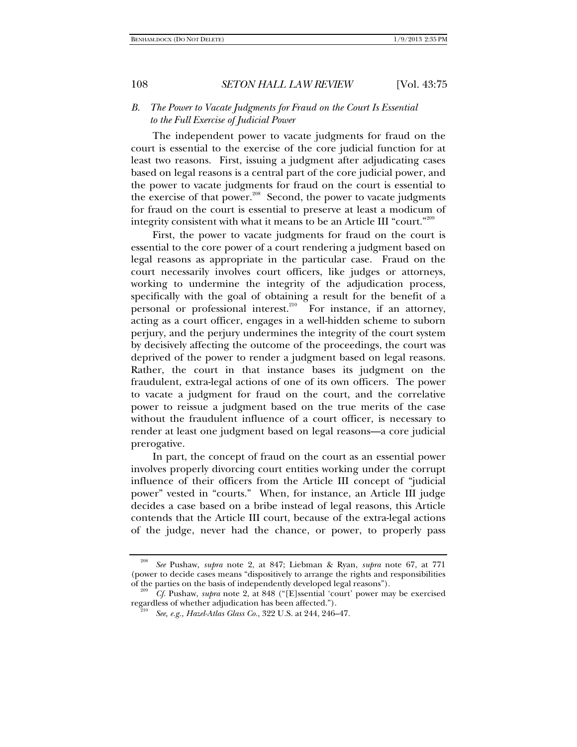### *B. The Power to Vacate Judgments for Fraud on the Court Is Essential to the Full Exercise of Judicial Power*

The independent power to vacate judgments for fraud on the court is essential to the exercise of the core judicial function for at least two reasons. First, issuing a judgment after adjudicating cases based on legal reasons is a central part of the core judicial power, and the power to vacate judgments for fraud on the court is essential to the exercise of that power.[208] Second, the power to vacate judgments for fraud on the court is essential to preserve at least a modicum of integrity consistent with what it means to be an Article III "court."[209]

First, the power to vacate judgments for fraud on the court is essential to the core power of a court rendering a judgment based on legal reasons as appropriate in the particular case. Fraud on the court necessarily involves court officers, like judges or attorneys, working to undermine the integrity of the adjudication process, specifically with the goal of obtaining a result for the benefit of a personal or professional interest.[210] For instance, if an attorney, acting as a court officer, engages in a well-hidden scheme to suborn perjury, and the perjury undermines the integrity of the court system by decisively affecting the outcome of the proceedings, the court was deprived of the power to render a judgment based on legal reasons. Rather, the court in that instance bases its judgment on the fraudulent, extra-legal actions of one of its own officers. The power to vacate a judgment for fraud on the court, and the correlative power to reissue a judgment based on the true merits of the case without the fraudulent influence of a court officer, is necessary to render at least one judgment based on legal reasons—a core judicial prerogative.

In part, the concept of fraud on the court as an essential power involves properly divorcing court entities working under the corrupt influence of their officers from the Article III concept of "judicial power" vested in "courts." When, for instance, an Article III judge decides a case based on a bribe instead of legal reasons, this Article contends that the Article III court, because of the extra-legal actions of the judge, never had the chance, or power, to properly pass

---

[208] *See* Pushaw, *supra* note 2, at 847; Liebman & Ryan, *supra* note 67, at 771 (power to decide cases means "dispositively to arrange the rights and responsibilities of the parties on the basis of independently developed legal reasons").

[209] *Cf.* Pushaw, *supra* note 2, at 848 ("[E]ssential 'court' power may be exercised regardless of whether adjudication has been affected.").

[210] *See, e.g.*, *Hazel-Atlas Glass Co.*, 322 U.S. at 244, 246–47.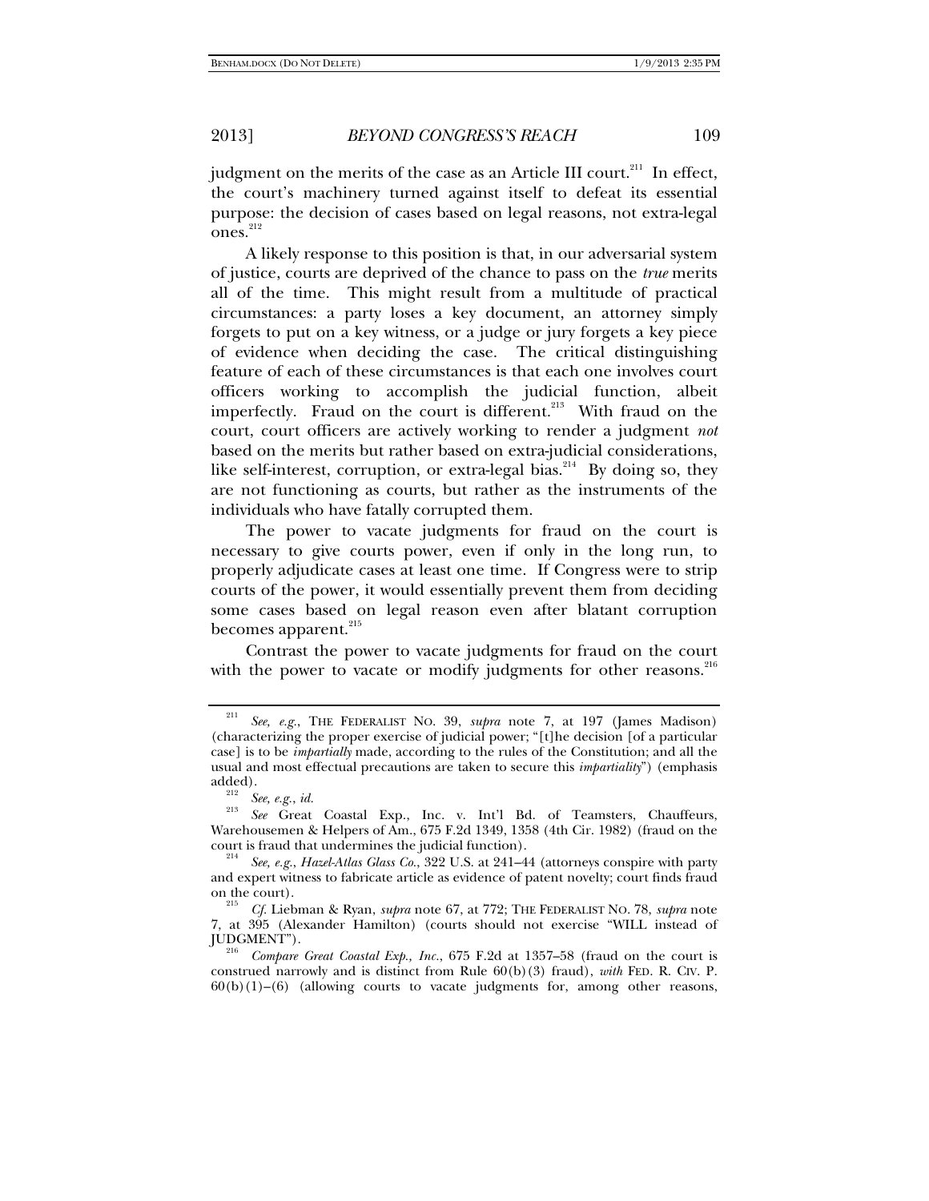judgment on the merits of the case as an Article III court.[211] In effect, the court's machinery turned against itself to defeat its essential purpose: the decision of cases based on legal reasons, not extra-legal ones.[212]

A likely response to this position is that, in our adversarial system of justice, courts are deprived of the chance to pass on the *true* merits all of the time. This might result from a multitude of practical circumstances: a party loses a key document, an attorney simply forgets to put on a key witness, or a judge or jury forgets a key piece of evidence when deciding the case. The critical distinguishing feature of each of these circumstances is that each one involves court officers working to accomplish the judicial function, albeit imperfectly. Fraud on the court is different.[213] With fraud on the court, court officers are actively working to render a judgment *not* based on the merits but rather based on extra-judicial considerations, like self-interest, corruption, or extra-legal bias.[214] By doing so, they are not functioning as courts, but rather as the instruments of the individuals who have fatally corrupted them.

The power to vacate judgments for fraud on the court is necessary to give courts power, even if only in the long run, to properly adjudicate cases at least one time. If Congress were to strip courts of the power, it would essentially prevent them from deciding some cases based on legal reason even after blatant corruption becomes apparent.[215]

Contrast the power to vacate judgments for fraud on the court with the power to vacate or modify judgments for other reasons.[216]

---

[211] *See, e.g.*, THE FEDERALIST NO. 39, *supra* note 7, at 197 (James Madison) (characterizing the proper exercise of judicial power; "[t]he decision [of a particular case] is to be *impartially* made, according to the rules of the Constitution; and all the usual and most effectual precautions are taken to secure this *impartiality*") (emphasis added).

[212] *See, e.g.*, *id.*

[213] *See* Great Coastal Exp., Inc. v. Int'l Bd. of Teamsters, Chauffeurs, Warehousemen & Helpers of Am., 675 F.2d 1349, 1358 (4th Cir. 1982) (fraud on the court is fraud that undermines the judicial function).

[214] *See, e.g.*, *Hazel-Atlas Glass Co.*, 322 U.S. at 241–44 (attorneys conspire with party and expert witness to fabricate article as evidence of patent novelty; court finds fraud on the court).

[215] *Cf.* Liebman & Ryan, *supra* note 67, at 772; THE FEDERALIST NO. 78, *supra* note 7, at 395 (Alexander Hamilton) (courts should not exercise "WILL instead of JUDGMENT").

[216] *Compare Great Coastal Exp., Inc.*, 675 F.2d at 1357–58 (fraud on the court is construed narrowly and is distinct from Rule 60(b)(3) fraud), *with* FED. R. CIV. P. 60(b)(1)–(6) (allowing courts to vacate judgments for, among other reasons,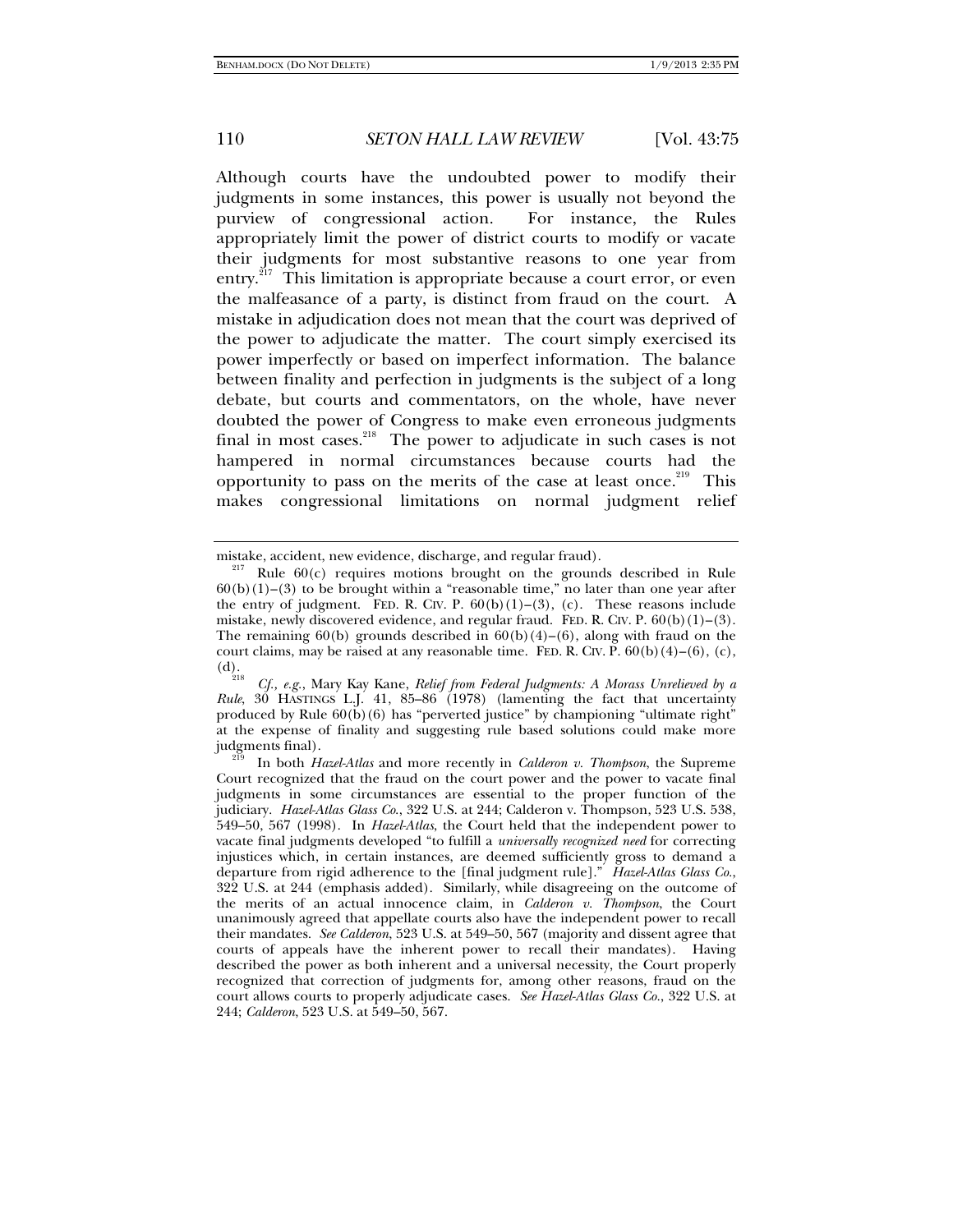Although courts have the undoubted power to modify their judgments in some instances, this power is usually not beyond the purview of congressional action. For instance, the Rules appropriately limit the power of district courts to modify or vacate their judgments for most substantive reasons to one year from entry.[217] This limitation is appropriate because a court error, or even the malfeasance of a party, is distinct from fraud on the court. A mistake in adjudication does not mean that the court was deprived of the power to adjudicate the matter. The court simply exercised its power imperfectly or based on imperfect information. The balance between finality and perfection in judgments is the subject of a long debate, but courts and commentators, on the whole, have never doubted the power of Congress to make even erroneous judgments final in most cases.[218] The power to adjudicate in such cases is not hampered in normal circumstances because courts had the opportunity to pass on the merits of the case at least once.[219] This makes congressional limitations on normal judgment relief

---

mistake, accident, new evidence, discharge, and regular fraud).

[217] Rule 60(c) requires motions brought on the grounds described in Rule 60(b)(1)–(3) to be brought within a "reasonable time," no later than one year after the entry of judgment. FED. R. CIV. P. 60(b)(1)–(3), (c). These reasons include mistake, newly discovered evidence, and regular fraud. FED. R. CIV. P. 60(b)(1)–(3). The remaining 60(b) grounds described in 60(b)(4)–(6), along with fraud on the court claims, may be raised at any reasonable time. FED. R. CIV. P. 60(b)(4)–(6), (c), (d).

[218] *Cf., e.g.*, Mary Kay Kane, *Relief from Federal Judgments: A Morass Unrelieved by a Rule*, 30 HASTINGS L.J. 41, 85–86 (1978) (lamenting the fact that uncertainty produced by Rule 60(b)(6) has "perverted justice" by championing "ultimate right" at the expense of finality and suggesting rule based solutions could make more judgments final).

[219] In both *Hazel-Atlas* and more recently in *Calderon v. Thompson*, the Supreme Court recognized that the fraud on the court power and the power to vacate final judgments in some circumstances are essential to the proper function of the judiciary. *Hazel-Atlas Glass Co.*, 322 U.S. at 244; Calderon v. Thompson, 523 U.S. 538, 549–50, 567 (1998). In *Hazel-Atlas*, the Court held that the independent power to vacate final judgments developed "to fulfill a *universally recognized need* for correcting injustices which, in certain instances, are deemed sufficiently gross to demand a departure from rigid adherence to the [final judgment rule]." *Hazel-Atlas Glass Co.*, 322 U.S. at 244 (emphasis added). Similarly, while disagreeing on the outcome of the merits of an actual innocence claim, in *Calderon v. Thompson*, the Court unanimously agreed that appellate courts also have the independent power to recall their mandates. *See Calderon*, 523 U.S. at 549–50, 567 (majority and dissent agree that courts of appeals have the inherent power to recall their mandates). Having described the power as both inherent and a universal necessity, the Court properly recognized that correction of judgments for, among other reasons, fraud on the court allows courts to properly adjudicate cases. *See Hazel-Atlas Glass Co.*, 322 U.S. at 244; *Calderon*, 523 U.S. at 549–50, 567.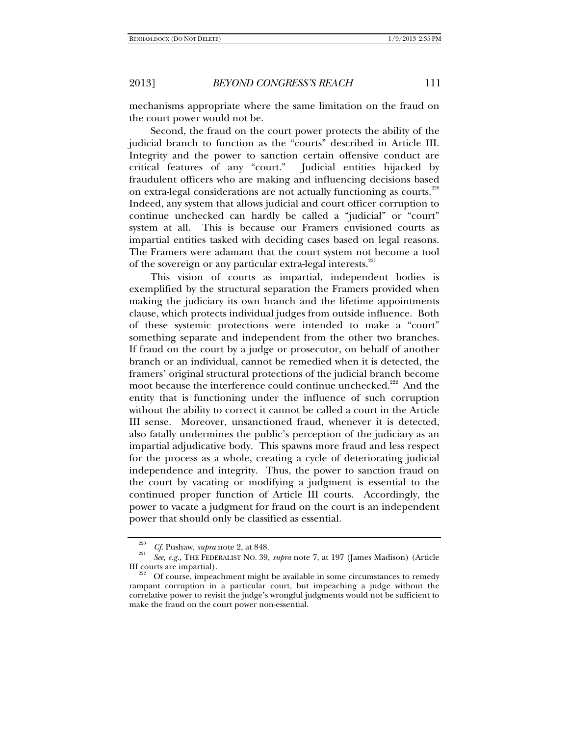mechanisms appropriate where the same limitation on the fraud on the court power would not be.

Second, the fraud on the court power protects the ability of the judicial branch to function as the "courts" described in Article III. Integrity and the power to sanction certain offensive conduct are critical features of any "court." Judicial entities hijacked by fraudulent officers who are making and influencing decisions based on extra-legal considerations are not actually functioning as courts.[220] Indeed, any system that allows judicial and court officer corruption to continue unchecked can hardly be called a "judicial" or "court" system at all. This is because our Framers envisioned courts as impartial entities tasked with deciding cases based on legal reasons. The Framers were adamant that the court system not become a tool of the sovereign or any particular extra-legal interests.[221]

This vision of courts as impartial, independent bodies is exemplified by the structural separation the Framers provided when making the judiciary its own branch and the lifetime appointments clause, which protects individual judges from outside influence. Both of these systemic protections were intended to make a "court" something separate and independent from the other two branches. If fraud on the court by a judge or prosecutor, on behalf of another branch or an individual, cannot be remedied when it is detected, the framers' original structural protections of the judicial branch become moot because the interference could continue unchecked.[222] And the entity that is functioning under the influence of such corruption without the ability to correct it cannot be called a court in the Article III sense. Moreover, unsanctioned fraud, whenever it is detected, also fatally undermines the public's perception of the judiciary as an impartial adjudicative body. This spawns more fraud and less respect for the process as a whole, creating a cycle of deteriorating judicial independence and integrity. Thus, the power to sanction fraud on the court by vacating or modifying a judgment is essential to the continued proper function of Article III courts. Accordingly, the power to vacate a judgment for fraud on the court is an independent power that should only be classified as essential.

---

[220] *Cf.* Pushaw, *supra* note 2, at 848.

[221] *See, e.g.*, THE FEDERALIST NO. 39, *supra* note 7, at 197 (James Madison) (Article III courts are impartial).

[222] Of course, impeachment might be available in some circumstances to remedy rampant corruption in a particular court, but impeaching a judge without the correlative power to revisit the judge's wrongful judgments would not be sufficient to make the fraud on the court power non-essential.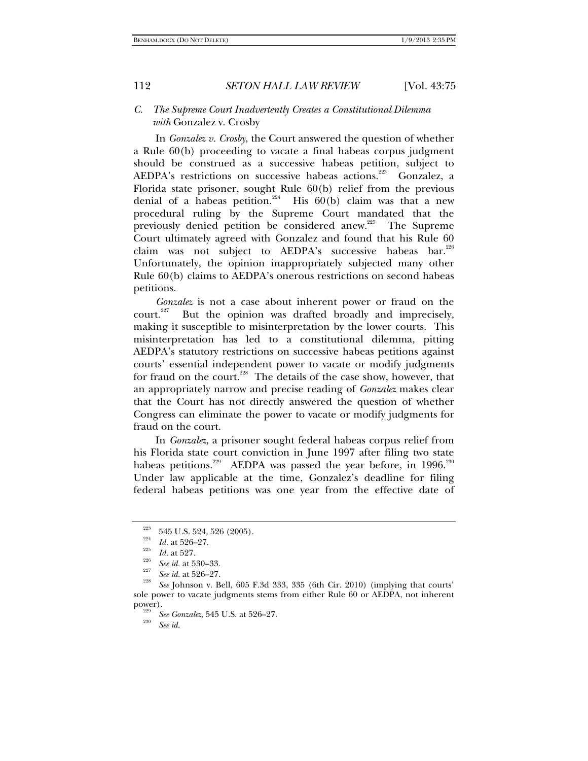### C. *The Supreme Court Inadvertently Creates a Constitutional Dilemma with* Gonzalez v. Crosby

In *Gonzalez v. Crosby*, the Court answered the question of whether a Rule 60(b) proceeding to vacate a final habeas corpus judgment should be construed as a successive habeas petition, subject to AEDPA's restrictions on successive habeas actions.[223] Gonzalez, a Florida state prisoner, sought Rule 60(b) relief from the previous denial of a habeas petition.[224] His 60(b) claim was that a new procedural ruling by the Supreme Court mandated that the previously denied petition be considered anew.[225] The Supreme Court ultimately agreed with Gonzalez and found that his Rule 60 claim was not subject to AEDPA's successive habeas bar.[226] Unfortunately, the opinion inappropriately subjected many other Rule 60(b) claims to AEDPA's onerous restrictions on second habeas petitions.

*Gonzalez* is not a case about inherent power or fraud on the court.[227] But the opinion was drafted broadly and imprecisely, making it susceptible to misinterpretation by the lower courts. This misinterpretation has led to a constitutional dilemma, pitting AEDPA's statutory restrictions on successive habeas petitions against courts' essential independent power to vacate or modify judgments for fraud on the court.[228] The details of the case show, however, that an appropriately narrow and precise reading of *Gonzalez* makes clear that the Court has not directly answered the question of whether Congress can eliminate the power to vacate or modify judgments for fraud on the court.

In *Gonzalez*, a prisoner sought federal habeas corpus relief from his Florida state court conviction in June 1997 after filing two state habeas petitions.[229] AEDPA was passed the year before, in 1996.[230] Under law applicable at the time, Gonzalez's deadline for filing federal habeas petitions was one year from the effective date of

---

[223] 545 U.S. 524, 526 (2005).

[224] *Id.* at 526–27.

[225] *Id.* at 527.

[226] *See id.* at 530–33.

[227] *See id.* at 526–27.

[228] *See* Johnson v. Bell, 605 F.3d 333, 335 (6th Cir. 2010) (implying that courts' sole power to vacate judgments stems from either Rule 60 or AEDPA, not inherent power).

[229] *See Gonzalez*, 545 U.S. at 526–27.

[230] *See id.*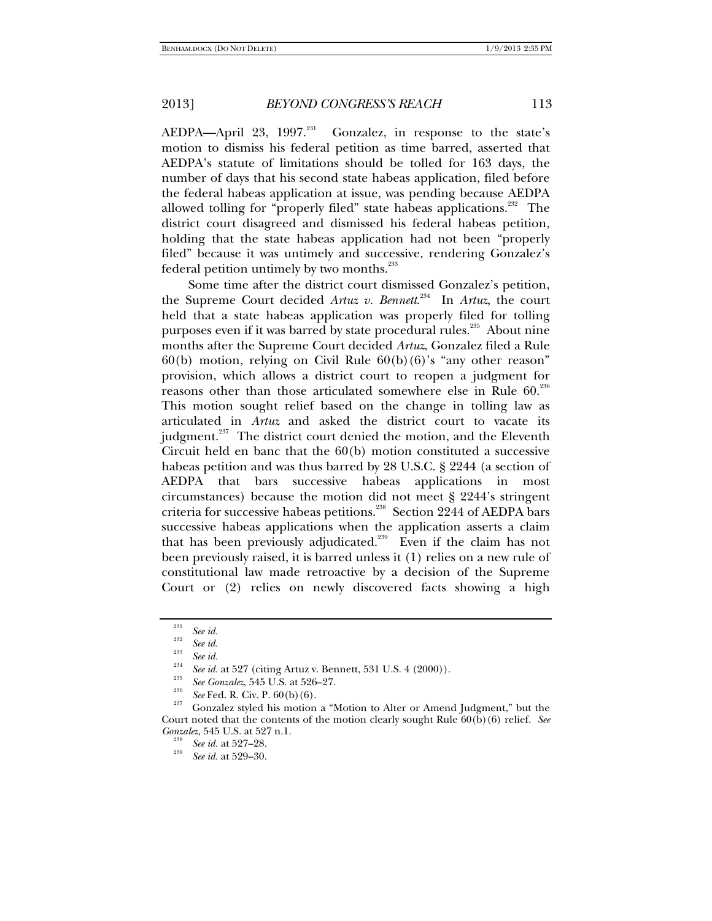AEDPA—April 23, 1997.[231] Gonzalez, in response to the state's motion to dismiss his federal petition as time barred, asserted that AEDPA's statute of limitations should be tolled for 163 days, the number of days that his second state habeas application, filed before the federal habeas application at issue, was pending because AEDPA allowed tolling for "properly filed" state habeas applications.[232] The district court disagreed and dismissed his federal habeas petition, holding that the state habeas application had not been "properly filed" because it was untimely and successive, rendering Gonzalez's federal petition untimely by two months.[233]

Some time after the district court dismissed Gonzalez's petition, the Supreme Court decided *Artuz v. Bennett*.[234] In *Artuz*, the court held that a state habeas application was properly filed for tolling purposes even if it was barred by state procedural rules.[235] About nine months after the Supreme Court decided *Artuz*, Gonzalez filed a Rule 60(b) motion, relying on Civil Rule 60(b)(6)'s "any other reason" provision, which allows a district court to reopen a judgment for reasons other than those articulated somewhere else in Rule 60.[236] This motion sought relief based on the change in tolling law as articulated in *Artuz* and asked the district court to vacate its judgment.[237] The district court denied the motion, and the Eleventh Circuit held en banc that the 60(b) motion constituted a successive habeas petition and was thus barred by 28 U.S.C. § 2244 (a section of AEDPA that bars successive habeas applications in most circumstances) because the motion did not meet § 2244's stringent criteria for successive habeas petitions.[238] Section 2244 of AEDPA bars successive habeas applications when the application asserts a claim that has been previously adjudicated.[239] Even if the claim has not been previously raised, it is barred unless it (1) relies on a new rule of constitutional law made retroactive by a decision of the Supreme Court or (2) relies on newly discovered facts showing a high

---

[231] *See id.*

[232] *See id.*

[233] *See id.*

[234] *See id.* at 527 (citing Artuz v. Bennett, 531 U.S. 4 (2000)).

[235] *See Gonzalez*, 545 U.S. at 526–27.

[236] *See* Fed. R. Civ. P. 60(b)(6).

[237] Gonzalez styled his motion a "Motion to Alter or Amend Judgment," but the Court noted that the contents of the motion clearly sought Rule 60(b)(6) relief. *See Gonzalez*, 545 U.S. at 527 n.1.

[238] *See id.* at 527–28.

[239] *See id.* at 529–30.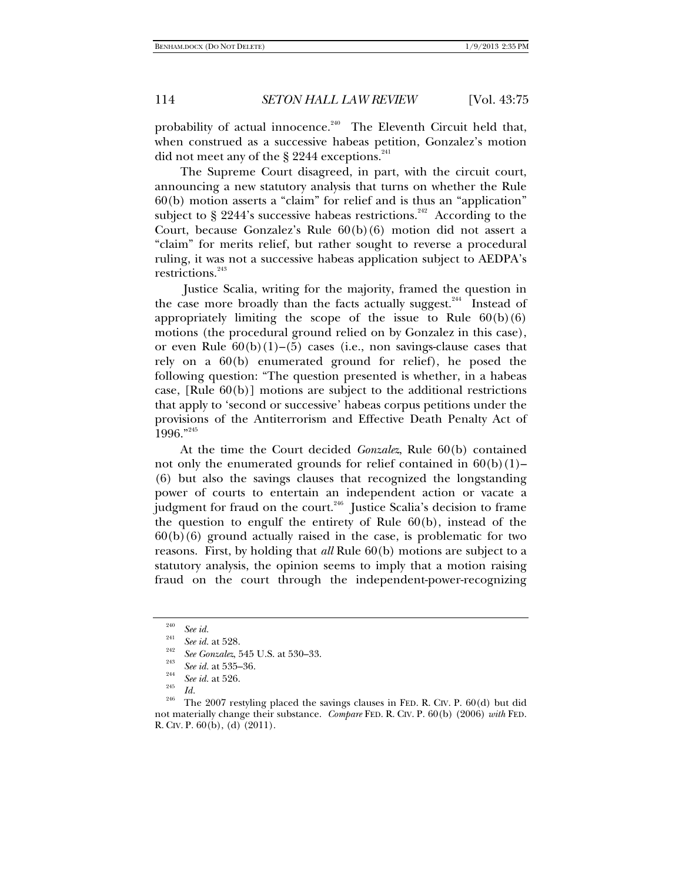probability of actual innocence.[240] The Eleventh Circuit held that, when construed as a successive habeas petition, Gonzalez's motion did not meet any of the § 2244 exceptions.[241]

The Supreme Court disagreed, in part, with the circuit court, announcing a new statutory analysis that turns on whether the Rule 60(b) motion asserts a "claim" for relief and is thus an "application" subject to § 2244's successive habeas restrictions.[242] According to the Court, because Gonzalez's Rule 60(b)(6) motion did not assert a "claim" for merits relief, but rather sought to reverse a procedural ruling, it was not a successive habeas application subject to AEDPA's restrictions.[243]

Justice Scalia, writing for the majority, framed the question in the case more broadly than the facts actually suggest.[244] Instead of appropriately limiting the scope of the issue to Rule 60(b)(6) motions (the procedural ground relied on by Gonzalez in this case), or even Rule 60(b)(1)–(5) cases (i.e., non savings-clause cases that rely on a 60(b) enumerated ground for relief), he posed the following question: "The question presented is whether, in a habeas case, [Rule 60(b)] motions are subject to the additional restrictions that apply to 'second or successive' habeas corpus petitions under the provisions of the Antiterrorism and Effective Death Penalty Act of 1996."[245]

At the time the Court decided *Gonzalez*, Rule 60(b) contained not only the enumerated grounds for relief contained in 60(b)(1)–(6) but also the savings clauses that recognized the longstanding power of courts to entertain an independent action or vacate a judgment for fraud on the court.[246] Justice Scalia's decision to frame the question to engulf the entirety of Rule 60(b), instead of the 60(b)(6) ground actually raised in the case, is problematic for two reasons. First, by holding that *all* Rule 60(b) motions are subject to a statutory analysis, the opinion seems to imply that a motion raising fraud on the court through the independent-power-recognizing

---

[240] *See id.*

[241] *See id.* at 528.

[242] *See Gonzalez*, 545 U.S. at 530–33.

[243] *See id.* at 535–36.

[244] *See id.* at 526.

[245] *Id.*

[246] The 2007 restyling placed the savings clauses in FED. R. CIV. P. 60(d) but did not materially change their substance. *Compare* FED. R. CIV. P. 60(b) (2006) *with* FED. R. CIV. P. 60(b), (d) (2011).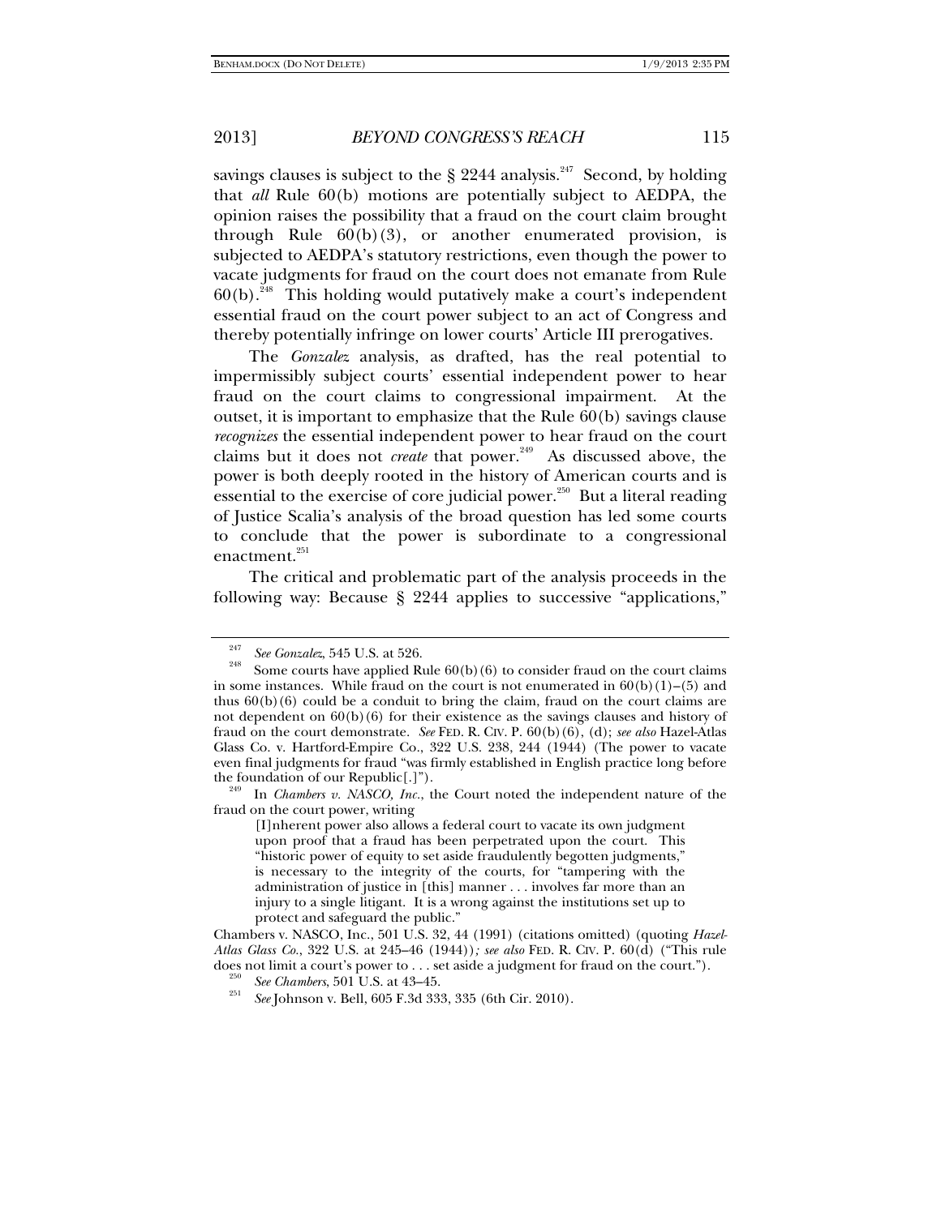savings clauses is subject to the § 2244 analysis.[247] Second, by holding that *all* Rule 60(b) motions are potentially subject to AEDPA, the opinion raises the possibility that a fraud on the court claim brought through Rule 60(b)(3), or another enumerated provision, is subjected to AEDPA's statutory restrictions, even though the power to vacate judgments for fraud on the court does not emanate from Rule 60(b).[248] This holding would putatively make a court's independent essential fraud on the court power subject to an act of Congress and thereby potentially infringe on lower courts' Article III prerogatives.

The *Gonzalez* analysis, as drafted, has the real potential to impermissibly subject courts' essential independent power to hear fraud on the court claims to congressional impairment. At the outset, it is important to emphasize that the Rule 60(b) savings clause *recognizes* the essential independent power to hear fraud on the court claims but it does not *create* that power.[249] As discussed above, the power is both deeply rooted in the history of American courts and is essential to the exercise of core judicial power.[250] But a literal reading of Justice Scalia's analysis of the broad question has led some courts to conclude that the power is subordinate to a congressional enactment.[251]

The critical and problematic part of the analysis proceeds in the following way: Because § 2244 applies to successive "applications,"

---

[247] *See Gonzalez*, 545 U.S. at 526.

[248] Some courts have applied Rule 60(b)(6) to consider fraud on the court claims in some instances. While fraud on the court is not enumerated in 60(b)(1)–(5) and thus 60(b)(6) could be a conduit to bring the claim, fraud on the court claims are not dependent on 60(b)(6) for their existence as the savings clauses and history of fraud on the court demonstrate. *See* FED. R. CIV. P. 60(b)(6), (d); *see also* Hazel-Atlas Glass Co. v. Hartford-Empire Co., 322 U.S. 238, 244 (1944) (The power to vacate even final judgments for fraud "was firmly established in English practice long before the foundation of our Republic[.]").

[249] In *Chambers v. NASCO, Inc.*, the Court noted the independent nature of the fraud on the court power, writing

> [I]nherent power also allows a federal court to vacate its own judgment upon proof that a fraud has been perpetrated upon the court. This "historic power of equity to set aside fraudulently begotten judgments," is necessary to the integrity of the courts, for "tampering with the administration of justice in [this] manner . . . involves far more than an injury to a single litigant. It is a wrong against the institutions set up to protect and safeguard the public."

Chambers v. NASCO, Inc., 501 U.S. 32, 44 (1991) (citations omitted) (quoting *Hazel-Atlas Glass Co.*, 322 U.S. at 245–46 (1944))*; see also* FED. R. CIV. P. 60(d) ("This rule does not limit a court's power to . . . set aside a judgment for fraud on the court.").

[250] *See Chambers*, 501 U.S. at 43–45.

[251] *See* Johnson v. Bell, 605 F.3d 333, 335 (6th Cir. 2010).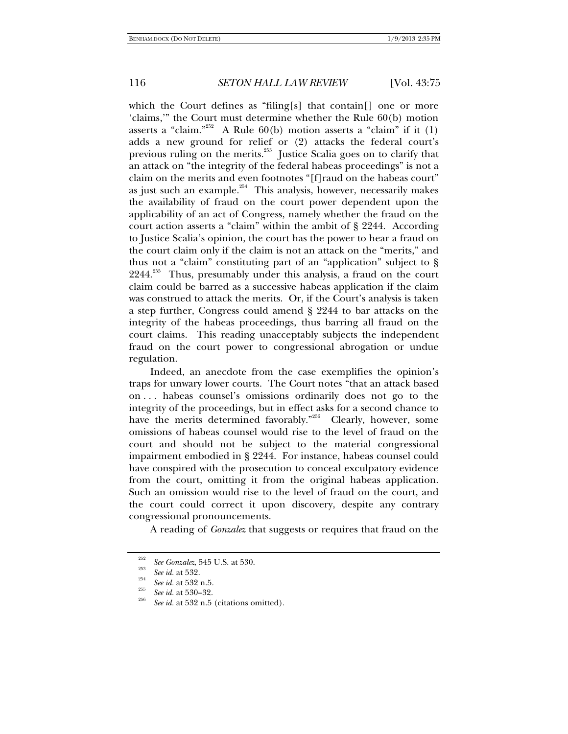which the Court defines as "filing[s] that contain[] one or more 'claims,'" the Court must determine whether the Rule 60(b) motion asserts a "claim."[252] A Rule 60(b) motion asserts a "claim" if it (1) adds a new ground for relief or (2) attacks the federal court's previous ruling on the merits.[253] Justice Scalia goes on to clarify that an attack on "the integrity of the federal habeas proceedings" is not a claim on the merits and even footnotes "[f]raud on the habeas court" as just such an example.[254] This analysis, however, necessarily makes the availability of fraud on the court power dependent upon the applicability of an act of Congress, namely whether the fraud on the court action asserts a "claim" within the ambit of § 2244. According to Justice Scalia's opinion, the court has the power to hear a fraud on the court claim only if the claim is not an attack on the "merits," and thus not a "claim" constituting part of an "application" subject to § 2244.[255] Thus, presumably under this analysis, a fraud on the court claim could be barred as a successive habeas application if the claim was construed to attack the merits. Or, if the Court's analysis is taken a step further, Congress could amend § 2244 to bar attacks on the integrity of the habeas proceedings, thus barring all fraud on the court claims. This reading unacceptably subjects the independent fraud on the court power to congressional abrogation or undue regulation.

Indeed, an anecdote from the case exemplifies the opinion's traps for unwary lower courts. The Court notes "that an attack based on . . . habeas counsel's omissions ordinarily does not go to the integrity of the proceedings, but in effect asks for a second chance to have the merits determined favorably."[256] Clearly, however, some omissions of habeas counsel would rise to the level of fraud on the court and should not be subject to the material congressional impairment embodied in § 2244. For instance, habeas counsel could have conspired with the prosecution to conceal exculpatory evidence from the court, omitting it from the original habeas application. Such an omission would rise to the level of fraud on the court, and the court could correct it upon discovery, despite any contrary congressional pronouncements.

A reading of *Gonzalez* that suggests or requires that fraud on the

[252] *See Gonzalez*, 545 U.S. at 530.

[253] *See id.* at 532.

[254] *See id.* at 532 n.5.

[255] *See id.* at 530–32.

[256] *See id.* at 532 n.5 (citations omitted).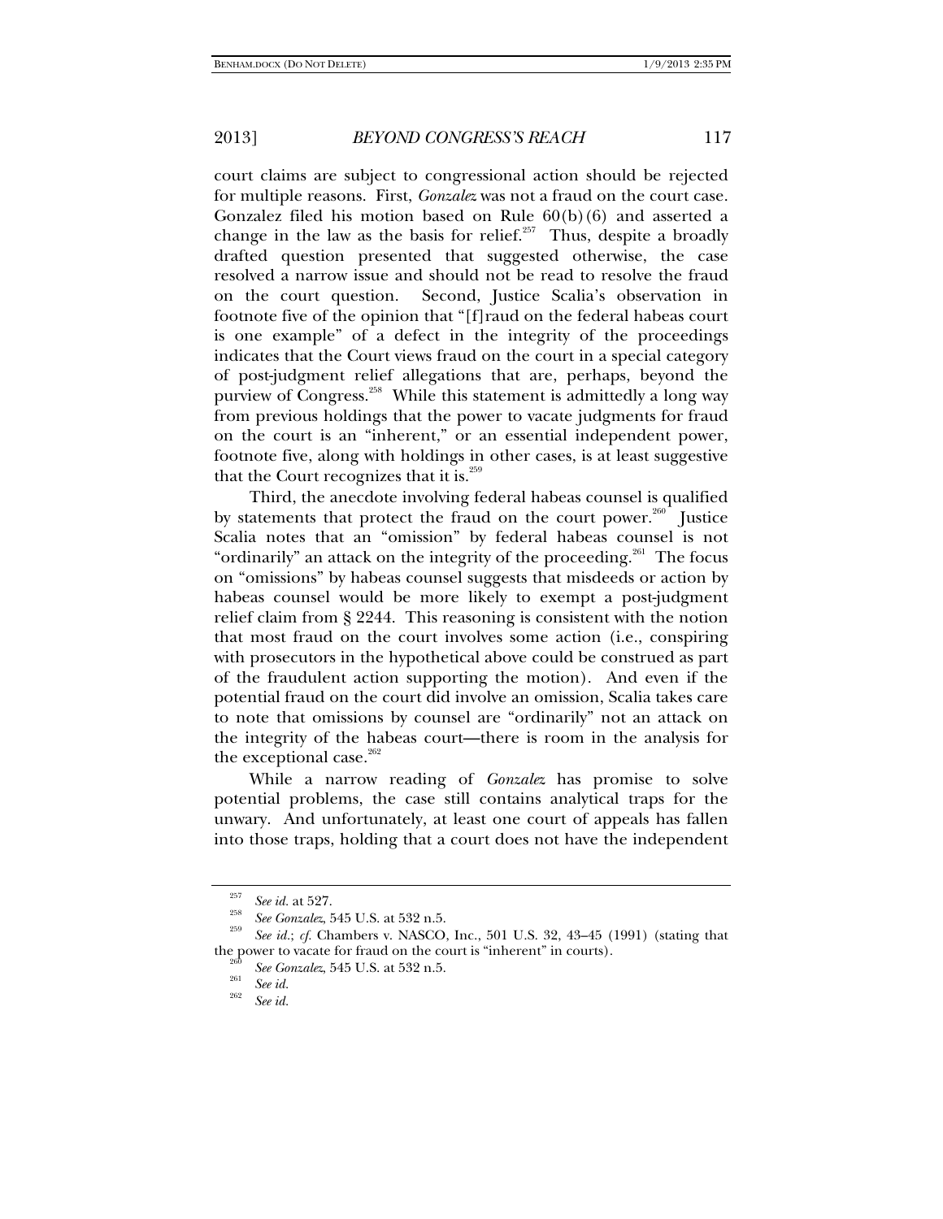court claims are subject to congressional action should be rejected for multiple reasons. First, *Gonzalez* was not a fraud on the court case. Gonzalez filed his motion based on Rule 60(b)(6) and asserted a change in the law as the basis for relief.[257] Thus, despite a broadly drafted question presented that suggested otherwise, the case resolved a narrow issue and should not be read to resolve the fraud on the court question. Second, Justice Scalia's observation in footnote five of the opinion that "[f]raud on the federal habeas court is one example" of a defect in the integrity of the proceedings indicates that the Court views fraud on the court in a special category of post-judgment relief allegations that are, perhaps, beyond the purview of Congress.[258] While this statement is admittedly a long way from previous holdings that the power to vacate judgments for fraud on the court is an "inherent," or an essential independent power, footnote five, along with holdings in other cases, is at least suggestive that the Court recognizes that it is.[259]

Third, the anecdote involving federal habeas counsel is qualified by statements that protect the fraud on the court power.[260] Justice Scalia notes that an "omission" by federal habeas counsel is not "ordinarily" an attack on the integrity of the proceeding.[261] The focus on "omissions" by habeas counsel suggests that misdeeds or action by habeas counsel would be more likely to exempt a post-judgment relief claim from § 2244. This reasoning is consistent with the notion that most fraud on the court involves some action (i.e., conspiring with prosecutors in the hypothetical above could be construed as part of the fraudulent action supporting the motion). And even if the potential fraud on the court did involve an omission, Scalia takes care to note that omissions by counsel are "ordinarily" not an attack on the integrity of the habeas court—there is room in the analysis for the exceptional case.[262]

While a narrow reading of *Gonzalez* has promise to solve potential problems, the case still contains analytical traps for the unwary. And unfortunately, at least one court of appeals has fallen into those traps, holding that a court does not have the independent

---

[257] *See id.* at 527.

[258] *See Gonzalez*, 545 U.S. at 532 n.5.

[259] *See id.*; *cf.* Chambers v. NASCO, Inc., 501 U.S. 32, 43–45 (1991) (stating that the power to vacate for fraud on the court is "inherent" in courts).

[260] *See Gonzalez*, 545 U.S. at 532 n.5.

[261] *See id.*

[262] *See id.*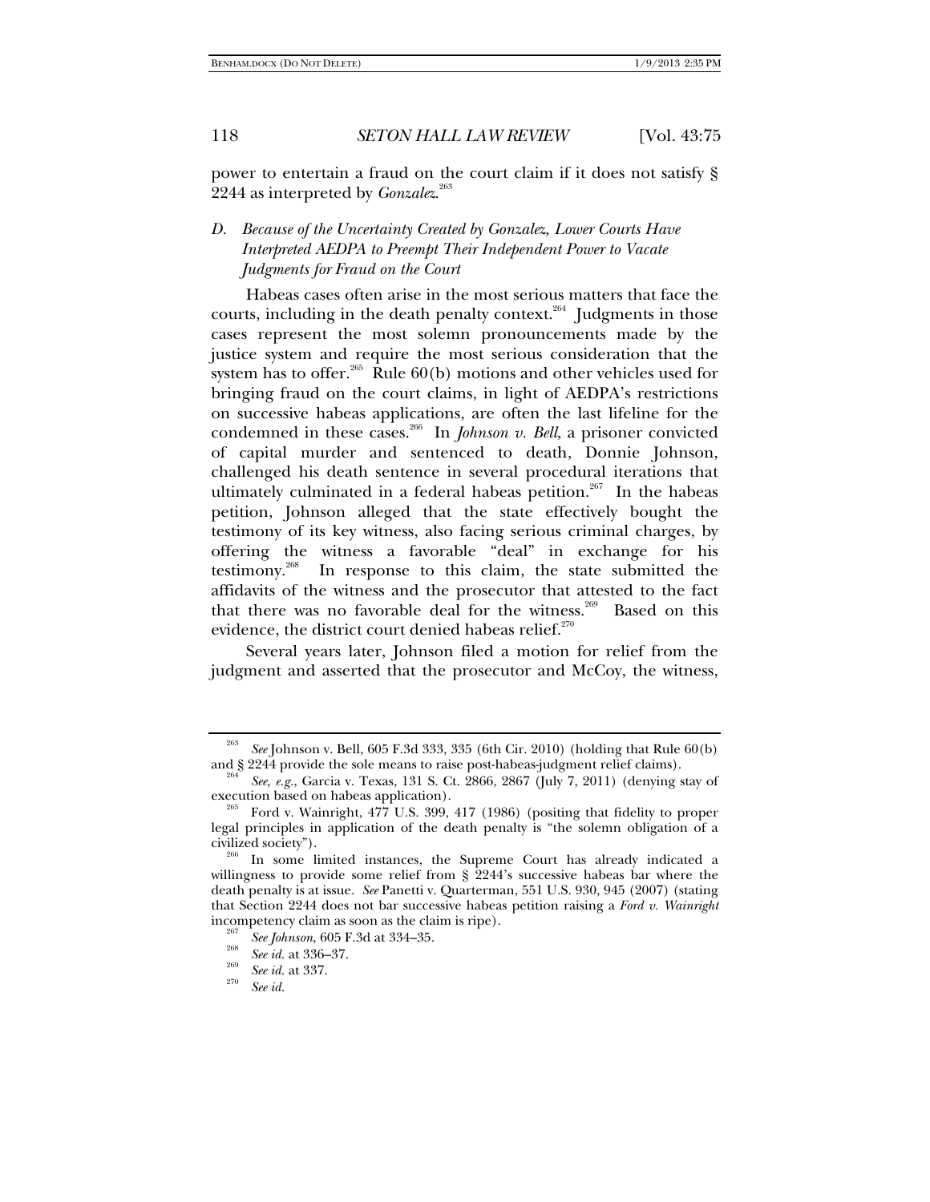power to entertain a fraud on the court claim if it does not satisfy § 2244 as interpreted by *Gonzalez*.[263]

### D. *Because of the Uncertainty Created by Gonzalez, Lower Courts Have Interpreted AEDPA to Preempt Their Independent Power to Vacate Judgments for Fraud on the Court*

Habeas cases often arise in the most serious matters that face the courts, including in the death penalty context.[264] Judgments in those cases represent the most solemn pronouncements made by the justice system and require the most serious consideration that the system has to offer.[265] Rule 60(b) motions and other vehicles used for bringing fraud on the court claims, in light of AEDPA's restrictions on successive habeas applications, are often the last lifeline for the condemned in these cases.[266] In *Johnson v. Bell*, a prisoner convicted of capital murder and sentenced to death, Donnie Johnson, challenged his death sentence in several procedural iterations that ultimately culminated in a federal habeas petition.[267] In the habeas petition, Johnson alleged that the state effectively bought the testimony of its key witness, also facing serious criminal charges, by offering the witness a favorable "deal" in exchange for his testimony.[268] In response to this claim, the state submitted the affidavits of the witness and the prosecutor that attested to the fact that there was no favorable deal for the witness.[269] Based on this evidence, the district court denied habeas relief.[270]

Several years later, Johnson filed a motion for relief from the judgment and asserted that the prosecutor and McCoy, the witness,

---

[263] *See* Johnson v. Bell, 605 F.3d 333, 335 (6th Cir. 2010) (holding that Rule 60(b) and § 2244 provide the sole means to raise post-habeas-judgment relief claims).

[264] *See, e.g.*, Garcia v. Texas, 131 S. Ct. 2866, 2867 (July 7, 2011) (denying stay of execution based on habeas application).

[265] Ford v. Wainright, 477 U.S. 399, 417 (1986) (positing that fidelity to proper legal principles in application of the death penalty is "the solemn obligation of a civilized society").

[266] In some limited instances, the Supreme Court has already indicated a willingness to provide some relief from § 2244's successive habeas bar where the death penalty is at issue. *See* Panetti v. Quarterman, 551 U.S. 930, 945 (2007) (stating that Section 2244 does not bar successive habeas petition raising a *Ford v. Wainright* incompetency claim as soon as the claim is ripe).

[267] *See Johnson*, 605 F.3d at 334–35.

[268] *See id.* at 336–37.

[269] *See id.* at 337.

[270] *See id.*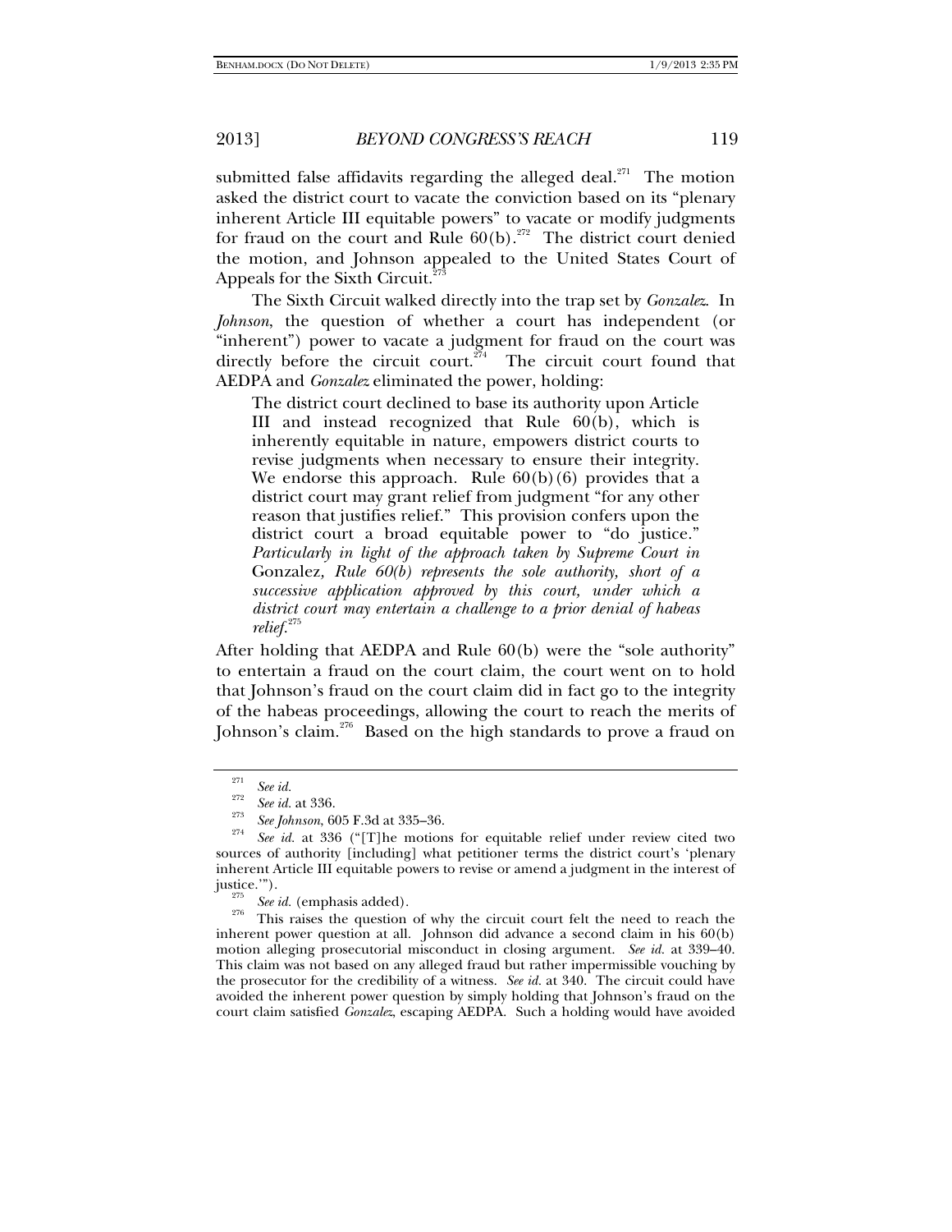submitted false affidavits regarding the alleged deal.[271] The motion asked the district court to vacate the conviction based on its "plenary inherent Article III equitable powers" to vacate or modify judgments for fraud on the court and Rule 60(b).[272] The district court denied the motion, and Johnson appealed to the United States Court of Appeals for the Sixth Circuit.[273]

The Sixth Circuit walked directly into the trap set by *Gonzalez*. In *Johnson*, the question of whether a court has independent (or "inherent") power to vacate a judgment for fraud on the court was directly before the circuit court.[274] The circuit court found that AEDPA and *Gonzalez* eliminated the power, holding:

> The district court declined to base its authority upon Article III and instead recognized that Rule 60(b), which is inherently equitable in nature, empowers district courts to revise judgments when necessary to ensure their integrity. We endorse this approach. Rule 60(b)(6) provides that a district court may grant relief from judgment "for any other reason that justifies relief." This provision confers upon the district court a broad equitable power to "do justice." *Particularly in light of the approach taken by Supreme Court in* Gonzalez*, Rule 60(b) represents the sole authority, short of a successive application approved by this court, under which a district court may entertain a challenge to a prior denial of habeas relief.*[275]

After holding that AEDPA and Rule 60(b) were the "sole authority" to entertain a fraud on the court claim, the court went on to hold that Johnson's fraud on the court claim did in fact go to the integrity of the habeas proceedings, allowing the court to reach the merits of Johnson's claim.[276] Based on the high standards to prove a fraud on

---

[271] *See id.*

[272] *See id.* at 336.

[273] *See Johnson*, 605 F.3d at 335–36.

[274] *See id.* at 336 ("[T]he motions for equitable relief under review cited two sources of authority [including] what petitioner terms the district court's 'plenary inherent Article III equitable powers to revise or amend a judgment in the interest of justice.'").

[275] *See id.* (emphasis added).

[276] This raises the question of why the circuit court felt the need to reach the inherent power question at all. Johnson did advance a second claim in his 60(b) motion alleging prosecutorial misconduct in closing argument. *See id.* at 339–40. This claim was not based on any alleged fraud but rather impermissible vouching by the prosecutor for the credibility of a witness. *See id.* at 340. The circuit could have avoided the inherent power question by simply holding that Johnson's fraud on the court claim satisfied *Gonzalez*, escaping AEDPA. Such a holding would have avoided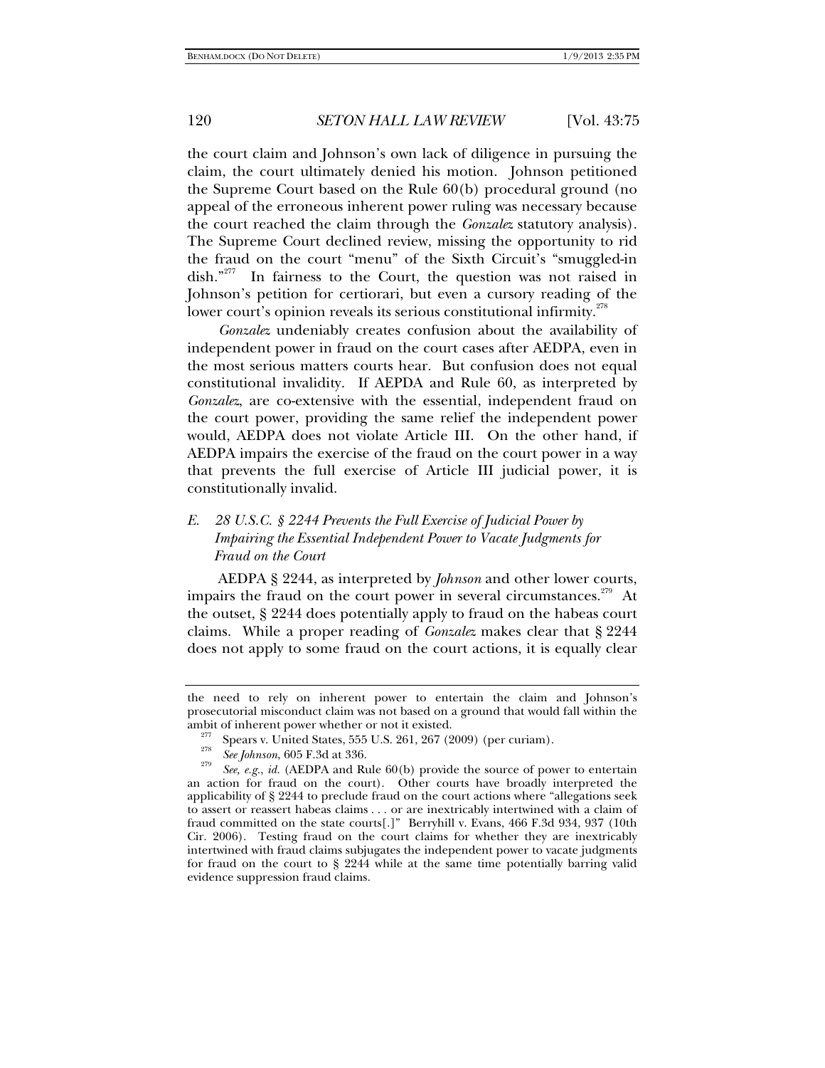the court claim and Johnson's own lack of diligence in pursuing the claim, the court ultimately denied his motion. Johnson petitioned the Supreme Court based on the Rule 60(b) procedural ground (no appeal of the erroneous inherent power ruling was necessary because the court reached the claim through the *Gonzalez* statutory analysis). The Supreme Court declined review, missing the opportunity to rid the fraud on the court "menu" of the Sixth Circuit's "smuggled-in dish."[277] In fairness to the Court, the question was not raised in Johnson's petition for certiorari, but even a cursory reading of the lower court's opinion reveals its serious constitutional infirmity.[278]

*Gonzalez* undeniably creates confusion about the availability of independent power in fraud on the court cases after AEDPA, even in the most serious matters courts hear. But confusion does not equal constitutional invalidity. If AEPDA and Rule 60, as interpreted by *Gonzalez*, are co-extensive with the essential, independent fraud on the court power, providing the same relief the independent power would, AEDPA does not violate Article III. On the other hand, if AEDPA impairs the exercise of the fraud on the court power in a way that prevents the full exercise of Article III judicial power, it is constitutionally invalid.

### *E. 28 U.S.C. § 2244 Prevents the Full Exercise of Judicial Power by Impairing the Essential Independent Power to Vacate Judgments for Fraud on the Court*

AEDPA § 2244, as interpreted by *Johnson* and other lower courts, impairs the fraud on the court power in several circumstances.[279] At the outset, § 2244 does potentially apply to fraud on the habeas court claims. While a proper reading of *Gonzalez* makes clear that § 2244 does not apply to some fraud on the court actions, it is equally clear

---

the need to rely on inherent power to entertain the claim and Johnson's prosecutorial misconduct claim was not based on a ground that would fall within the ambit of inherent power whether or not it existed.

[277] Spears v. United States, 555 U.S. 261, 267 (2009) (per curiam).

[278] *See Johnson*, 605 F.3d at 336.

[279] *See, e.g.*, *id.* (AEDPA and Rule 60(b) provide the source of power to entertain an action for fraud on the court). Other courts have broadly interpreted the applicability of § 2244 to preclude fraud on the court actions where "allegations seek to assert or reassert habeas claims . . . or are inextricably intertwined with a claim of fraud committed on the state courts[.]" Berryhill v. Evans, 466 F.3d 934, 937 (10th Cir. 2006). Testing fraud on the court claims for whether they are inextricably intertwined with fraud claims subjugates the independent power to vacate judgments for fraud on the court to § 2244 while at the same time potentially barring valid evidence suppression fraud claims.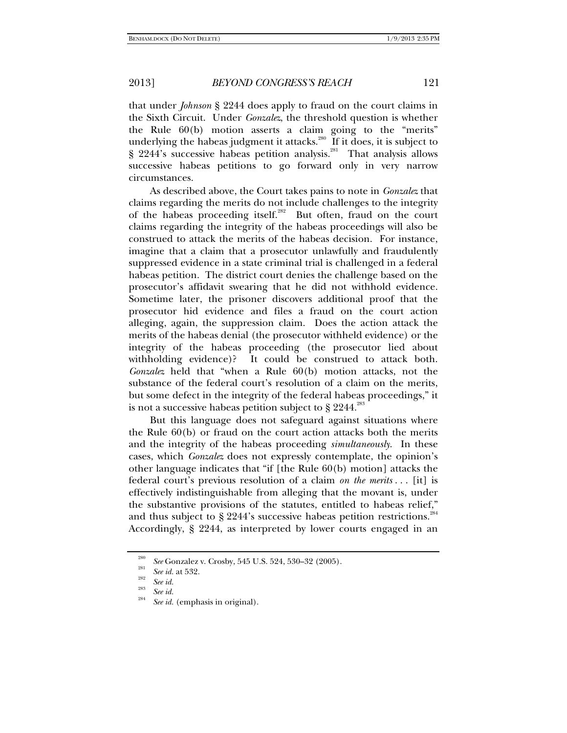that under *Johnson* § 2244 does apply to fraud on the court claims in the Sixth Circuit. Under *Gonzalez*, the threshold question is whether the Rule 60(b) motion asserts a claim going to the "merits" underlying the habeas judgment it attacks.[280] If it does, it is subject to § 2244's successive habeas petition analysis.[281] That analysis allows successive habeas petitions to go forward only in very narrow circumstances.

As described above, the Court takes pains to note in *Gonzalez* that claims regarding the merits do not include challenges to the integrity of the habeas proceeding itself.[282] But often, fraud on the court claims regarding the integrity of the habeas proceedings will also be construed to attack the merits of the habeas decision. For instance, imagine that a claim that a prosecutor unlawfully and fraudulently suppressed evidence in a state criminal trial is challenged in a federal habeas petition. The district court denies the challenge based on the prosecutor's affidavit swearing that he did not withhold evidence. Sometime later, the prisoner discovers additional proof that the prosecutor hid evidence and files a fraud on the court action alleging, again, the suppression claim. Does the action attack the merits of the habeas denial (the prosecutor withheld evidence) or the integrity of the habeas proceeding (the prosecutor lied about withholding evidence)? It could be construed to attack both. *Gonzalez* held that "when a Rule 60(b) motion attacks, not the substance of the federal court's resolution of a claim on the merits, but some defect in the integrity of the federal habeas proceedings," it is not a successive habeas petition subject to § 2244.[283]

But this language does not safeguard against situations where the Rule 60(b) or fraud on the court action attacks both the merits and the integrity of the habeas proceeding *simultaneously*. In these cases, which *Gonzalez* does not expressly contemplate, the opinion's other language indicates that "if [the Rule 60(b) motion] attacks the federal court's previous resolution of a claim *on the merits* . . . [it] is effectively indistinguishable from alleging that the movant is, under the substantive provisions of the statutes, entitled to habeas relief," and thus subject to § 2244's successive habeas petition restrictions.[284] Accordingly, § 2244, as interpreted by lower courts engaged in an

---

[280] *See* Gonzalez v. Crosby, 545 U.S. 524, 530–32 (2005).

[281] *See id.* at 532.

[282] *See id.*

[283] *See id.*

[284] *See id.* (emphasis in original).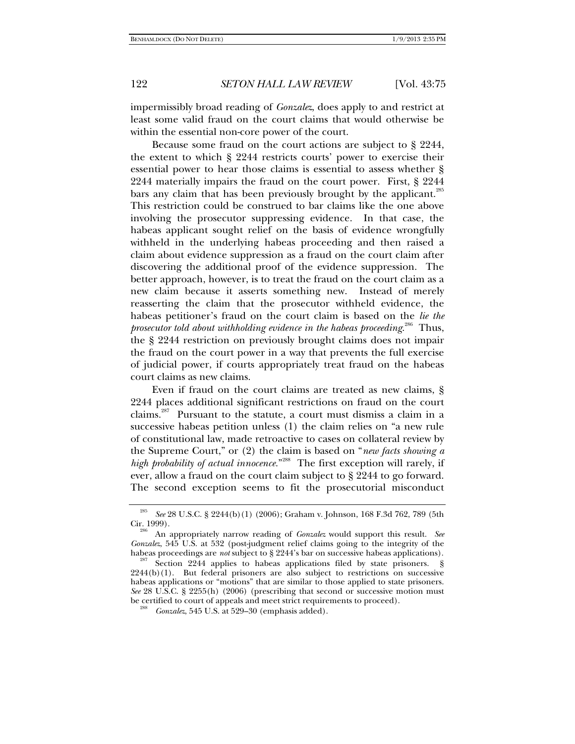impermissibly broad reading of *Gonzalez*, does apply to and restrict at least some valid fraud on the court claims that would otherwise be within the essential non-core power of the court.

Because some fraud on the court actions are subject to § 2244, the extent to which § 2244 restricts courts' power to exercise their essential power to hear those claims is essential to assess whether § 2244 materially impairs the fraud on the court power. First, § 2244 bars any claim that has been previously brought by the applicant.[285] This restriction could be construed to bar claims like the one above involving the prosecutor suppressing evidence. In that case, the habeas applicant sought relief on the basis of evidence wrongfully withheld in the underlying habeas proceeding and then raised a claim about evidence suppression as a fraud on the court claim after discovering the additional proof of the evidence suppression. The better approach, however, is to treat the fraud on the court claim as a new claim because it asserts something new. Instead of merely reasserting the claim that the prosecutor withheld evidence, the habeas petitioner's fraud on the court claim is based on the *lie the prosecutor told about withholding evidence in the habeas proceeding*.[286] Thus, the § 2244 restriction on previously brought claims does not impair the fraud on the court power in a way that prevents the full exercise of judicial power, if courts appropriately treat fraud on the habeas court claims as new claims.

Even if fraud on the court claims are treated as new claims, § 2244 places additional significant restrictions on fraud on the court claims.[287] Pursuant to the statute, a court must dismiss a claim in a successive habeas petition unless (1) the claim relies on "a new rule of constitutional law, made retroactive to cases on collateral review by the Supreme Court," or (2) the claim is based on "*new facts showing a high probability of actual innocence*."[288] The first exception will rarely, if ever, allow a fraud on the court claim subject to § 2244 to go forward. The second exception seems to fit the prosecutorial misconduct

---

[285] *See* 28 U.S.C. § 2244(b)(1) (2006); Graham v. Johnson, 168 F.3d 762, 789 (5th Cir. 1999).

[286] An appropriately narrow reading of *Gonzalez* would support this result. *See Gonzalez*, 545 U.S. at 532 (post-judgment relief claims going to the integrity of the habeas proceedings are *not* subject to § 2244's bar on successive habeas applications).

[287] Section 2244 applies to habeas applications filed by state prisoners. § 2244(b)(1). But federal prisoners are also subject to restrictions on successive habeas applications or "motions" that are similar to those applied to state prisoners. *See* 28 U.S.C. § 2255(h) (2006) (prescribing that second or successive motion must be certified to court of appeals and meet strict requirements to proceed).

[288] *Gonzalez*, 545 U.S. at 529–30 (emphasis added).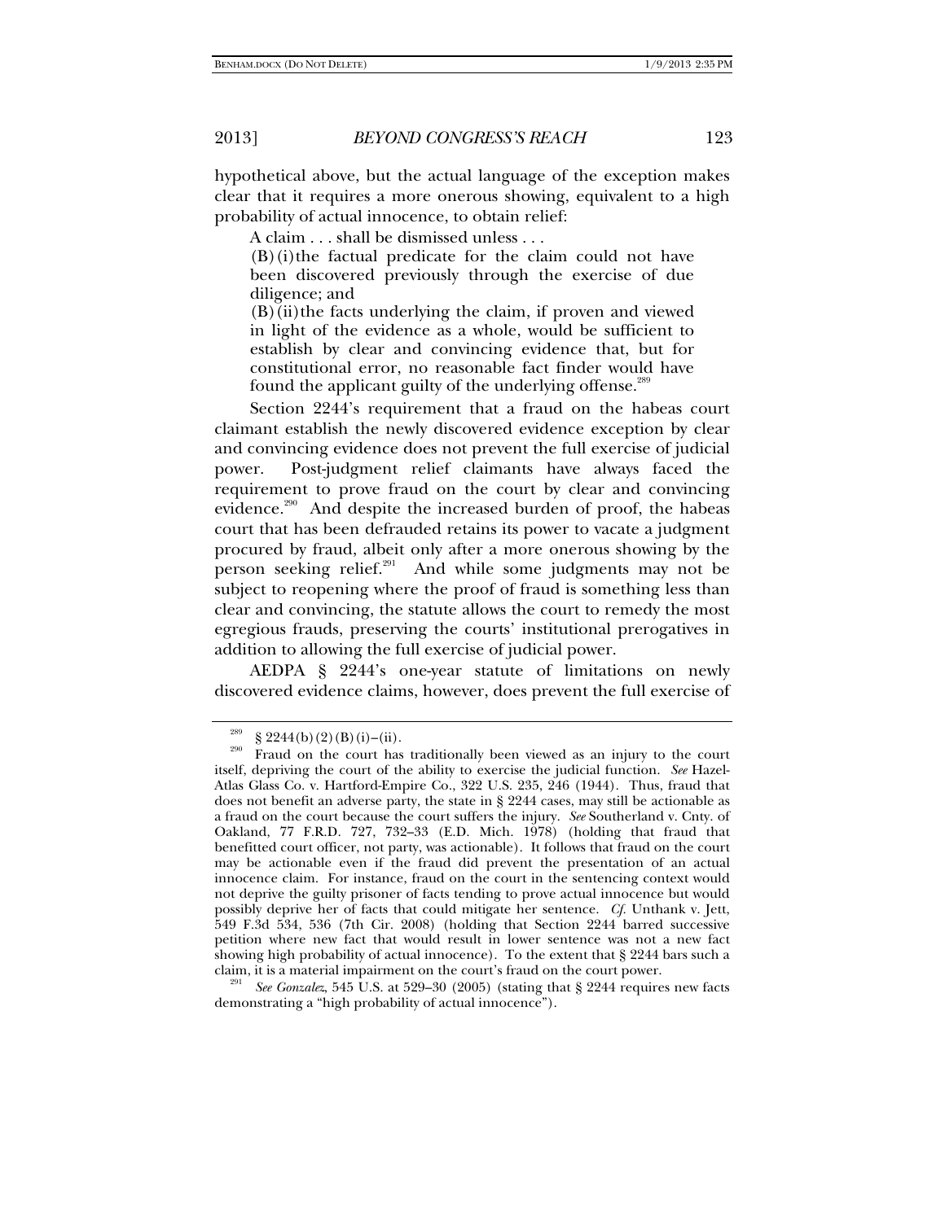hypothetical above, but the actual language of the exception makes clear that it requires a more onerous showing, equivalent to a high probability of actual innocence, to obtain relief:

> A claim . . . shall be dismissed unless . . .
>
> (B)(i) the factual predicate for the claim could not have been discovered previously through the exercise of due diligence; and
>
> (B)(ii) the facts underlying the claim, if proven and viewed in light of the evidence as a whole, would be sufficient to establish by clear and convincing evidence that, but for constitutional error, no reasonable fact finder would have found the applicant guilty of the underlying offense.[289]

Section 2244's requirement that a fraud on the habeas court claimant establish the newly discovered evidence exception by clear and convincing evidence does not prevent the full exercise of judicial power. Post-judgment relief claimants have always faced the requirement to prove fraud on the court by clear and convincing evidence.[290] And despite the increased burden of proof, the habeas court that has been defrauded retains its power to vacate a judgment procured by fraud, albeit only after a more onerous showing by the person seeking relief.[291] And while some judgments may not be subject to reopening where the proof of fraud is something less than clear and convincing, the statute allows the court to remedy the most egregious frauds, preserving the courts' institutional prerogatives in addition to allowing the full exercise of judicial power.

AEDPA § 2244's one-year statute of limitations on newly discovered evidence claims, however, does prevent the full exercise of

---

[289] § 2244(b)(2)(B)(i)–(ii).

[290] Fraud on the court has traditionally been viewed as an injury to the court itself, depriving the court of the ability to exercise the judicial function. *See* Hazel-Atlas Glass Co. v. Hartford-Empire Co., 322 U.S. 235, 246 (1944). Thus, fraud that does not benefit an adverse party, the state in § 2244 cases, may still be actionable as a fraud on the court because the court suffers the injury. *See* Southerland v. Cnty. of Oakland, 77 F.R.D. 727, 732–33 (E.D. Mich. 1978) (holding that fraud that benefitted court officer, not party, was actionable). It follows that fraud on the court may be actionable even if the fraud did prevent the presentation of an actual innocence claim. For instance, fraud on the court in the sentencing context would not deprive the guilty prisoner of facts tending to prove actual innocence but would possibly deprive her of facts that could mitigate her sentence. *Cf.* Unthank v. Jett, 549 F.3d 534, 536 (7th Cir. 2008) (holding that Section 2244 barred successive petition where new fact that would result in lower sentence was not a new fact showing high probability of actual innocence). To the extent that § 2244 bars such a claim, it is a material impairment on the court's fraud on the court power.

[291] *See Gonzalez*, 545 U.S. at 529–30 (2005) (stating that § 2244 requires new facts demonstrating a "high probability of actual innocence").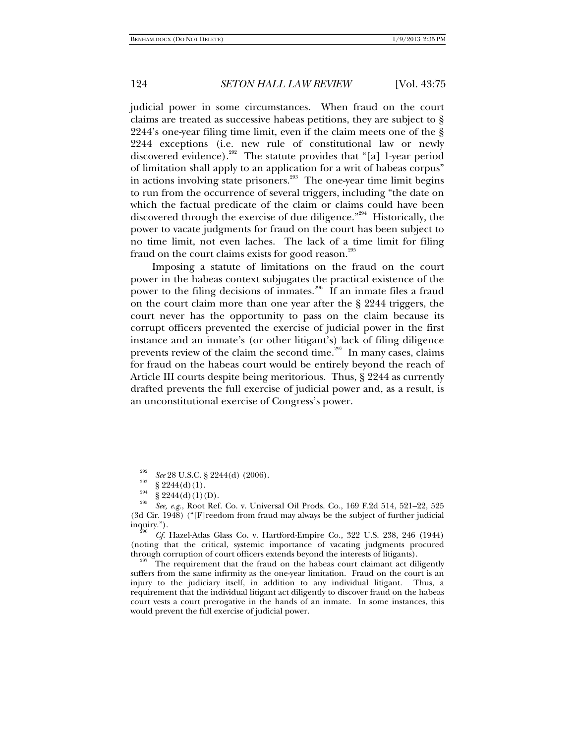judicial power in some circumstances. When fraud on the court claims are treated as successive habeas petitions, they are subject to § 2244's one-year filing time limit, even if the claim meets one of the § 2244 exceptions (i.e. new rule of constitutional law or newly discovered evidence).[292] The statute provides that "[a] 1-year period of limitation shall apply to an application for a writ of habeas corpus" in actions involving state prisoners.[293] The one-year time limit begins to run from the occurrence of several triggers, including "the date on which the factual predicate of the claim or claims could have been discovered through the exercise of due diligence."[294] Historically, the power to vacate judgments for fraud on the court has been subject to no time limit, not even laches. The lack of a time limit for filing fraud on the court claims exists for good reason.[295]

Imposing a statute of limitations on the fraud on the court power in the habeas context subjugates the practical existence of the power to the filing decisions of inmates.[296] If an inmate files a fraud on the court claim more than one year after the § 2244 triggers, the court never has the opportunity to pass on the claim because its corrupt officers prevented the exercise of judicial power in the first instance and an inmate's (or other litigant's) lack of filing diligence prevents review of the claim the second time.[297] In many cases, claims for fraud on the habeas court would be entirely beyond the reach of Article III courts despite being meritorious. Thus, § 2244 as currently drafted prevents the full exercise of judicial power and, as a result, is an unconstitutional exercise of Congress's power.

---

[292] *See* 28 U.S.C. § 2244(d) (2006).

[293] § 2244(d)(1).

[294] § 2244(d)(1)(D).

[295] *See, e.g.*, Root Ref. Co. v. Universal Oil Prods. Co., 169 F.2d 514, 521–22, 525 (3d Cir. 1948) ("[F]reedom from fraud may always be the subject of further judicial inquiry.").

[296] *Cf.* Hazel-Atlas Glass Co. v. Hartford-Empire Co., 322 U.S. 238, 246 (1944) (noting that the critical, systemic importance of vacating judgments procured through corruption of court officers extends beyond the interests of litigants).

[297] The requirement that the fraud on the habeas court claimant act diligently suffers from the same infirmity as the one-year limitation. Fraud on the court is an injury to the judiciary itself, in addition to any individual litigant. Thus, a requirement that the individual litigant act diligently to discover fraud on the habeas court vests a court prerogative in the hands of an inmate. In some instances, this would prevent the full exercise of judicial power.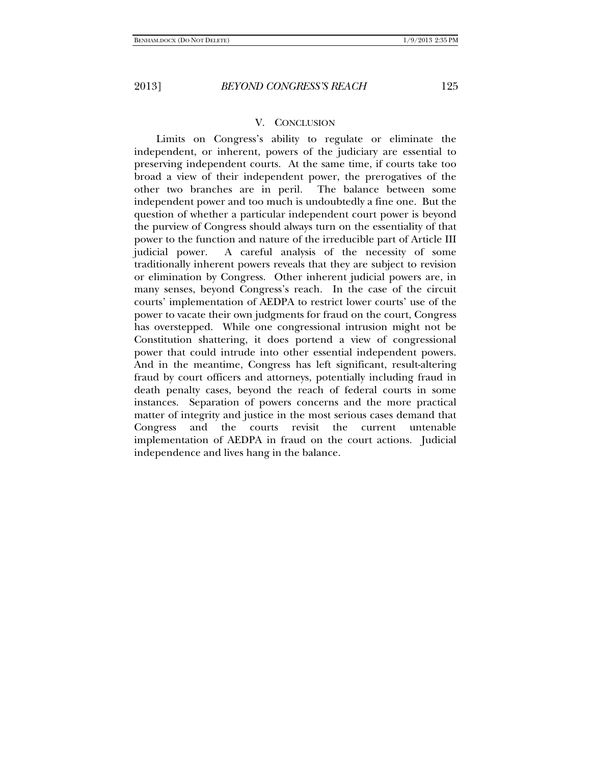## V. CONCLUSION

Limits on Congress's ability to regulate or eliminate the independent, or inherent, powers of the judiciary are essential to preserving independent courts. At the same time, if courts take too broad a view of their independent power, the prerogatives of the other two branches are in peril. The balance between some independent power and too much is undoubtedly a fine one. But the question of whether a particular independent court power is beyond the purview of Congress should always turn on the essentiality of that power to the function and nature of the irreducible part of Article III judicial power. A careful analysis of the necessity of some traditionally inherent powers reveals that they are subject to revision or elimination by Congress. Other inherent judicial powers are, in many senses, beyond Congress's reach. In the case of the circuit courts' implementation of AEDPA to restrict lower courts' use of the power to vacate their own judgments for fraud on the court, Congress has overstepped. While one congressional intrusion might not be Constitution shattering, it does portend a view of congressional power that could intrude into other essential independent powers. And in the meantime, Congress has left significant, result-altering fraud by court officers and attorneys, potentially including fraud in death penalty cases, beyond the reach of federal courts in some instances. Separation of powers concerns and the more practical matter of integrity and justice in the most serious cases demand that Congress and the courts revisit the current untenable implementation of AEDPA in fraud on the court actions. Judicial independence and lives hang in the balance.